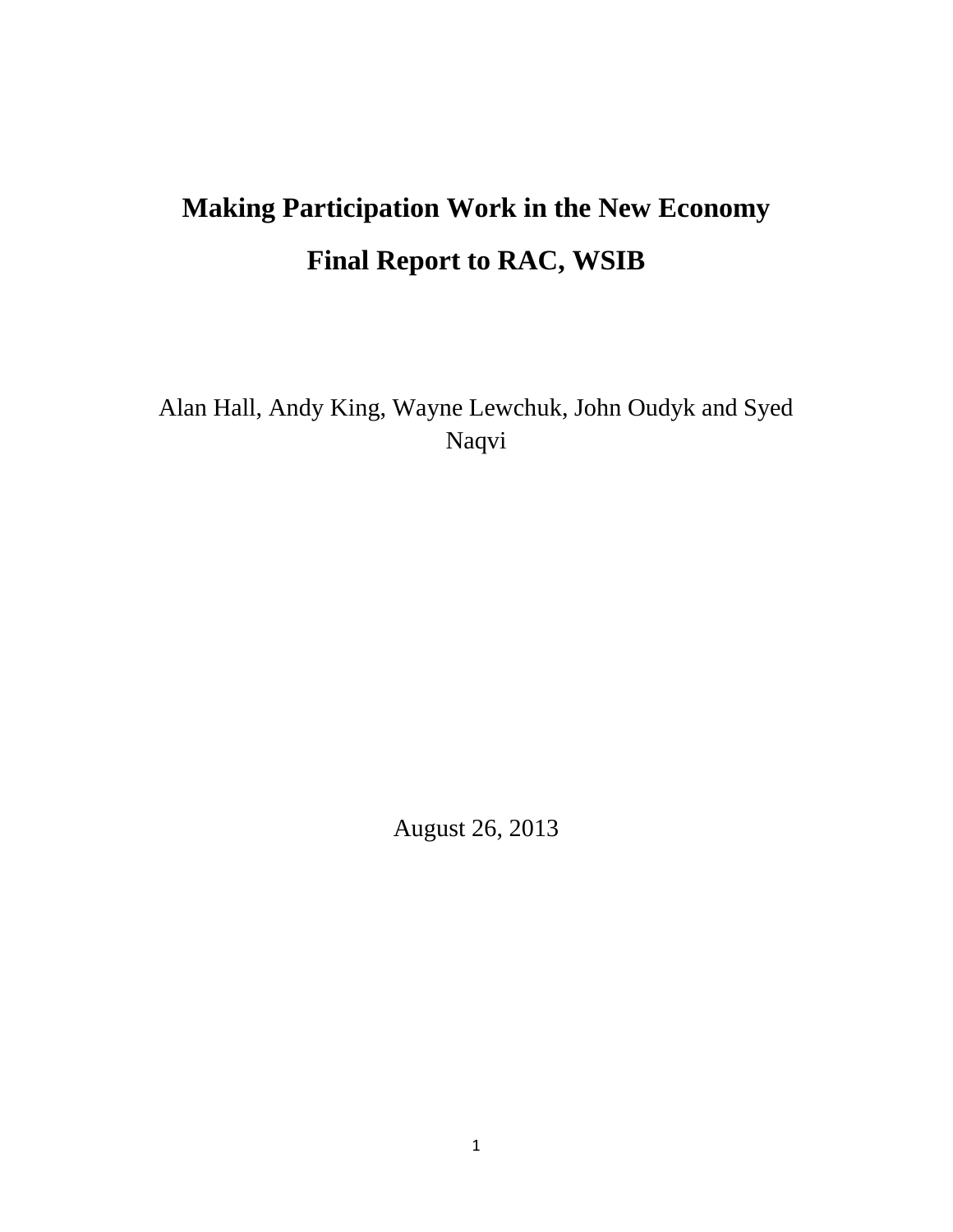# Making Participation Work in the New Economy

# Final Report to RAC, WSIB

Alan Hall, Andy King, Wayne Lewchuk, John Oudyk and Syed Naqvi

August 26, 2013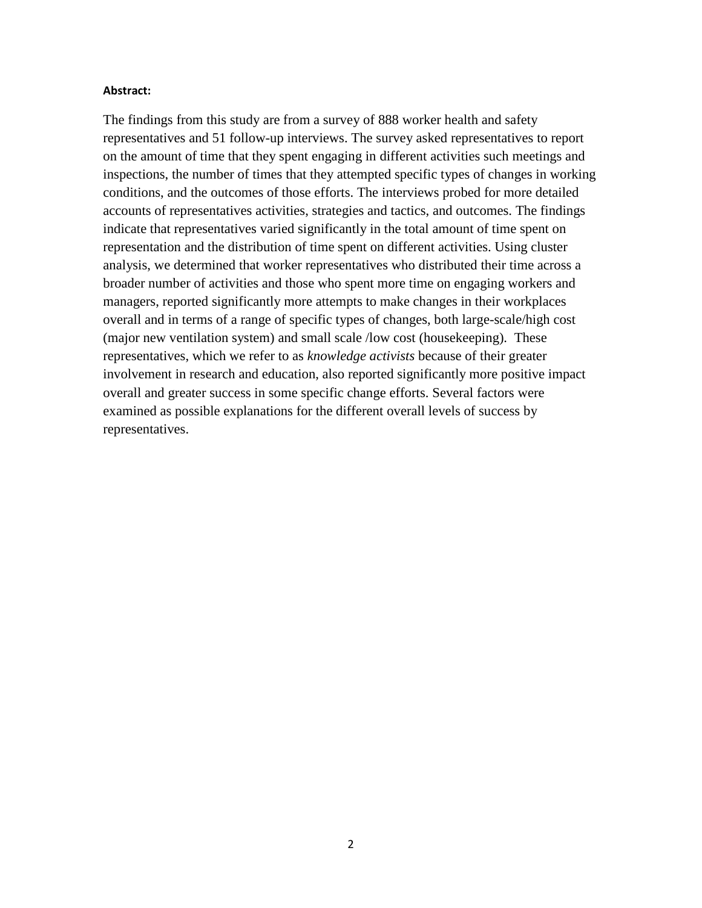**Abstract:**

The findings from this study are from a survey of 888 worker health and safety representatives and 51 follow-up interviews. The survey asked representatives to report on the amount of time that they spent engaging in different activities such meetings and inspections, the number of times that they attempted specific types of changes in working conditions, and the outcomes of those efforts. The interviews probed for more detailed accounts of representatives activities, strategies and tactics, and outcomes. The findings indicate that representatives varied significantly in the total amount of time spent on representation and the distribution of time spent on different activities. Using cluster analysis, we determined that worker representatives who distributed their time across a broader number of activities and those who spent more time on engaging workers and managers, reported significantly more attempts to make changes in their workplaces overall and in terms of a range of specific types of changes, both large-scale/high cost (major new ventilation system) and small scale /low cost (housekeeping). These representatives, which we refer to as *knowledge activists* because of their greater involvement in research and education, also reported significantly more positive impact overall and greater success in some specific change efforts. Several factors were examined as possible explanations for the different overall levels of success by representatives.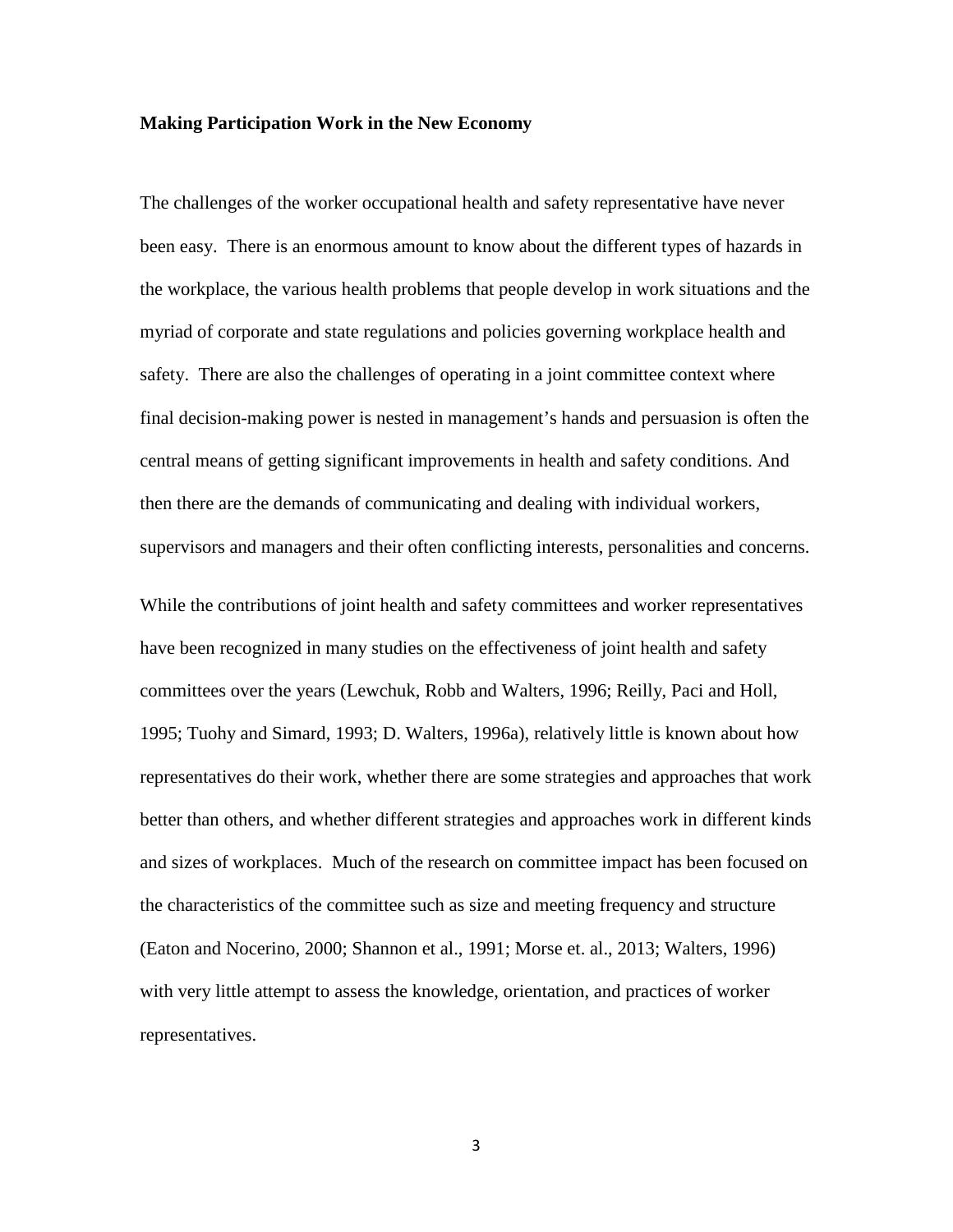**Making Participation Work in the New Economy**

The challenges of the worker occupational health and safety representative have never been easy. There is an enormous amount to know about the different types of hazards in the workplace, the various health problems that people develop in work situations and the myriad of corporate and state regulations and policies governing workplace health and safety. There are also the challenges of operating in a joint committee context where final decision-making power is nested in management's hands and persuasion is often the central means of getting significant improvements in health and safety conditions. And then there are the demands of communicating and dealing with individual workers, supervisors and managers and their often conflicting interests, personalities and concerns.

While the contributions of joint health and safety committees and worker representatives have been recognized in many studies on the effectiveness of joint health and safety committees over the years (Lewchuk, Robb and Walters, 1996; Reilly, Paci and Holl, 1995; Tuohy and Simard, 1993; D. Walters, 1996a), relatively little is known about how representatives do their work, whether there are some strategies and approaches that work better than others, and whether different strategies and approaches work in different kinds and sizes of workplaces. Much of the research on committee impact has been focused on the characteristics of the committee such as size and meeting frequency and structure (Eaton and Nocerino, 2000; Shannon et al., 1991; Morse et. al., 2013; Walters, 1996) with very little attempt to assess the knowledge, orientation, and practices of worker representatives.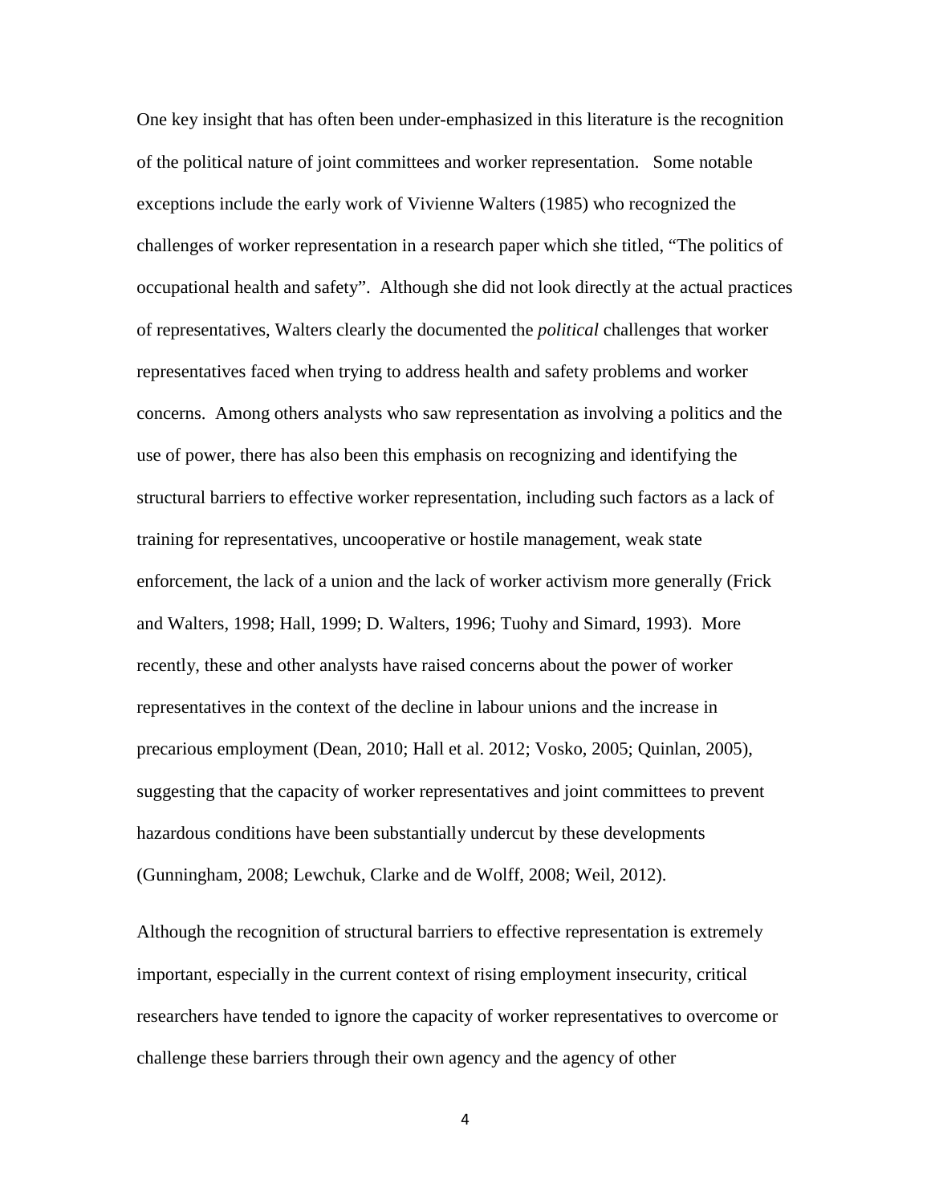One key insight that has often been under-emphasized in this literature is the recognition of the political nature of joint committees and worker representation. Some notable exceptions include the early work of Vivienne Walters (1985) who recognized the challenges of worker representation in a research paper which she titled, "The politics of occupational health and safety". Although she did not look directly at the actual practices of representatives, Walters clearly the documented the *political* challenges that worker representatives faced when trying to address health and safety problems and worker concerns. Among others analysts who saw representation as involving a politics and the use of power, there has also been this emphasis on recognizing and identifying the structural barriers to effective worker representation, including such factors as a lack of training for representatives, uncooperative or hostile management, weak state enforcement, the lack of a union and the lack of worker activism more generally (Frick and Walters, 1998; Hall, 1999; D. Walters, 1996; Tuohy and Simard, 1993). More recently, these and other analysts have raised concerns about the power of worker representatives in the context of the decline in labour unions and the increase in precarious employment (Dean, 2010; Hall et al. 2012; Vosko, 2005; Quinlan, 2005), suggesting that the capacity of worker representatives and joint committees to prevent hazardous conditions have been substantially undercut by these developments (Gunningham, 2008; Lewchuk, Clarke and de Wolff, 2008; Weil, 2012).

Although the recognition of structural barriers to effective representation is extremely important, especially in the current context of rising employment insecurity, critical researchers have tended to ignore the capacity of worker representatives to overcome or challenge these barriers through their own agency and the agency of other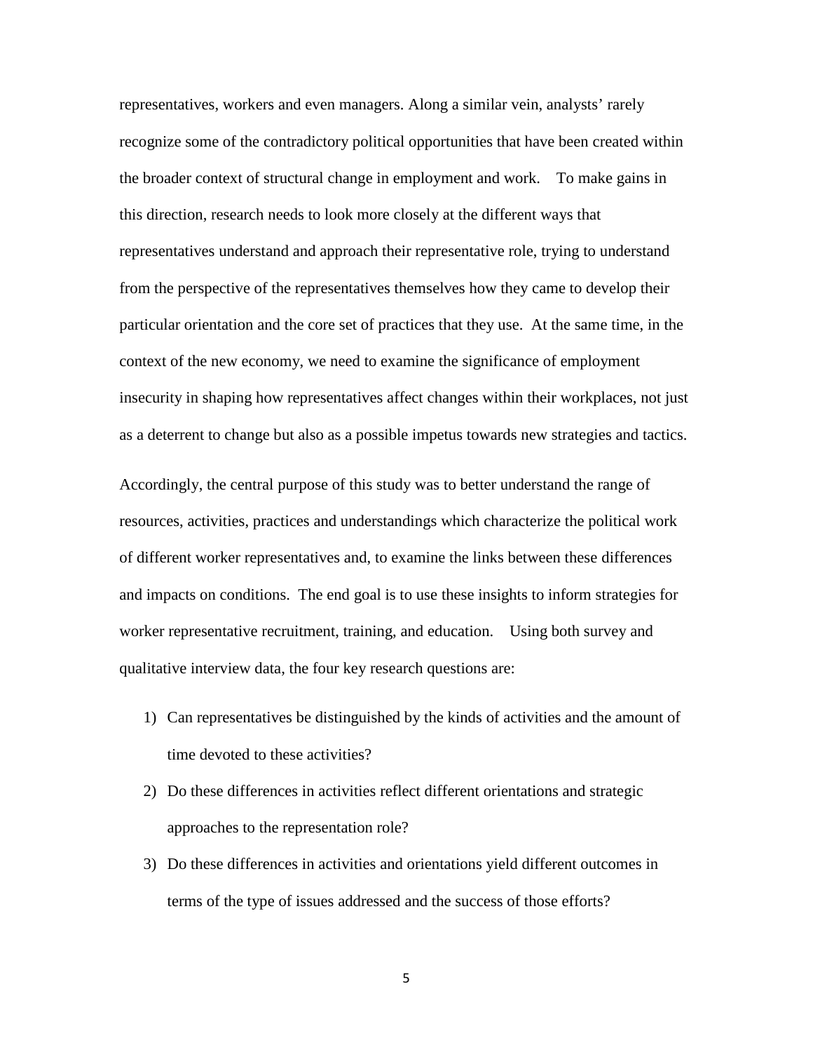representatives, workers and even managers. Along a similar vein, analysts' rarely recognize some of the contradictory political opportunities that have been created within the broader context of structural change in employment and work. To make gains in this direction, research needs to look more closely at the different ways that representatives understand and approach their representative role, trying to understand from the perspective of the representatives themselves how they came to develop their particular orientation and the core set of practices that they use. At the same time, in the context of the new economy, we need to examine the significance of employment insecurity in shaping how representatives affect changes within their workplaces, not just as a deterrent to change but also as a possible impetus towards new strategies and tactics.

Accordingly, the central purpose of this study was to better understand the range of resources, activities, practices and understandings which characterize the political work of different worker representatives and, to examine the links between these differences and impacts on conditions. The end goal is to use these insights to inform strategies for worker representative recruitment, training, and education. Using both survey and qualitative interview data, the four key research questions are:

1) Can representatives be distinguished by the kinds of activities and the amount of time devoted to these activities?
2) Do these differences in activities reflect different orientations and strategic approaches to the representation role?
3) Do these differences in activities and orientations yield different outcomes in terms of the type of issues addressed and the success of those efforts?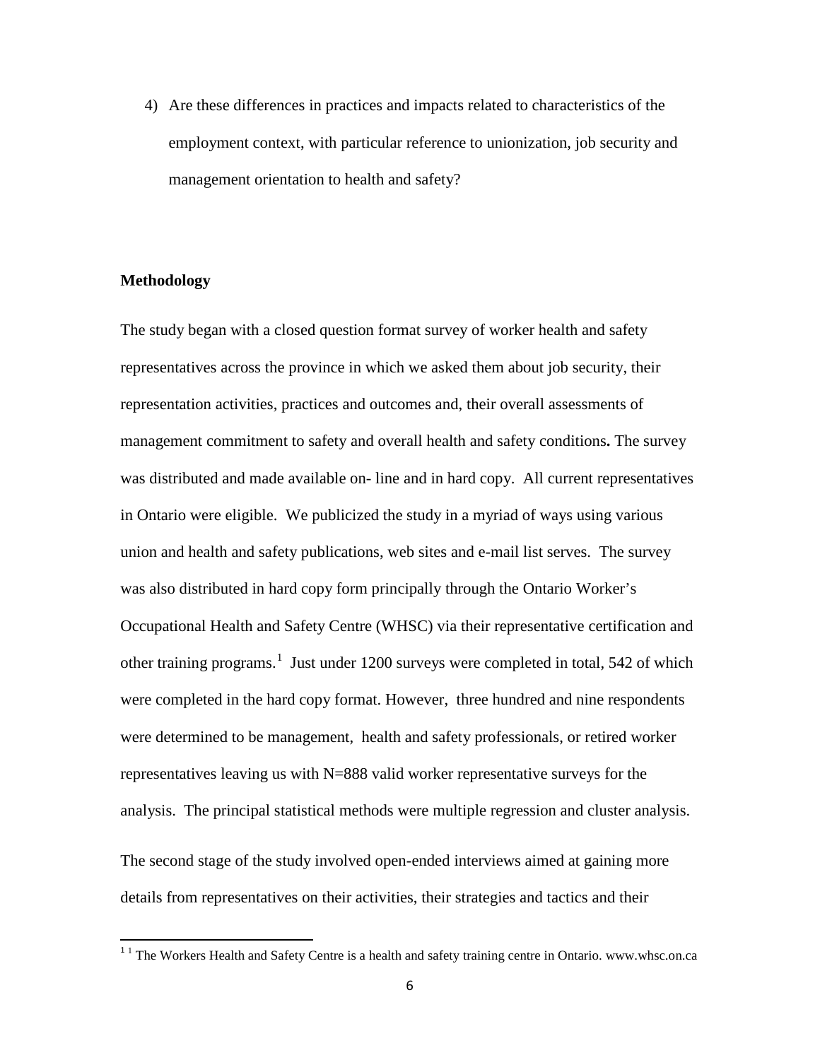4) Are these differences in practices and impacts related to characteristics of the employment context, with particular reference to unionization, job security and management orientation to health and safety?

**Methodology**

The study began with a closed question format survey of worker health and safety representatives across the province in which we asked them about job security, their representation activities, practices and outcomes and, their overall assessments of management commitment to safety and overall health and safety conditions**.** The survey was distributed and made available on- line and in hard copy. All current representatives in Ontario were eligible. We publicized the study in a myriad of ways using various union and health and safety publications, web sites and e-mail list serves. The survey was also distributed in hard copy form principally through the Ontario Worker's Occupational Health and Safety Centre (WHSC) via their representative certification and other training programs.[1] Just under 1200 surveys were completed in total, 542 of which were completed in the hard copy format. However, three hundred and nine respondents were determined to be management, health and safety professionals, or retired worker representatives leaving us with N=888 valid worker representative surveys for the analysis. The principal statistical methods were multiple regression and cluster analysis.

The second stage of the study involved open-ended interviews aimed at gaining more details from representatives on their activities, their strategies and tactics and their

---

[1] [1] The Workers Health and Safety Centre is a health and safety training centre in Ontario. www.whsc.on.ca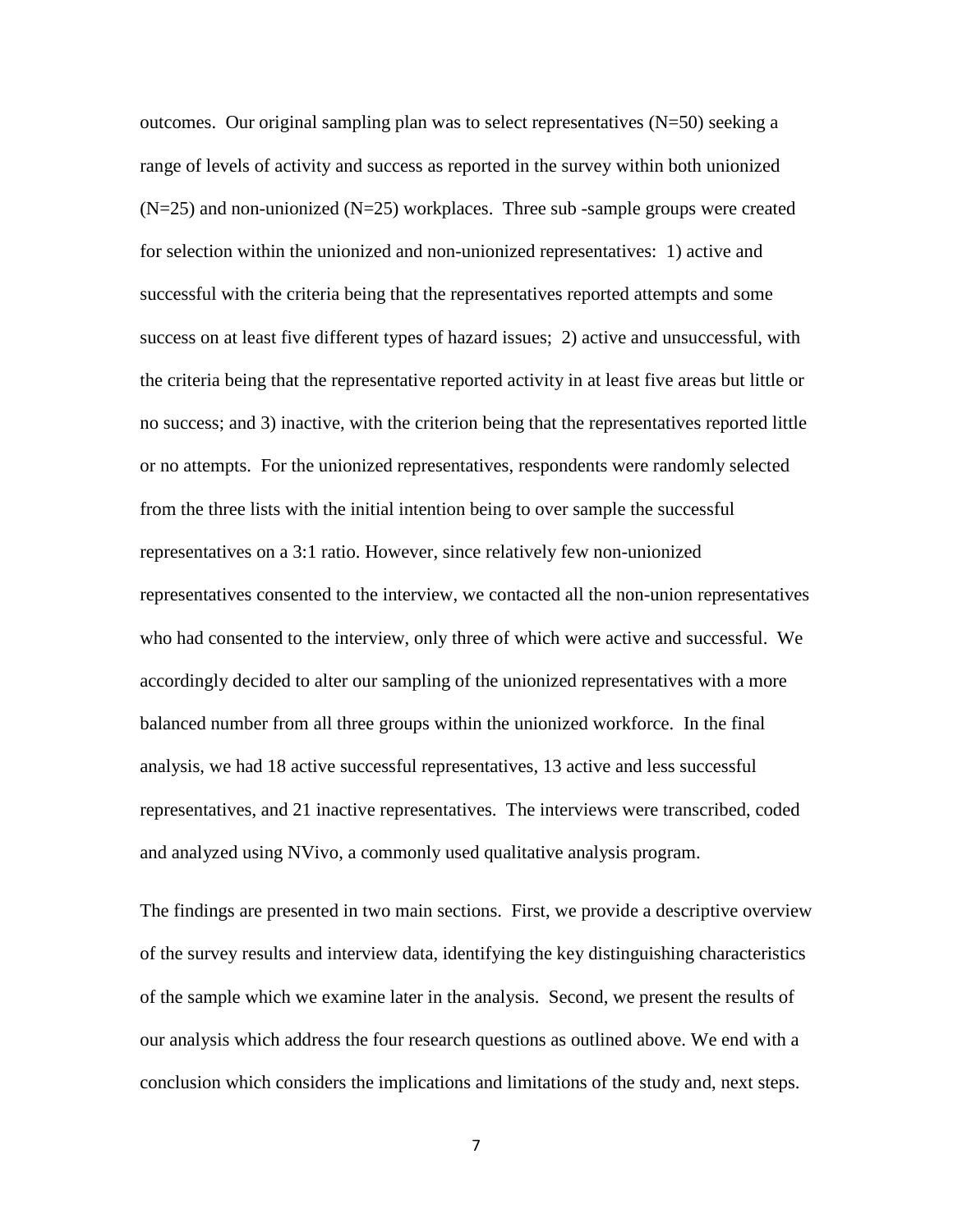outcomes. Our original sampling plan was to select representatives (N=50) seeking a range of levels of activity and success as reported in the survey within both unionized (N=25) and non-unionized (N=25) workplaces. Three sub -sample groups were created for selection within the unionized and non-unionized representatives: 1) active and successful with the criteria being that the representatives reported attempts and some success on at least five different types of hazard issues; 2) active and unsuccessful, with the criteria being that the representative reported activity in at least five areas but little or no success; and 3) inactive, with the criterion being that the representatives reported little or no attempts. For the unionized representatives, respondents were randomly selected from the three lists with the initial intention being to over sample the successful representatives on a 3:1 ratio. However, since relatively few non-unionized representatives consented to the interview, we contacted all the non-union representatives who had consented to the interview, only three of which were active and successful. We accordingly decided to alter our sampling of the unionized representatives with a more balanced number from all three groups within the unionized workforce. In the final analysis, we had 18 active successful representatives, 13 active and less successful representatives, and 21 inactive representatives. The interviews were transcribed, coded and analyzed using NVivo, a commonly used qualitative analysis program.

The findings are presented in two main sections. First, we provide a descriptive overview of the survey results and interview data, identifying the key distinguishing characteristics of the sample which we examine later in the analysis. Second, we present the results of our analysis which address the four research questions as outlined above. We end with a conclusion which considers the implications and limitations of the study and, next steps.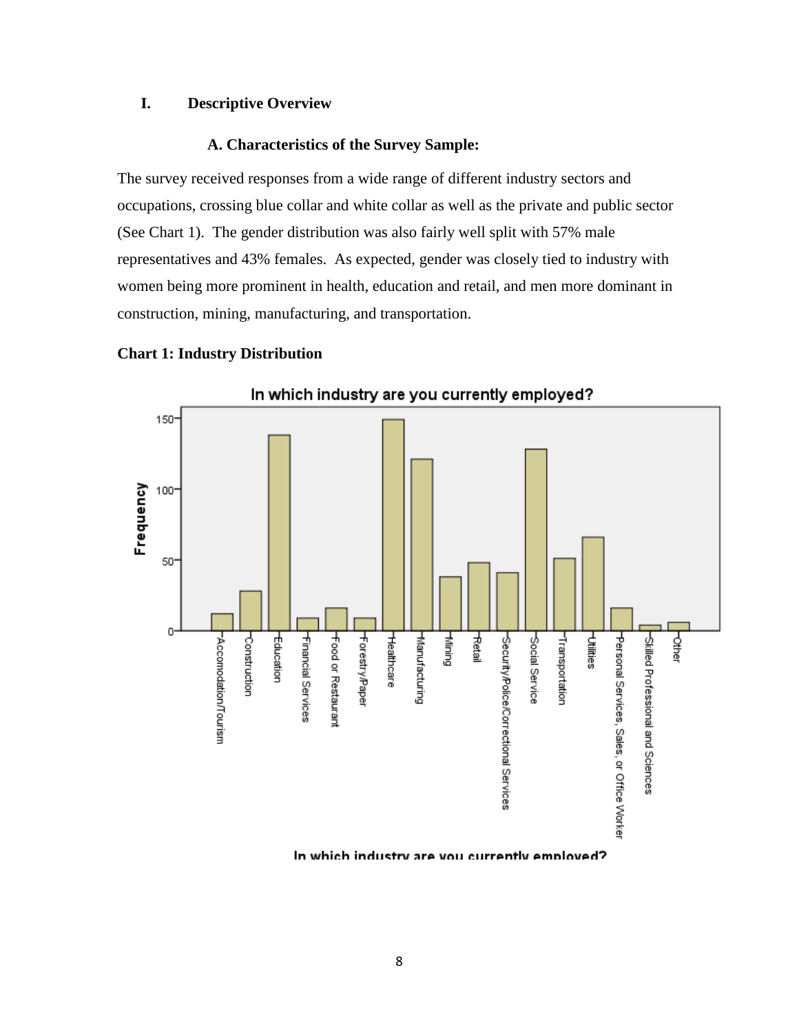## I. Descriptive Overview

### A. Characteristics of the Survey Sample:

The survey received responses from a wide range of different industry sectors and occupations, crossing blue collar and white collar as well as the private and public sector (See Chart 1). The gender distribution was also fairly well split with 57% male representatives and 43% females. As expected, gender was closely tied to industry with women being more prominent in health, education and retail, and men more dominant in construction, mining, manufacturing, and transportation.

**Chart 1: Industry Distribution**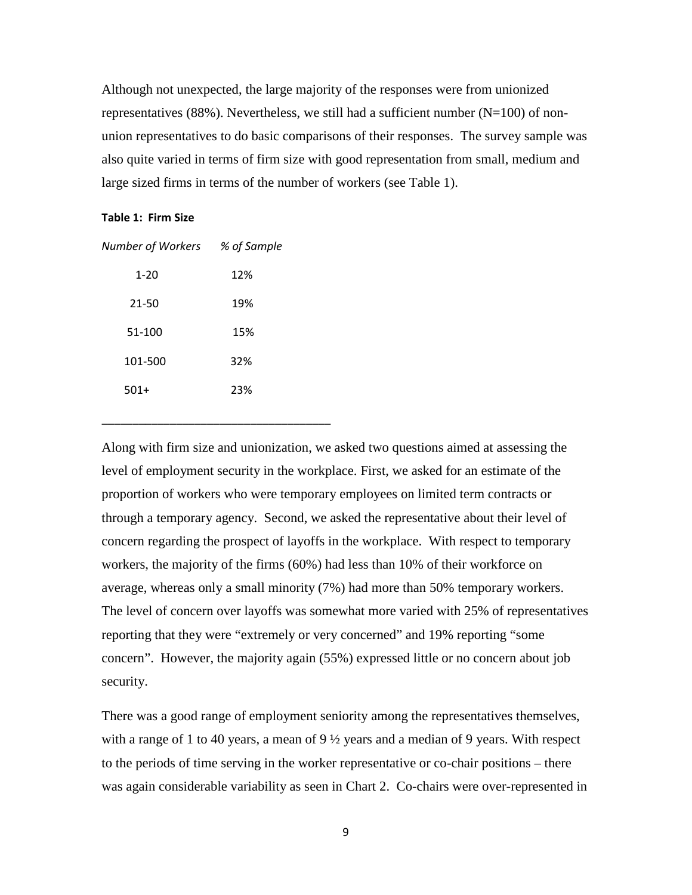Although not unexpected, the large majority of the responses were from unionized representatives (88%). Nevertheless, we still had a sufficient number (N=100) of non-union representatives to do basic comparisons of their responses. The survey sample was also quite varied in terms of firm size with good representation from small, medium and large sized firms in terms of the number of workers (see Table 1).

**Table 1: Firm Size**

| *Number of Workers* | *% of Sample* |
|---|---|
| 1-20 | 12% |
| 21-50 | 19% |
| 51-100 | 15% |
| 101-500 | 32% |
| 501+ | 23% |

Along with firm size and unionization, we asked two questions aimed at assessing the level of employment security in the workplace. First, we asked for an estimate of the proportion of workers who were temporary employees on limited term contracts or through a temporary agency. Second, we asked the representative about their level of concern regarding the prospect of layoffs in the workplace. With respect to temporary workers, the majority of the firms (60%) had less than 10% of their workforce on average, whereas only a small minority (7%) had more than 50% temporary workers. The level of concern over layoffs was somewhat more varied with 25% of representatives reporting that they were "extremely or very concerned" and 19% reporting "some concern". However, the majority again (55%) expressed little or no concern about job security.

There was a good range of employment seniority among the representatives themselves, with a range of 1 to 40 years, a mean of 9 ½ years and a median of 9 years. With respect to the periods of time serving in the worker representative or co-chair positions – there was again considerable variability as seen in Chart 2. Co-chairs were over-represented in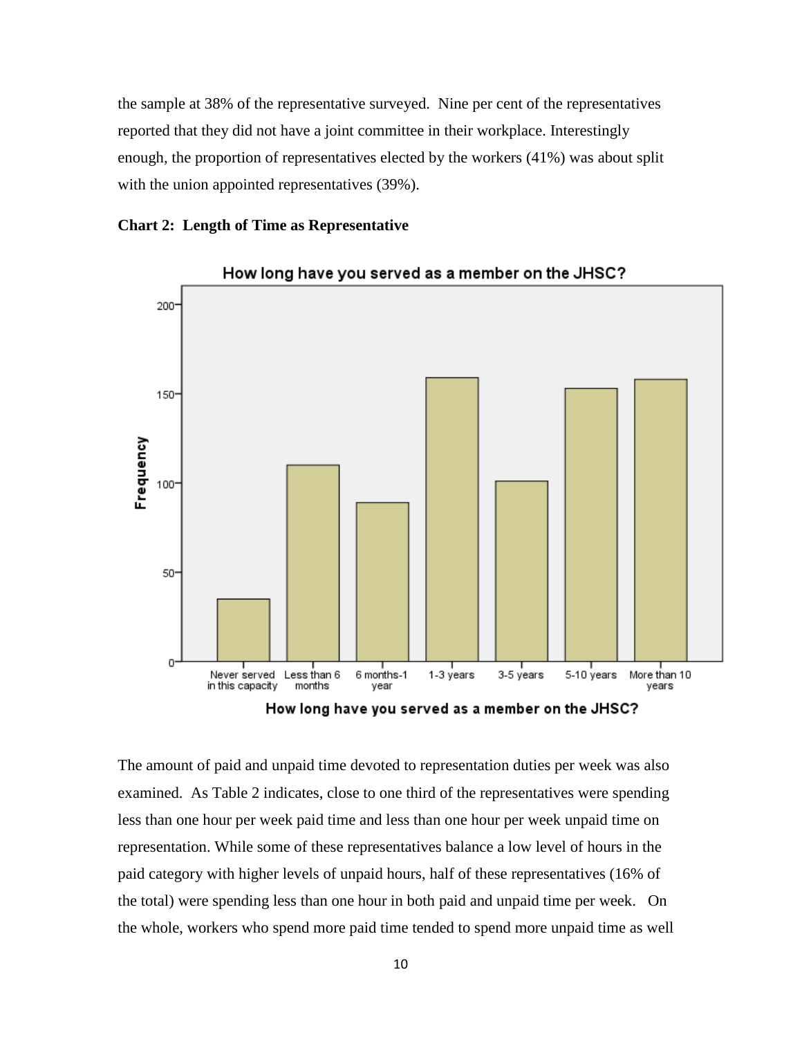the sample at 38% of the representative surveyed. Nine per cent of the representatives reported that they did not have a joint committee in their workplace. Interestingly enough, the proportion of representatives elected by the workers (41%) was about split with the union appointed representatives (39%).

**Chart 2: Length of Time as Representative**

The amount of paid and unpaid time devoted to representation duties per week was also examined. As Table 2 indicates, close to one third of the representatives were spending less than one hour per week paid time and less than one hour per week unpaid time on representation. While some of these representatives balance a low level of hours in the paid category with higher levels of unpaid hours, half of these representatives (16% of the total) were spending less than one hour in both paid and unpaid time per week. On the whole, workers who spend more paid time tended to spend more unpaid time as well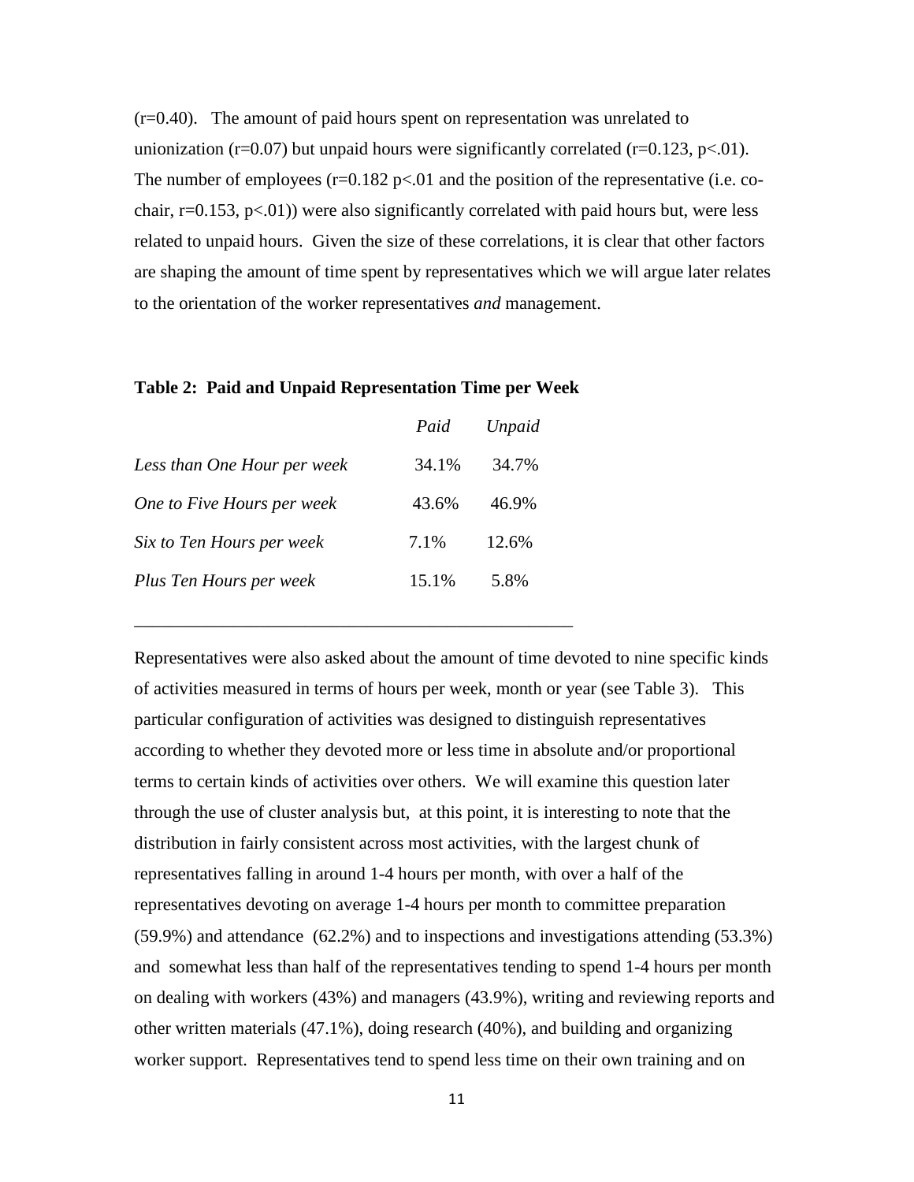(r=0.40). The amount of paid hours spent on representation was unrelated to unionization (r=0.07) but unpaid hours were significantly correlated (r=0.123, p<.01). The number of employees (r=0.182 p<.01 and the position of the representative (i.e. co-chair, r=0.153, p<.01)) were also significantly correlated with paid hours but, were less related to unpaid hours. Given the size of these correlations, it is clear that other factors are shaping the amount of time spent by representatives which we will argue later relates to the orientation of the worker representatives *and* management.

**Table 2: Paid and Unpaid Representation Time per Week**

| | *Paid* | *Unpaid* |
|---|---|---|
| *Less than One Hour per week* | 34.1% | 34.7% |
| *One to Five Hours per week* | 43.6% | 46.9% |
| *Six to Ten Hours per week* | 7.1% | 12.6% |
| *Plus Ten Hours per week* | 15.1% | 5.8% |

Representatives were also asked about the amount of time devoted to nine specific kinds of activities measured in terms of hours per week, month or year (see Table 3). This particular configuration of activities was designed to distinguish representatives according to whether they devoted more or less time in absolute and/or proportional terms to certain kinds of activities over others. We will examine this question later through the use of cluster analysis but, at this point, it is interesting to note that the distribution in fairly consistent across most activities, with the largest chunk of representatives falling in around 1-4 hours per month, with over a half of the representatives devoting on average 1-4 hours per month to committee preparation (59.9%) and attendance (62.2%) and to inspections and investigations attending (53.3%) and somewhat less than half of the representatives tending to spend 1-4 hours per month on dealing with workers (43%) and managers (43.9%), writing and reviewing reports and other written materials (47.1%), doing research (40%), and building and organizing worker support. Representatives tend to spend less time on their own training and on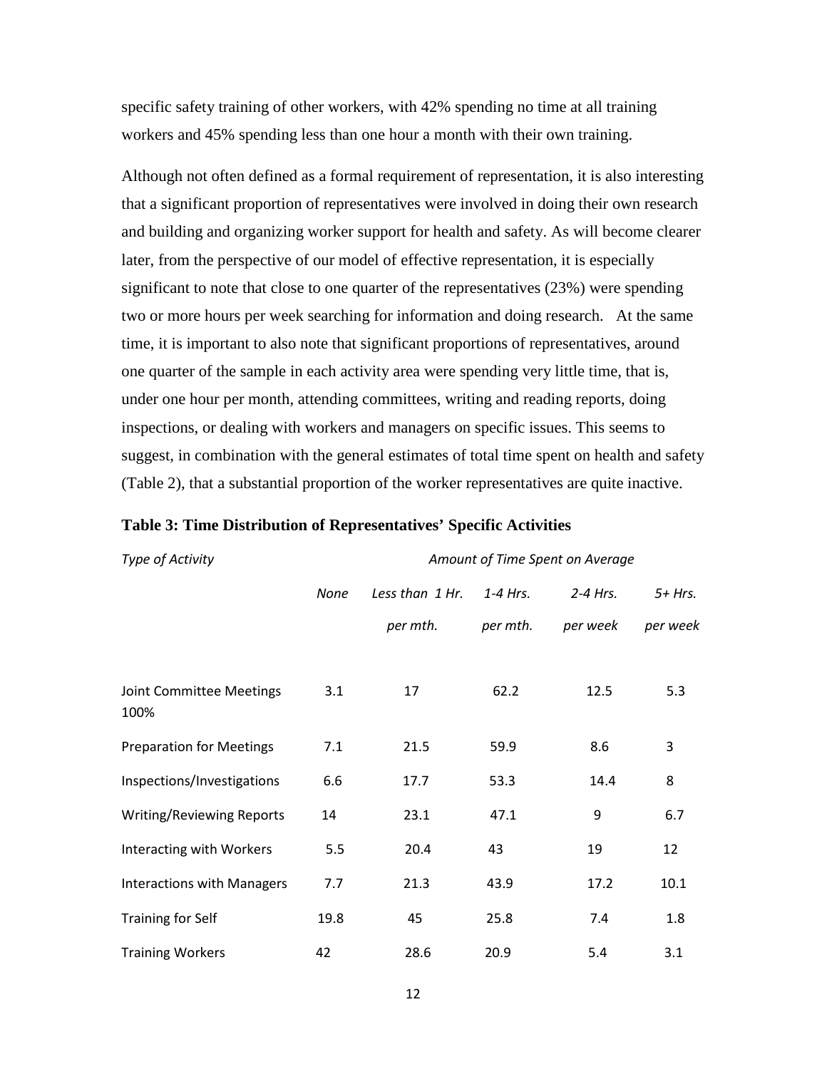specific safety training of other workers, with 42% spending no time at all training workers and 45% spending less than one hour a month with their own training.

Although not often defined as a formal requirement of representation, it is also interesting that a significant proportion of representatives were involved in doing their own research and building and organizing worker support for health and safety. As will become clearer later, from the perspective of our model of effective representation, it is especially significant to note that close to one quarter of the representatives (23%) were spending two or more hours per week searching for information and doing research. At the same time, it is important to also note that significant proportions of representatives, around one quarter of the sample in each activity area were spending very little time, that is, under one hour per month, attending committees, writing and reading reports, doing inspections, or dealing with workers and managers on specific issues. This seems to suggest, in combination with the general estimates of total time spent on health and safety (Table 2), that a substantial proportion of the worker representatives are quite inactive.

**Table 3: Time Distribution of Representatives' Specific Activities**

| *Type of Activity* | *Amount of Time Spent on Average* | | | | |
|---|---|---|---|---|---|
| | *None* | *Less than 1 Hr. per mth.* | *1-4 Hrs. per mth.* | *2-4 Hrs. per week* | *5+ Hrs. per week* |
| Joint Committee Meetings 100% | 3.1 | 17 | 62.2 | 12.5 | 5.3 |
| Preparation for Meetings | 7.1 | 21.5 | 59.9 | 8.6 | 3 |
| Inspections/Investigations | 6.6 | 17.7 | 53.3 | 14.4 | 8 |
| Writing/Reviewing Reports | 14 | 23.1 | 47.1 | 9 | 6.7 |
| Interacting with Workers | 5.5 | 20.4 | 43 | 19 | 12 |
| Interactions with Managers | 7.7 | 21.3 | 43.9 | 17.2 | 10.1 |
| Training for Self | 19.8 | 45 | 25.8 | 7.4 | 1.8 |
| Training Workers | 42 | 28.6 | 20.9 | 5.4 | 3.1 |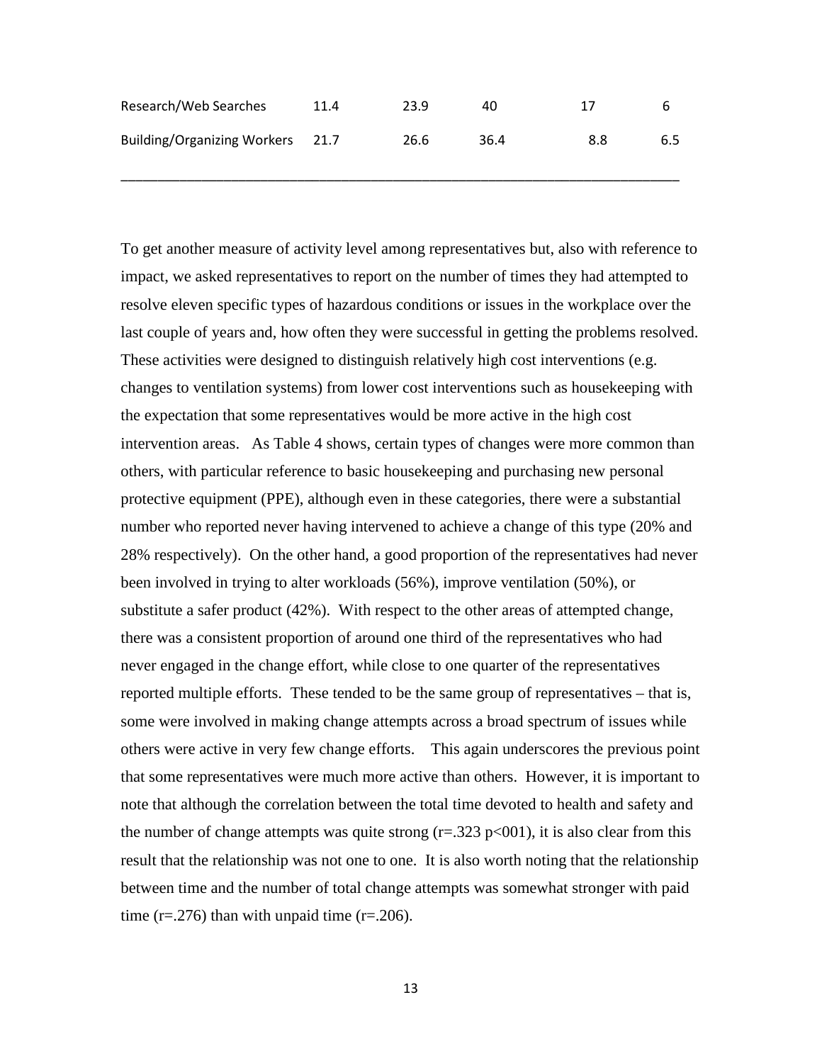| | | | | | |
|---|---|---|---|---|---|
| Research/Web Searches | 11.4 | 23.9 | 40 | 17 | 6 |
| Building/Organizing Workers | 21.7 | 26.6 | 36.4 | 8.8 | 6.5 |

To get another measure of activity level among representatives but, also with reference to impact, we asked representatives to report on the number of times they had attempted to resolve eleven specific types of hazardous conditions or issues in the workplace over the last couple of years and, how often they were successful in getting the problems resolved. These activities were designed to distinguish relatively high cost interventions (e.g. changes to ventilation systems) from lower cost interventions such as housekeeping with the expectation that some representatives would be more active in the high cost intervention areas. As Table 4 shows, certain types of changes were more common than others, with particular reference to basic housekeeping and purchasing new personal protective equipment (PPE), although even in these categories, there were a substantial number who reported never having intervened to achieve a change of this type (20% and 28% respectively). On the other hand, a good proportion of the representatives had never been involved in trying to alter workloads (56%), improve ventilation (50%), or substitute a safer product (42%). With respect to the other areas of attempted change, there was a consistent proportion of around one third of the representatives who had never engaged in the change effort, while close to one quarter of the representatives reported multiple efforts. These tended to be the same group of representatives – that is, some were involved in making change attempts across a broad spectrum of issues while others were active in very few change efforts. This again underscores the previous point that some representatives were much more active than others. However, it is important to note that although the correlation between the total time devoted to health and safety and the number of change attempts was quite strong ($r=.323$ $p<001$), it is also clear from this result that the relationship was not one to one. It is also worth noting that the relationship between time and the number of total change attempts was somewhat stronger with paid time ($r=.276$) than with unpaid time ($r=.206$).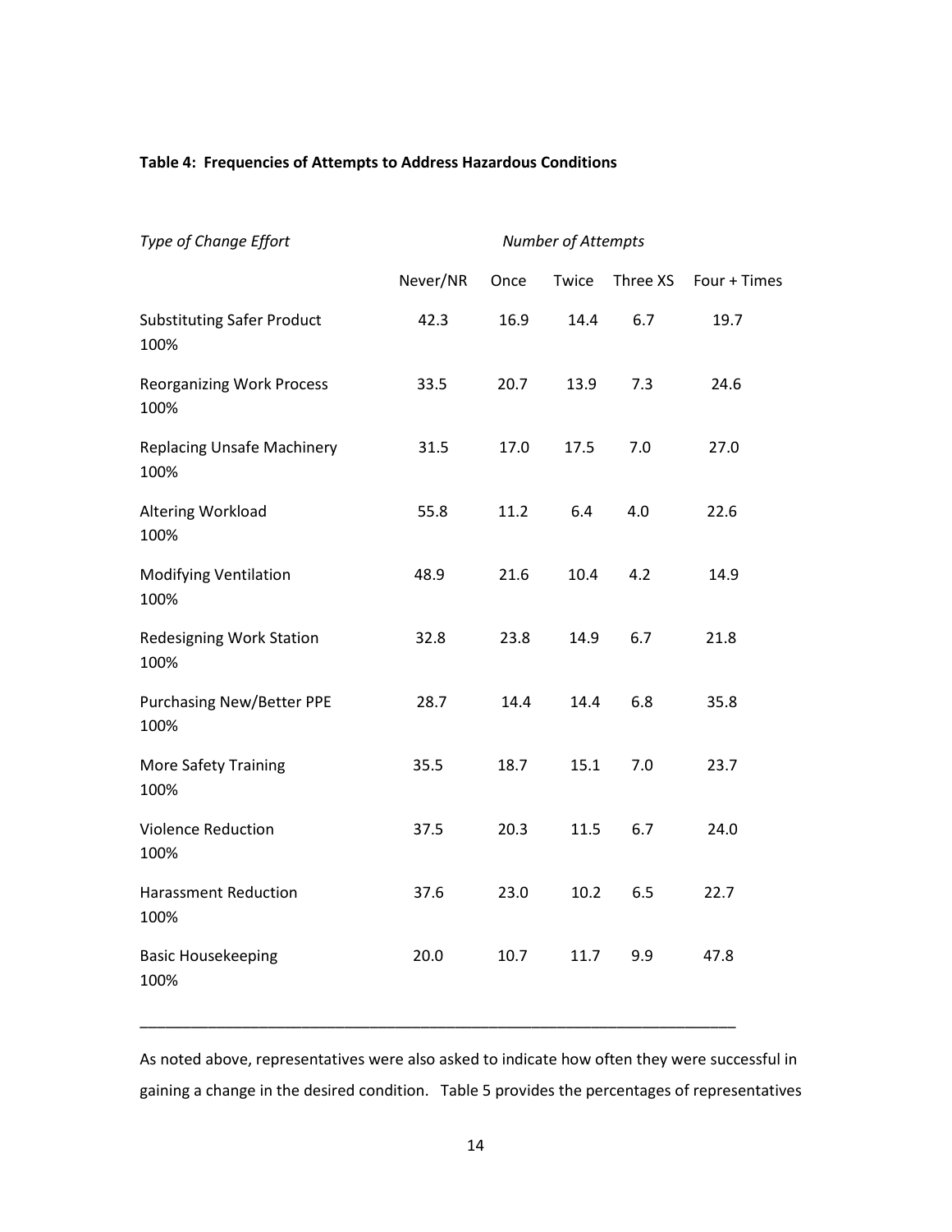**Table 4: Frequencies of Attempts to Address Hazardous Conditions**

| *Type of Change Effort* | *Number of Attempts* | | | | |
|---|---|---|---|---|---|
| | Never/NR | Once | Twice | Three XS | Four + Times |
| Substituting Safer Product 100% | 42.3 | 16.9 | 14.4 | 6.7 | 19.7 |
| Reorganizing Work Process 100% | 33.5 | 20.7 | 13.9 | 7.3 | 24.6 |
| Replacing Unsafe Machinery 100% | 31.5 | 17.0 | 17.5 | 7.0 | 27.0 |
| Altering Workload 100% | 55.8 | 11.2 | 6.4 | 4.0 | 22.6 |
| Modifying Ventilation 100% | 48.9 | 21.6 | 10.4 | 4.2 | 14.9 |
| Redesigning Work Station 100% | 32.8 | 23.8 | 14.9 | 6.7 | 21.8 |
| Purchasing New/Better PPE 100% | 28.7 | 14.4 | 14.4 | 6.8 | 35.8 |
| More Safety Training 100% | 35.5 | 18.7 | 15.1 | 7.0 | 23.7 |
| Violence Reduction 100% | 37.5 | 20.3 | 11.5 | 6.7 | 24.0 |
| Harassment Reduction 100% | 37.6 | 23.0 | 10.2 | 6.5 | 22.7 |
| Basic Housekeeping 100% | 20.0 | 10.7 | 11.7 | 9.9 | 47.8 |

As noted above, representatives were also asked to indicate how often they were successful in gaining a change in the desired condition. Table 5 provides the percentages of representatives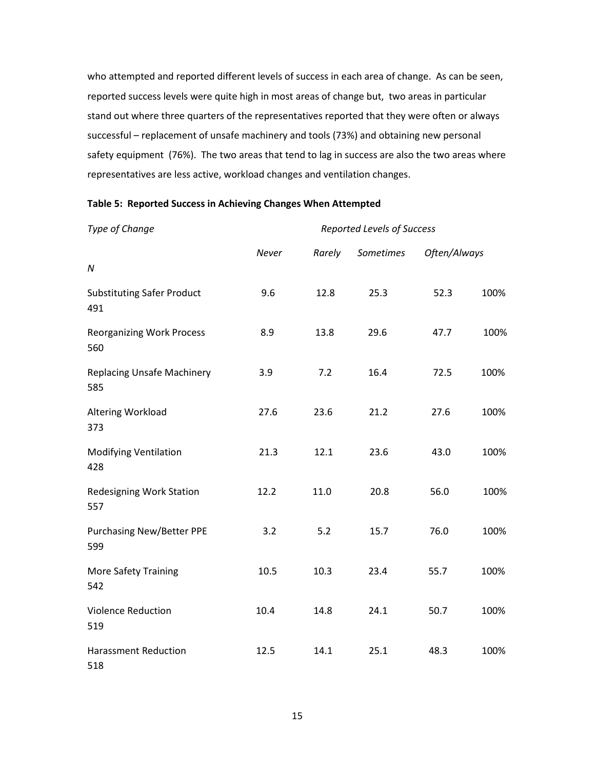who attempted and reported different levels of success in each area of change. As can be seen, reported success levels were quite high in most areas of change but, two areas in particular stand out where three quarters of the representatives reported that they were often or always successful – replacement of unsafe machinery and tools (73%) and obtaining new personal safety equipment (76%). The two areas that tend to lag in success are also the two areas where representatives are less active, workload changes and ventilation changes.

**Table 5: Reported Success in Achieving Changes When Attempted**

| *Type of Change* | *Reported Levels of Success* | | | | |
|---|---|---|---|---|---|
| *N* | *Never* | *Rarely* | *Sometimes* | *Often/Always* | |
| Substituting Safer Product 491 | 9.6 | 12.8 | 25.3 | 52.3 | 100% |
| Reorganizing Work Process 560 | 8.9 | 13.8 | 29.6 | 47.7 | 100% |
| Replacing Unsafe Machinery 585 | 3.9 | 7.2 | 16.4 | 72.5 | 100% |
| Altering Workload 373 | 27.6 | 23.6 | 21.2 | 27.6 | 100% |
| Modifying Ventilation 428 | 21.3 | 12.1 | 23.6 | 43.0 | 100% |
| Redesigning Work Station 557 | 12.2 | 11.0 | 20.8 | 56.0 | 100% |
| Purchasing New/Better PPE 599 | 3.2 | 5.2 | 15.7 | 76.0 | 100% |
| More Safety Training 542 | 10.5 | 10.3 | 23.4 | 55.7 | 100% |
| Violence Reduction 519 | 10.4 | 14.8 | 24.1 | 50.7 | 100% |
| Harassment Reduction 518 | 12.5 | 14.1 | 25.1 | 48.3 | 100% |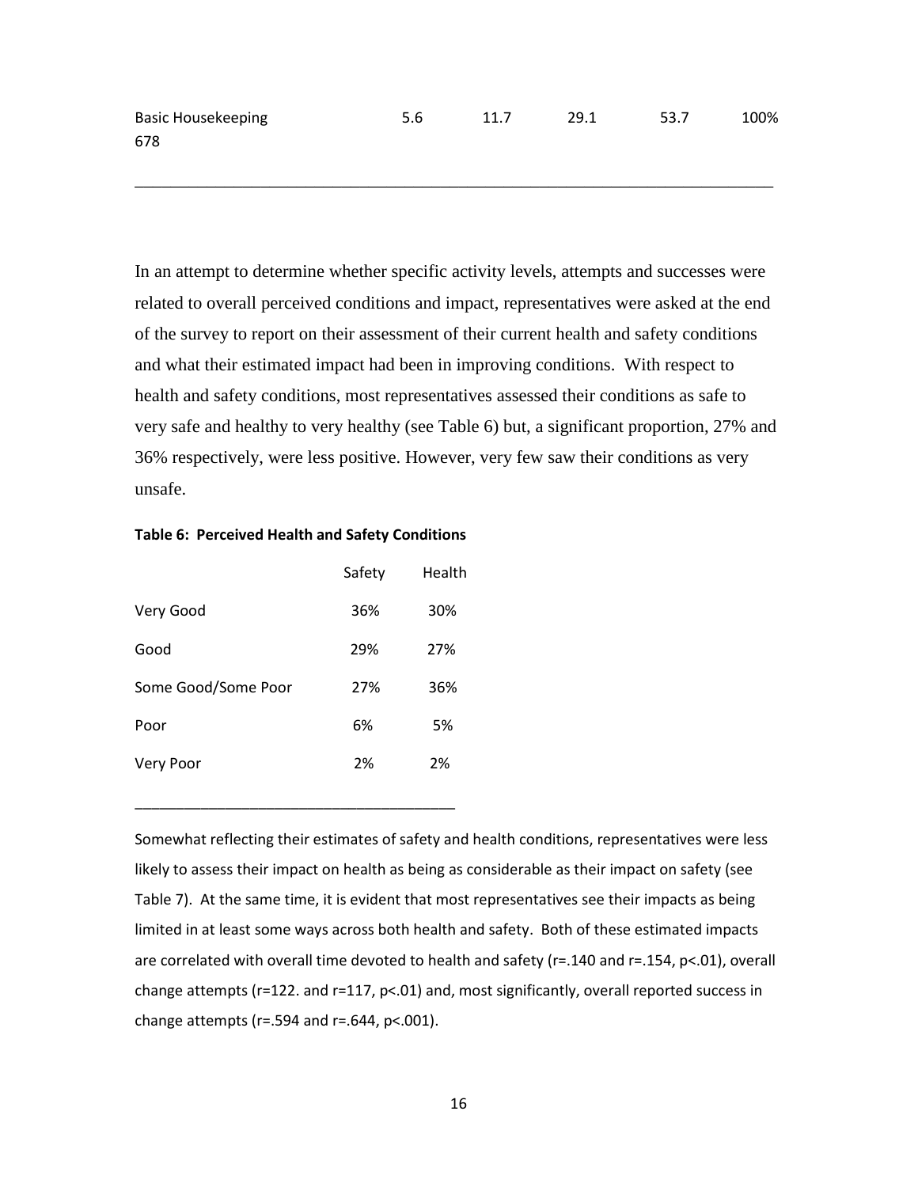| | | | | | |
|---|---|---|---|---|---|
| Basic Housekeeping 678 | 5.6 | 11.7 | 29.1 | 53.7 | 100% |

In an attempt to determine whether specific activity levels, attempts and successes were related to overall perceived conditions and impact, representatives were asked at the end of the survey to report on their assessment of their current health and safety conditions and what their estimated impact had been in improving conditions. With respect to health and safety conditions, most representatives assessed their conditions as safe to very safe and healthy to very healthy (see Table 6) but, a significant proportion, 27% and 36% respectively, were less positive. However, very few saw their conditions as very unsafe.

**Table 6: Perceived Health and Safety Conditions**

| | Safety | Health |
|---|---|---|
| Very Good | 36% | 30% |
| Good | 29% | 27% |
| Some Good/Some Poor | 27% | 36% |
| Poor | 6% | 5% |
| Very Poor | 2% | 2% |

Somewhat reflecting their estimates of safety and health conditions, representatives were less likely to assess their impact on health as being as considerable as their impact on safety (see Table 7). At the same time, it is evident that most representatives see their impacts as being limited in at least some ways across both health and safety. Both of these estimated impacts are correlated with overall time devoted to health and safety ($r=.140$ and $r=.154$, $p<.01$), overall change attempts ($r=122.$ and $r=117$, $p<.01$) and, most significantly, overall reported success in change attempts ($r=.594$ and $r=.644$, $p<.001$).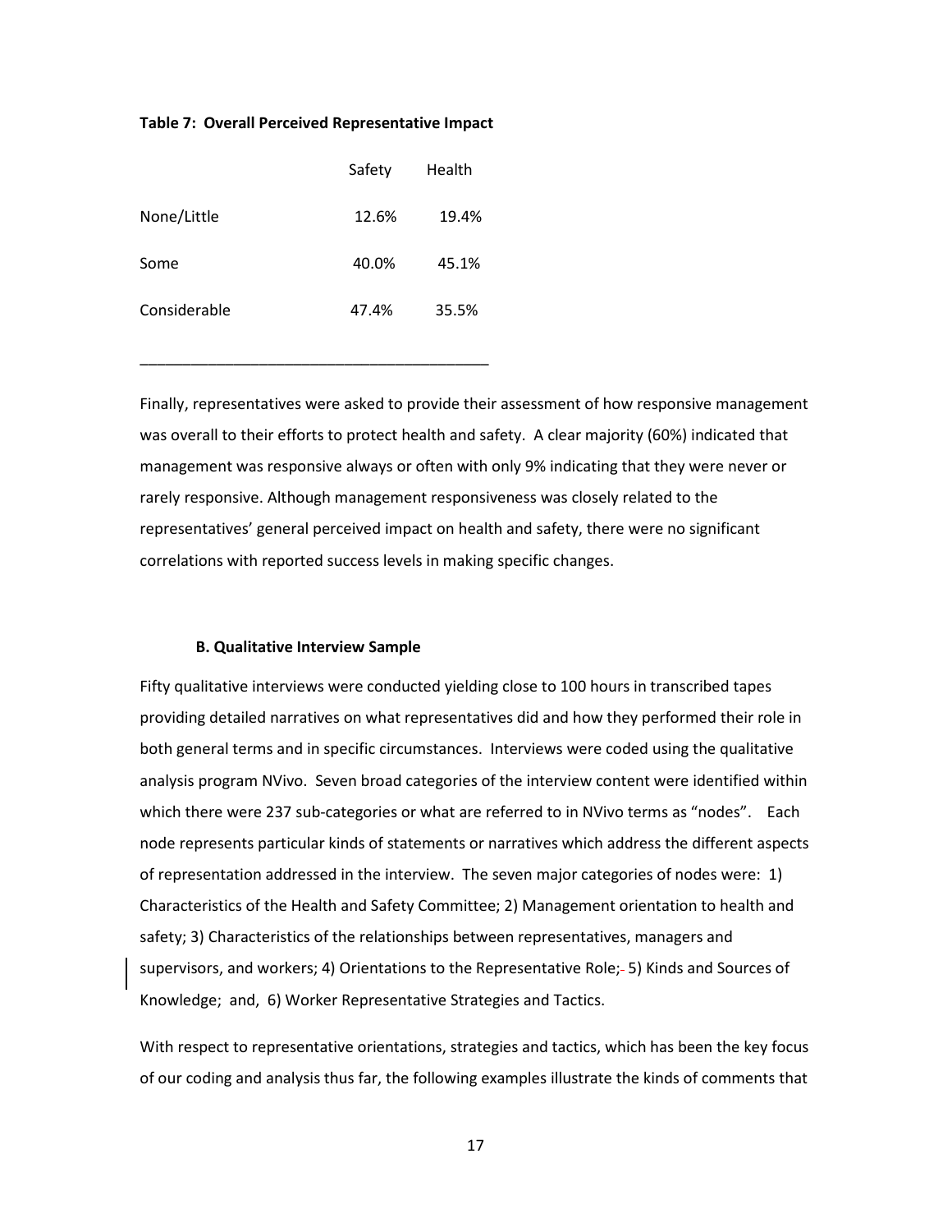**Table 7: Overall Perceived Representative Impact**

| | Safety | Health |
|---|---|---|
| None/Little | 12.6% | 19.4% |
| Some | 40.0% | 45.1% |
| Considerable | 47.4% | 35.5% |

Finally, representatives were asked to provide their assessment of how responsive management was overall to their efforts to protect health and safety. A clear majority (60%) indicated that management was responsive always or often with only 9% indicating that they were never or rarely responsive. Although management responsiveness was closely related to the representatives' general perceived impact on health and safety, there were no significant correlations with reported success levels in making specific changes.

### B. Qualitative Interview Sample

Fifty qualitative interviews were conducted yielding close to 100 hours in transcribed tapes providing detailed narratives on what representatives did and how they performed their role in both general terms and in specific circumstances. Interviews were coded using the qualitative analysis program NVivo. Seven broad categories of the interview content were identified within which there were 237 sub-categories or what are referred to in NVivo terms as "nodes". Each node represents particular kinds of statements or narratives which address the different aspects of representation addressed in the interview. The seven major categories of nodes were: 1) Characteristics of the Health and Safety Committee; 2) Management orientation to health and safety; 3) Characteristics of the relationships between representatives, managers and supervisors, and workers; 4) Orientations to the Representative Role; 5) Kinds and Sources of Knowledge; and, 6) Worker Representative Strategies and Tactics.

With respect to representative orientations, strategies and tactics, which has been the key focus of our coding and analysis thus far, the following examples illustrate the kinds of comments that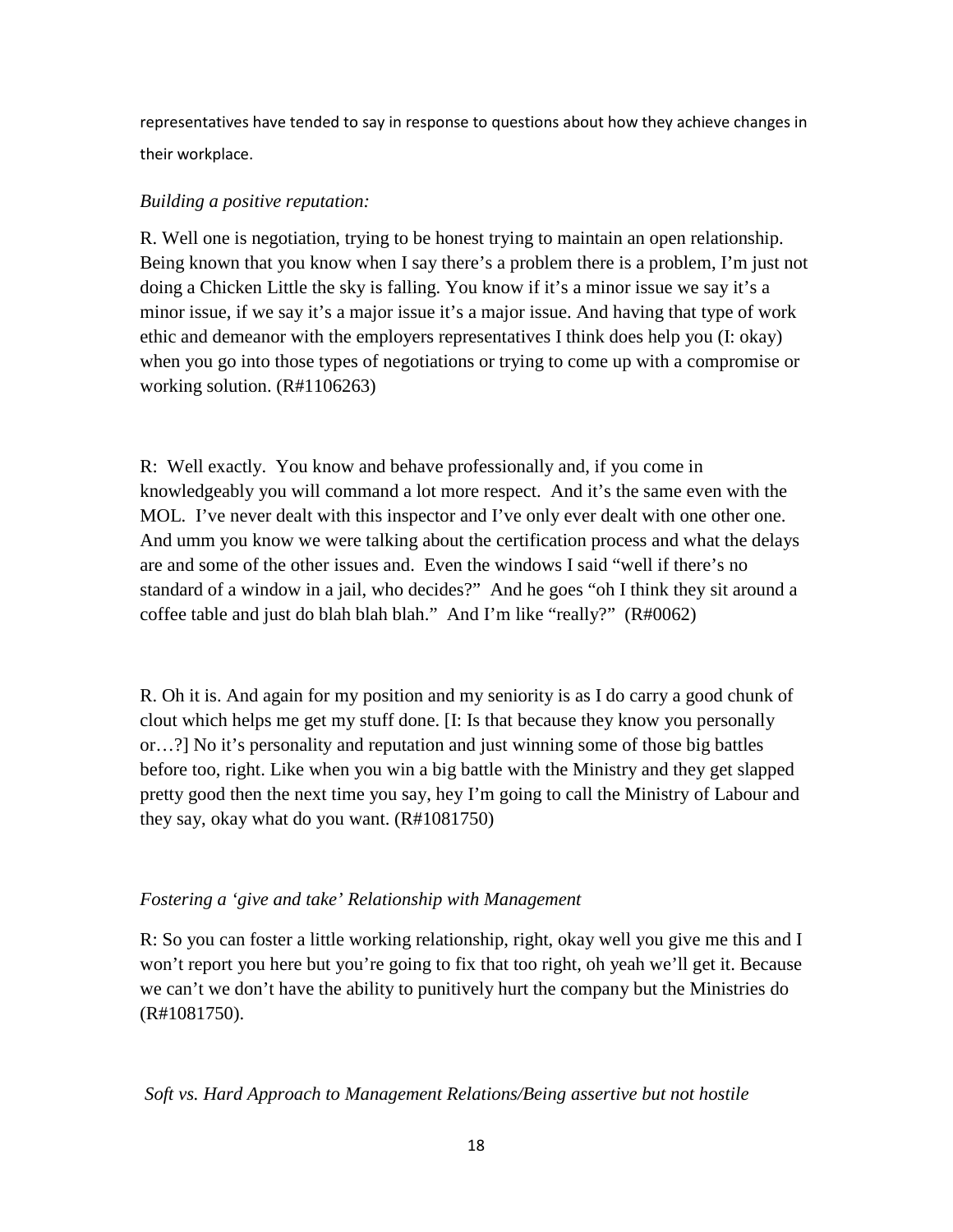representatives have tended to say in response to questions about how they achieve changes in their workplace.

*Building a positive reputation:*

R. Well one is negotiation, trying to be honest trying to maintain an open relationship. Being known that you know when I say there's a problem there is a problem, I'm just not doing a Chicken Little the sky is falling. You know if it's a minor issue we say it's a minor issue, if we say it's a major issue it's a major issue. And having that type of work ethic and demeanor with the employers representatives I think does help you (I: okay) when you go into those types of negotiations or trying to come up with a compromise or working solution. (R#1106263)

R: Well exactly. You know and behave professionally and, if you come in knowledgeably you will command a lot more respect. And it's the same even with the MOL. I've never dealt with this inspector and I've only ever dealt with one other one. And umm you know we were talking about the certification process and what the delays are and some of the other issues and. Even the windows I said "well if there's no standard of a window in a jail, who decides?" And he goes "oh I think they sit around a coffee table and just do blah blah blah." And I'm like "really?" (R#0062)

R. Oh it is. And again for my position and my seniority is as I do carry a good chunk of clout which helps me get my stuff done. [I: Is that because they know you personally or…?] No it's personality and reputation and just winning some of those big battles before too, right. Like when you win a big battle with the Ministry and they get slapped pretty good then the next time you say, hey I'm going to call the Ministry of Labour and they say, okay what do you want. (R#1081750)

*Fostering a 'give and take' Relationship with Management*

R: So you can foster a little working relationship, right, okay well you give me this and I won't report you here but you're going to fix that too right, oh yeah we'll get it. Because we can't we don't have the ability to punitively hurt the company but the Ministries do (R#1081750).

*Soft vs. Hard Approach to Management Relations/Being assertive but not hostile*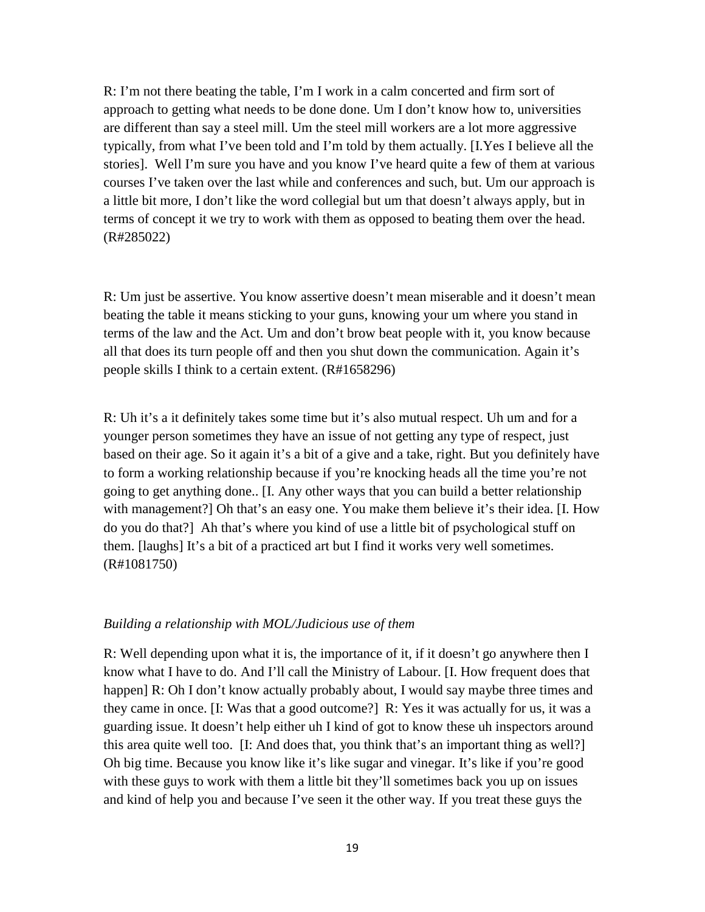R: I'm not there beating the table, I'm I work in a calm concerted and firm sort of approach to getting what needs to be done done. Um I don't know how to, universities are different than say a steel mill. Um the steel mill workers are a lot more aggressive typically, from what I've been told and I'm told by them actually. [I.Yes I believe all the stories]. Well I'm sure you have and you know I've heard quite a few of them at various courses I've taken over the last while and conferences and such, but. Um our approach is a little bit more, I don't like the word collegial but um that doesn't always apply, but in terms of concept it we try to work with them as opposed to beating them over the head. (R#285022)

R: Um just be assertive. You know assertive doesn't mean miserable and it doesn't mean beating the table it means sticking to your guns, knowing your um where you stand in terms of the law and the Act. Um and don't brow beat people with it, you know because all that does its turn people off and then you shut down the communication. Again it's people skills I think to a certain extent. (R#1658296)

R: Uh it's a it definitely takes some time but it's also mutual respect. Uh um and for a younger person sometimes they have an issue of not getting any type of respect, just based on their age. So it again it's a bit of a give and a take, right. But you definitely have to form a working relationship because if you're knocking heads all the time you're not going to get anything done.. [I. Any other ways that you can build a better relationship with management?] Oh that's an easy one. You make them believe it's their idea. [I. How do you do that?] Ah that's where you kind of use a little bit of psychological stuff on them. [laughs] It's a bit of a practiced art but I find it works very well sometimes. (R#1081750)

*Building a relationship with MOL/Judicious use of them*

R: Well depending upon what it is, the importance of it, if it doesn't go anywhere then I know what I have to do. And I'll call the Ministry of Labour. [I. How frequent does that happen] R: Oh I don't know actually probably about, I would say maybe three times and they came in once. [I: Was that a good outcome?] R: Yes it was actually for us, it was a guarding issue. It doesn't help either uh I kind of got to know these uh inspectors around this area quite well too. [I: And does that, you think that's an important thing as well?] Oh big time. Because you know like it's like sugar and vinegar. It's like if you're good with these guys to work with them a little bit they'll sometimes back you up on issues and kind of help you and because I've seen it the other way. If you treat these guys the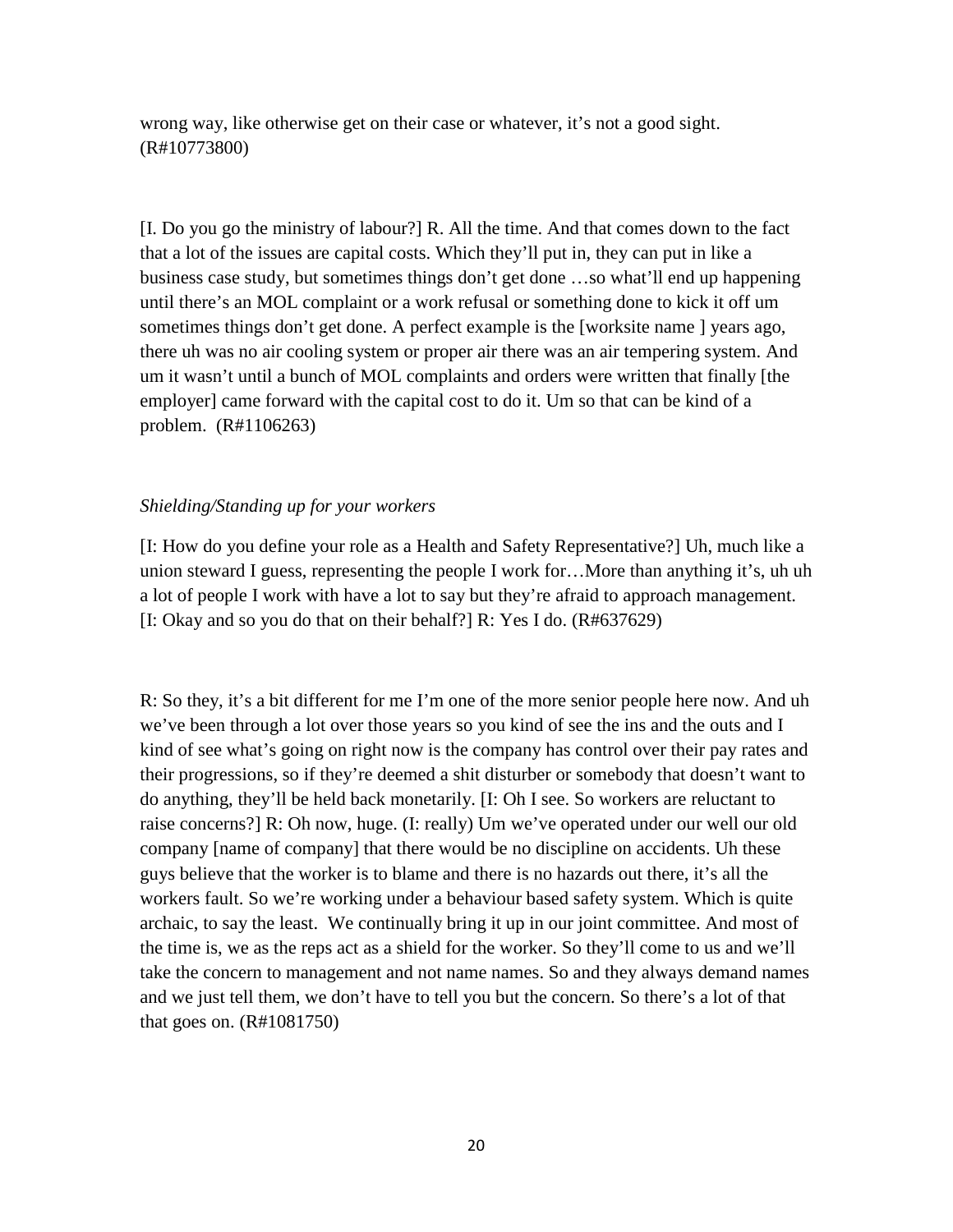wrong way, like otherwise get on their case or whatever, it's not a good sight. (R#10773800)

[I. Do you go the ministry of labour?] R. All the time. And that comes down to the fact that a lot of the issues are capital costs. Which they'll put in, they can put in like a business case study, but sometimes things don't get done …so what'll end up happening until there's an MOL complaint or a work refusal or something done to kick it off um sometimes things don't get done. A perfect example is the [worksite name ] years ago, there uh was no air cooling system or proper air there was an air tempering system. And um it wasn't until a bunch of MOL complaints and orders were written that finally [the employer] came forward with the capital cost to do it. Um so that can be kind of a problem. (R#1106263)

*Shielding/Standing up for your workers*

[I: How do you define your role as a Health and Safety Representative?] Uh, much like a union steward I guess, representing the people I work for…More than anything it's, uh uh a lot of people I work with have a lot to say but they're afraid to approach management. [I: Okay and so you do that on their behalf?] R: Yes I do. (R#637629)

R: So they, it's a bit different for me I'm one of the more senior people here now. And uh we've been through a lot over those years so you kind of see the ins and the outs and I kind of see what's going on right now is the company has control over their pay rates and their progressions, so if they're deemed a shit disturber or somebody that doesn't want to do anything, they'll be held back monetarily. [I: Oh I see. So workers are reluctant to raise concerns?] R: Oh now, huge. (I: really) Um we've operated under our well our old company [name of company] that there would be no discipline on accidents. Uh these guys believe that the worker is to blame and there is no hazards out there, it's all the workers fault. So we're working under a behaviour based safety system. Which is quite archaic, to say the least. We continually bring it up in our joint committee. And most of the time is, we as the reps act as a shield for the worker. So they'll come to us and we'll take the concern to management and not name names. So and they always demand names and we just tell them, we don't have to tell you but the concern. So there's a lot of that that goes on. (R#1081750)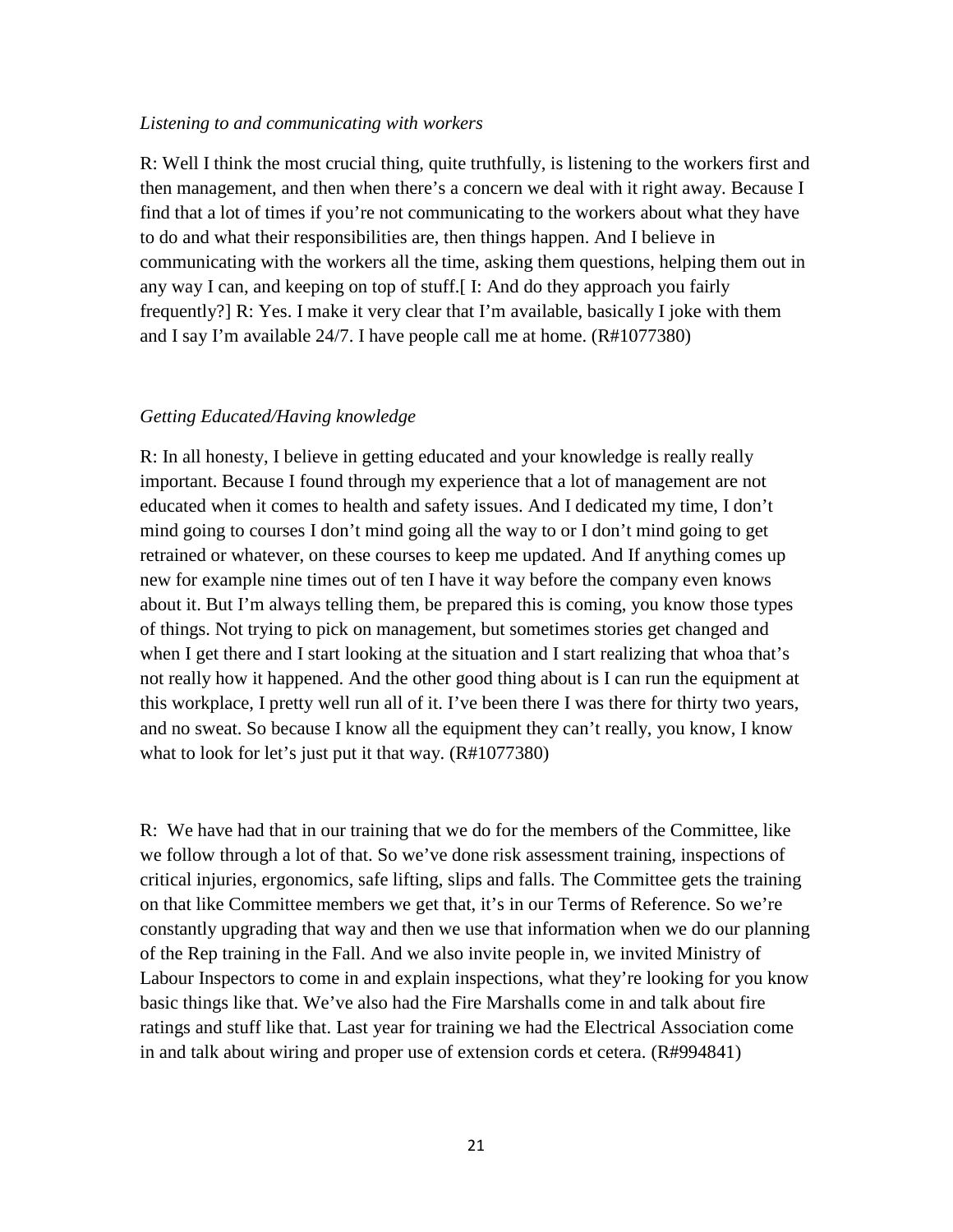*Listening to and communicating with workers*

R: Well I think the most crucial thing, quite truthfully, is listening to the workers first and then management, and then when there's a concern we deal with it right away. Because I find that a lot of times if you're not communicating to the workers about what they have to do and what their responsibilities are, then things happen. And I believe in communicating with the workers all the time, asking them questions, helping them out in any way I can, and keeping on top of stuff.[ I: And do they approach you fairly frequently?] R: Yes. I make it very clear that I'm available, basically I joke with them and I say I'm available 24/7. I have people call me at home. (R#1077380)

*Getting Educated/Having knowledge*

R: In all honesty, I believe in getting educated and your knowledge is really really important. Because I found through my experience that a lot of management are not educated when it comes to health and safety issues. And I dedicated my time, I don't mind going to courses I don't mind going all the way to or I don't mind going to get retrained or whatever, on these courses to keep me updated. And If anything comes up new for example nine times out of ten I have it way before the company even knows about it. But I'm always telling them, be prepared this is coming, you know those types of things. Not trying to pick on management, but sometimes stories get changed and when I get there and I start looking at the situation and I start realizing that whoa that's not really how it happened. And the other good thing about is I can run the equipment at this workplace, I pretty well run all of it. I've been there I was there for thirty two years, and no sweat. So because I know all the equipment they can't really, you know, I know what to look for let's just put it that way. (R#1077380)

R: We have had that in our training that we do for the members of the Committee, like we follow through a lot of that. So we've done risk assessment training, inspections of critical injuries, ergonomics, safe lifting, slips and falls. The Committee gets the training on that like Committee members we get that, it's in our Terms of Reference. So we're constantly upgrading that way and then we use that information when we do our planning of the Rep training in the Fall. And we also invite people in, we invited Ministry of Labour Inspectors to come in and explain inspections, what they're looking for you know basic things like that. We've also had the Fire Marshalls come in and talk about fire ratings and stuff like that. Last year for training we had the Electrical Association come in and talk about wiring and proper use of extension cords et cetera. (R#994841)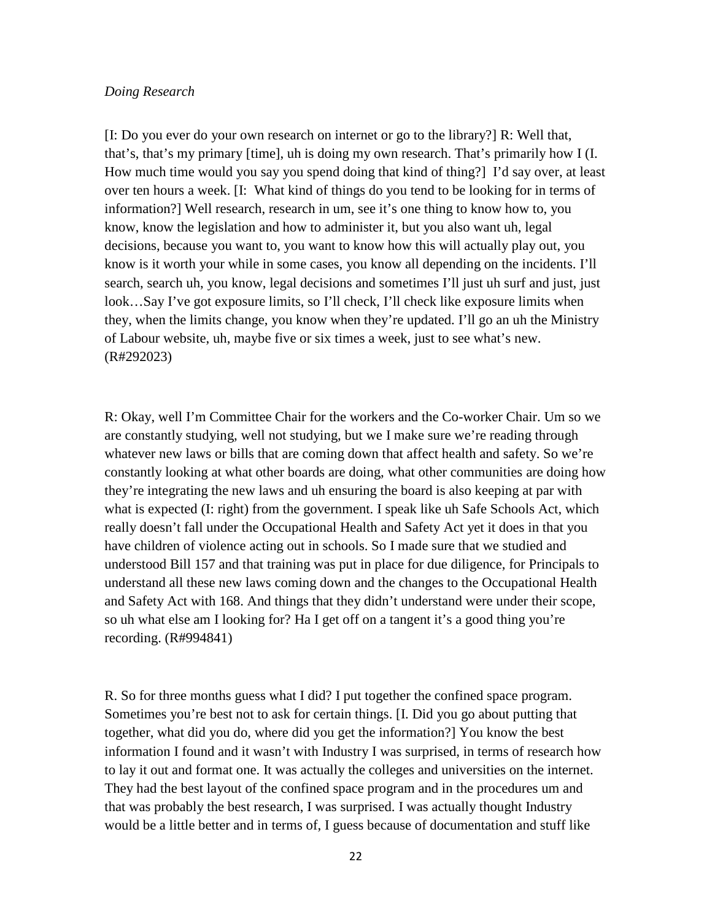*Doing Research*

[I: Do you ever do your own research on internet or go to the library?] R: Well that, that's, that's my primary [time], uh is doing my own research. That's primarily how I (I. How much time would you say you spend doing that kind of thing?] I'd say over, at least over ten hours a week. [I: What kind of things do you tend to be looking for in terms of information?] Well research, research in um, see it's one thing to know how to, you know, know the legislation and how to administer it, but you also want uh, legal decisions, because you want to, you want to know how this will actually play out, you know is it worth your while in some cases, you know all depending on the incidents. I'll search, search uh, you know, legal decisions and sometimes I'll just uh surf and just, just look…Say I've got exposure limits, so I'll check, I'll check like exposure limits when they, when the limits change, you know when they're updated. I'll go an uh the Ministry of Labour website, uh, maybe five or six times a week, just to see what's new. (R#292023)

R: Okay, well I'm Committee Chair for the workers and the Co-worker Chair. Um so we are constantly studying, well not studying, but we I make sure we're reading through whatever new laws or bills that are coming down that affect health and safety. So we're constantly looking at what other boards are doing, what other communities are doing how they're integrating the new laws and uh ensuring the board is also keeping at par with what is expected (I: right) from the government. I speak like uh Safe Schools Act, which really doesn't fall under the Occupational Health and Safety Act yet it does in that you have children of violence acting out in schools. So I made sure that we studied and understood Bill 157 and that training was put in place for due diligence, for Principals to understand all these new laws coming down and the changes to the Occupational Health and Safety Act with 168. And things that they didn't understand were under their scope, so uh what else am I looking for? Ha I get off on a tangent it's a good thing you're recording. (R#994841)

R. So for three months guess what I did? I put together the confined space program. Sometimes you're best not to ask for certain things. [I. Did you go about putting that together, what did you do, where did you get the information?] You know the best information I found and it wasn't with Industry I was surprised, in terms of research how to lay it out and format one. It was actually the colleges and universities on the internet. They had the best layout of the confined space program and in the procedures um and that was probably the best research, I was surprised. I was actually thought Industry would be a little better and in terms of, I guess because of documentation and stuff like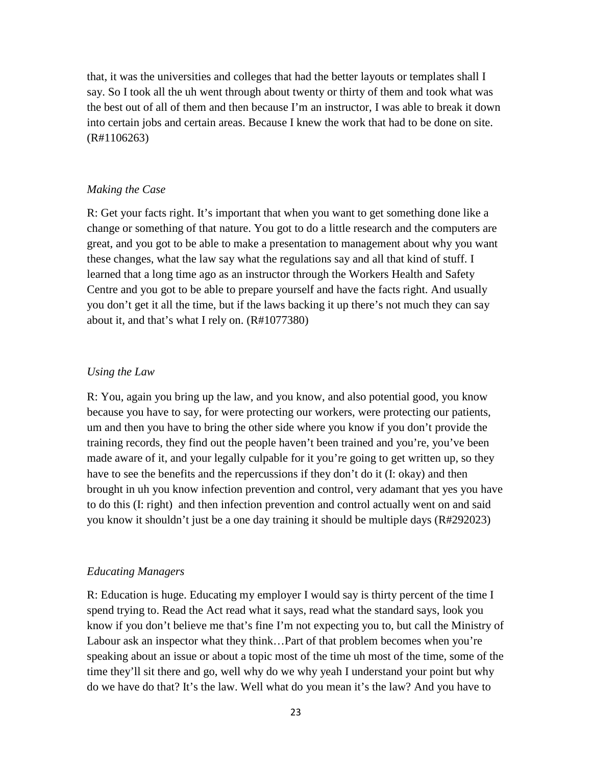that, it was the universities and colleges that had the better layouts or templates shall I say. So I took all the uh went through about twenty or thirty of them and took what was the best out of all of them and then because I'm an instructor, I was able to break it down into certain jobs and certain areas. Because I knew the work that had to be done on site. (R#1106263)

*Making the Case*

R: Get your facts right. It's important that when you want to get something done like a change or something of that nature. You got to do a little research and the computers are great, and you got to be able to make a presentation to management about why you want these changes, what the law say what the regulations say and all that kind of stuff. I learned that a long time ago as an instructor through the Workers Health and Safety Centre and you got to be able to prepare yourself and have the facts right. And usually you don't get it all the time, but if the laws backing it up there's not much they can say about it, and that's what I rely on. (R#1077380)

*Using the Law*

R: You, again you bring up the law, and you know, and also potential good, you know because you have to say, for were protecting our workers, were protecting our patients, um and then you have to bring the other side where you know if you don't provide the training records, they find out the people haven't been trained and you're, you've been made aware of it, and your legally culpable for it you're going to get written up, so they have to see the benefits and the repercussions if they don't do it (I: okay) and then brought in uh you know infection prevention and control, very adamant that yes you have to do this (I: right) and then infection prevention and control actually went on and said you know it shouldn't just be a one day training it should be multiple days (R#292023)

*Educating Managers*

R: Education is huge. Educating my employer I would say is thirty percent of the time I spend trying to. Read the Act read what it says, read what the standard says, look you know if you don't believe me that's fine I'm not expecting you to, but call the Ministry of Labour ask an inspector what they think…Part of that problem becomes when you're speaking about an issue or about a topic most of the time uh most of the time, some of the time they'll sit there and go, well why do we why yeah I understand your point but why do we have do that? It's the law. Well what do you mean it's the law? And you have to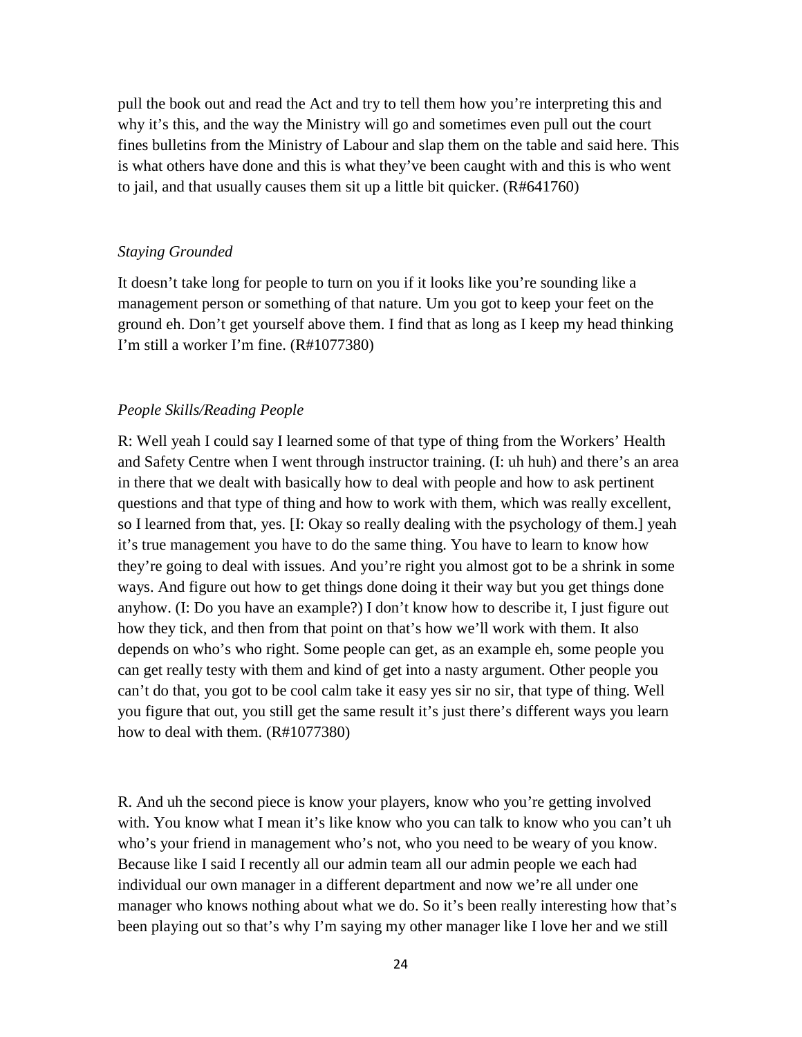pull the book out and read the Act and try to tell them how you're interpreting this and why it's this, and the way the Ministry will go and sometimes even pull out the court fines bulletins from the Ministry of Labour and slap them on the table and said here. This is what others have done and this is what they've been caught with and this is who went to jail, and that usually causes them sit up a little bit quicker. (R#641760)

*Staying Grounded*

It doesn't take long for people to turn on you if it looks like you're sounding like a management person or something of that nature. Um you got to keep your feet on the ground eh. Don't get yourself above them. I find that as long as I keep my head thinking I'm still a worker I'm fine. (R#1077380)

*People Skills/Reading People*

R: Well yeah I could say I learned some of that type of thing from the Workers' Health and Safety Centre when I went through instructor training. (I: uh huh) and there's an area in there that we dealt with basically how to deal with people and how to ask pertinent questions and that type of thing and how to work with them, which was really excellent, so I learned from that, yes. [I: Okay so really dealing with the psychology of them.] yeah it's true management you have to do the same thing. You have to learn to know how they're going to deal with issues. And you're right you almost got to be a shrink in some ways. And figure out how to get things done doing it their way but you get things done anyhow. (I: Do you have an example?) I don't know how to describe it, I just figure out how they tick, and then from that point on that's how we'll work with them. It also depends on who's who right. Some people can get, as an example eh, some people you can get really testy with them and kind of get into a nasty argument. Other people you can't do that, you got to be cool calm take it easy yes sir no sir, that type of thing. Well you figure that out, you still get the same result it's just there's different ways you learn how to deal with them. (R#1077380)

R. And uh the second piece is know your players, know who you're getting involved with. You know what I mean it's like know who you can talk to know who you can't uh who's your friend in management who's not, who you need to be weary of you know. Because like I said I recently all our admin team all our admin people we each had individual our own manager in a different department and now we're all under one manager who knows nothing about what we do. So it's been really interesting how that's been playing out so that's why I'm saying my other manager like I love her and we still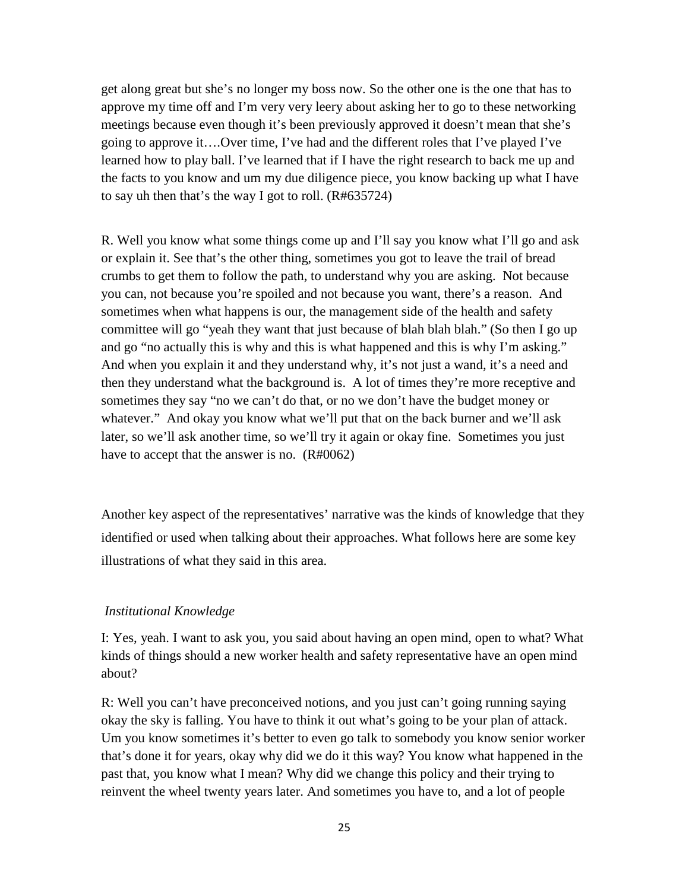get along great but she's no longer my boss now. So the other one is the one that has to approve my time off and I'm very very leery about asking her to go to these networking meetings because even though it's been previously approved it doesn't mean that she's going to approve it….Over time, I've had and the different roles that I've played I've learned how to play ball. I've learned that if I have the right research to back me up and the facts to you know and um my due diligence piece, you know backing up what I have to say uh then that's the way I got to roll. (R#635724)

R. Well you know what some things come up and I'll say you know what I'll go and ask or explain it. See that's the other thing, sometimes you got to leave the trail of bread crumbs to get them to follow the path, to understand why you are asking. Not because you can, not because you're spoiled and not because you want, there's a reason. And sometimes when what happens is our, the management side of the health and safety committee will go "yeah they want that just because of blah blah blah." (So then I go up and go "no actually this is why and this is what happened and this is why I'm asking." And when you explain it and they understand why, it's not just a wand, it's a need and then they understand what the background is. A lot of times they're more receptive and sometimes they say "no we can't do that, or no we don't have the budget money or whatever." And okay you know what we'll put that on the back burner and we'll ask later, so we'll ask another time, so we'll try it again or okay fine. Sometimes you just have to accept that the answer is no. (R#0062)

Another key aspect of the representatives' narrative was the kinds of knowledge that they identified or used when talking about their approaches. What follows here are some key illustrations of what they said in this area.

*Institutional Knowledge*

I: Yes, yeah. I want to ask you, you said about having an open mind, open to what? What kinds of things should a new worker health and safety representative have an open mind about?

R: Well you can't have preconceived notions, and you just can't going running saying okay the sky is falling. You have to think it out what's going to be your plan of attack. Um you know sometimes it's better to even go talk to somebody you know senior worker that's done it for years, okay why did we do it this way? You know what happened in the past that, you know what I mean? Why did we change this policy and their trying to reinvent the wheel twenty years later. And sometimes you have to, and a lot of people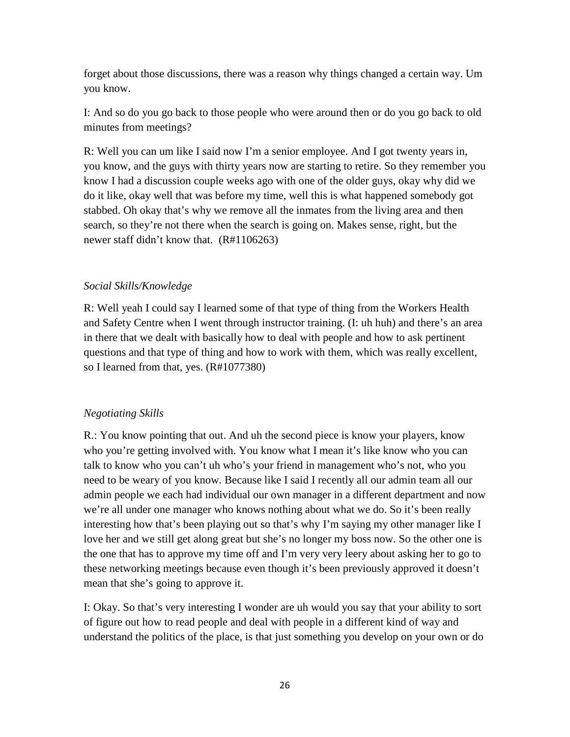forget about those discussions, there was a reason why things changed a certain way. Um you know.

I: And so do you go back to those people who were around then or do you go back to old minutes from meetings?

R: Well you can um like I said now I'm a senior employee. And I got twenty years in, you know, and the guys with thirty years now are starting to retire. So they remember you know I had a discussion couple weeks ago with one of the older guys, okay why did we do it like, okay well that was before my time, well this is what happened somebody got stabbed. Oh okay that's why we remove all the inmates from the living area and then search, so they're not there when the search is going on. Makes sense, right, but the newer staff didn't know that. (R#1106263)

*Social Skills/Knowledge*

R: Well yeah I could say I learned some of that type of thing from the Workers Health and Safety Centre when I went through instructor training. (I: uh huh) and there's an area in there that we dealt with basically how to deal with people and how to ask pertinent questions and that type of thing and how to work with them, which was really excellent, so I learned from that, yes. (R#1077380)

*Negotiating Skills*

R.: You know pointing that out. And uh the second piece is know your players, know who you're getting involved with. You know what I mean it's like know who you can talk to know who you can't uh who's your friend in management who's not, who you need to be weary of you know. Because like I said I recently all our admin team all our admin people we each had individual our own manager in a different department and now we're all under one manager who knows nothing about what we do. So it's been really interesting how that's been playing out so that's why I'm saying my other manager like I love her and we still get along great but she's no longer my boss now. So the other one is the one that has to approve my time off and I'm very very leery about asking her to go to these networking meetings because even though it's been previously approved it doesn't mean that she's going to approve it.

I: Okay. So that's very interesting I wonder are uh would you say that your ability to sort of figure out how to read people and deal with people in a different kind of way and understand the politics of the place, is that just something you develop on your own or do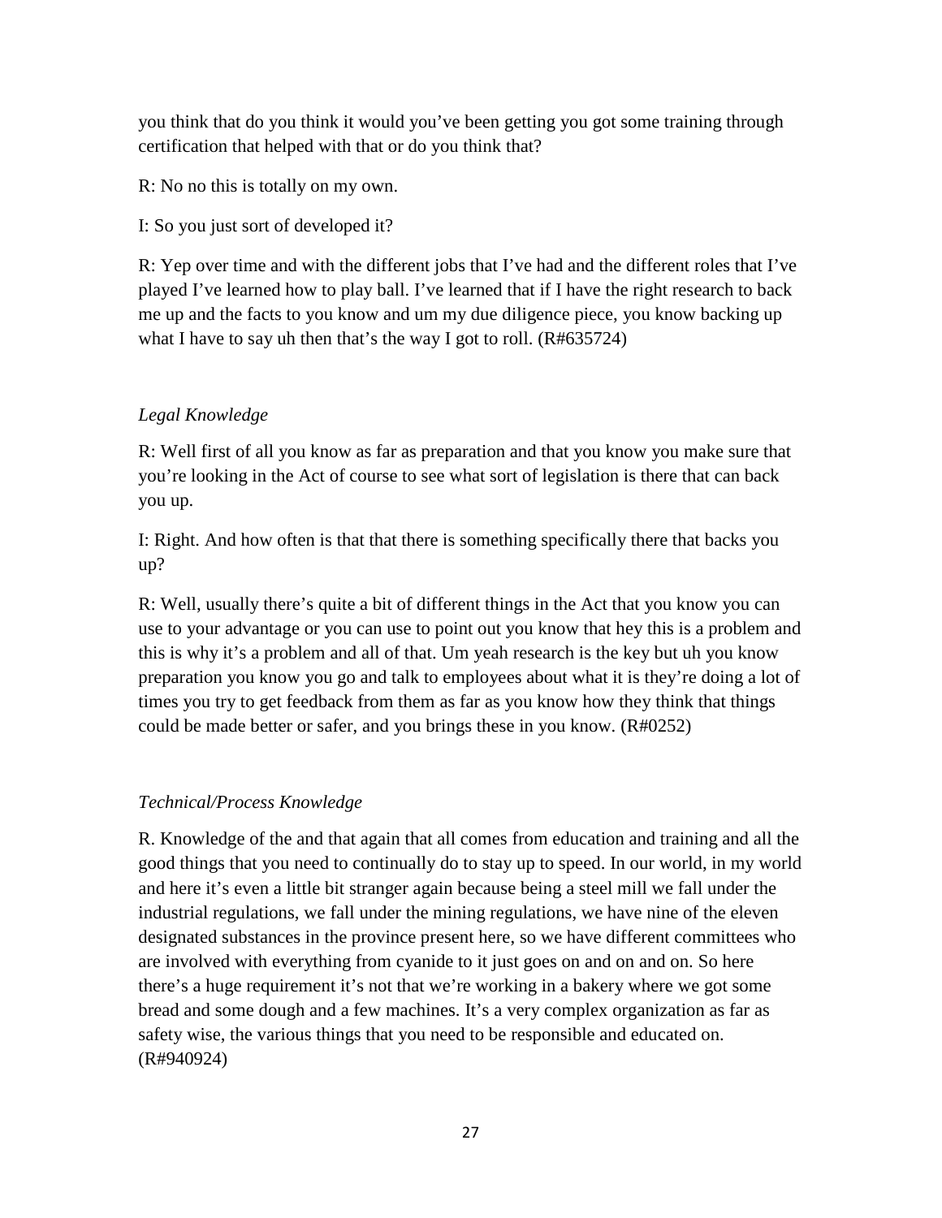you think that do you think it would you've been getting you got some training through certification that helped with that or do you think that?

R: No no this is totally on my own.

I: So you just sort of developed it?

R: Yep over time and with the different jobs that I've had and the different roles that I've played I've learned how to play ball. I've learned that if I have the right research to back me up and the facts to you know and um my due diligence piece, you know backing up what I have to say uh then that's the way I got to roll. (R#635724)

### *Legal Knowledge*

R: Well first of all you know as far as preparation and that you know you make sure that you're looking in the Act of course to see what sort of legislation is there that can back you up.

I: Right. And how often is that that there is something specifically there that backs you up?

R: Well, usually there's quite a bit of different things in the Act that you know you can use to your advantage or you can use to point out you know that hey this is a problem and this is why it's a problem and all of that. Um yeah research is the key but uh you know preparation you know you go and talk to employees about what it is they're doing a lot of times you try to get feedback from them as far as you know how they think that things could be made better or safer, and you brings these in you know. (R#0252)

### *Technical/Process Knowledge*

R. Knowledge of the and that again that all comes from education and training and all the good things that you need to continually do to stay up to speed. In our world, in my world and here it's even a little bit stranger again because being a steel mill we fall under the industrial regulations, we fall under the mining regulations, we have nine of the eleven designated substances in the province present here, so we have different committees who are involved with everything from cyanide to it just goes on and on and on. So here there's a huge requirement it's not that we're working in a bakery where we got some bread and some dough and a few machines. It's a very complex organization as far as safety wise, the various things that you need to be responsible and educated on. (R#940924)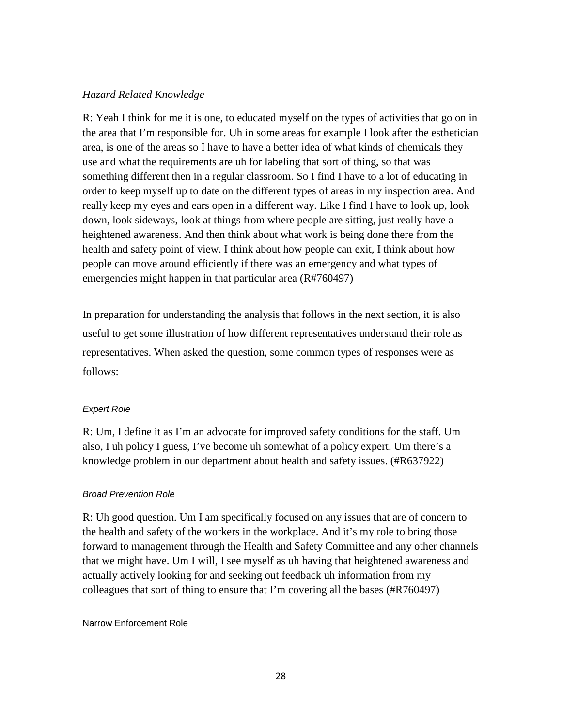*Hazard Related Knowledge*

R: Yeah I think for me it is one, to educated myself on the types of activities that go on in the area that I'm responsible for. Uh in some areas for example I look after the esthetician area, is one of the areas so I have to have a better idea of what kinds of chemicals they use and what the requirements are uh for labeling that sort of thing, so that was something different then in a regular classroom. So I find I have to a lot of educating in order to keep myself up to date on the different types of areas in my inspection area. And really keep my eyes and ears open in a different way. Like I find I have to look up, look down, look sideways, look at things from where people are sitting, just really have a heightened awareness. And then think about what work is being done there from the health and safety point of view. I think about how people can exit, I think about how people can move around efficiently if there was an emergency and what types of emergencies might happen in that particular area (R#760497)

In preparation for understanding the analysis that follows in the next section, it is also useful to get some illustration of how different representatives understand their role as representatives. When asked the question, some common types of responses were as follows:

*Expert Role*

R: Um, I define it as I'm an advocate for improved safety conditions for the staff. Um also, I uh policy I guess, I've become uh somewhat of a policy expert. Um there's a knowledge problem in our department about health and safety issues. (#R637922)

*Broad Prevention Role*

R: Uh good question. Um I am specifically focused on any issues that are of concern to the health and safety of the workers in the workplace. And it's my role to bring those forward to management through the Health and Safety Committee and any other channels that we might have. Um I will, I see myself as uh having that heightened awareness and actually actively looking for and seeking out feedback uh information from my colleagues that sort of thing to ensure that I'm covering all the bases (#R760497)

Narrow Enforcement Role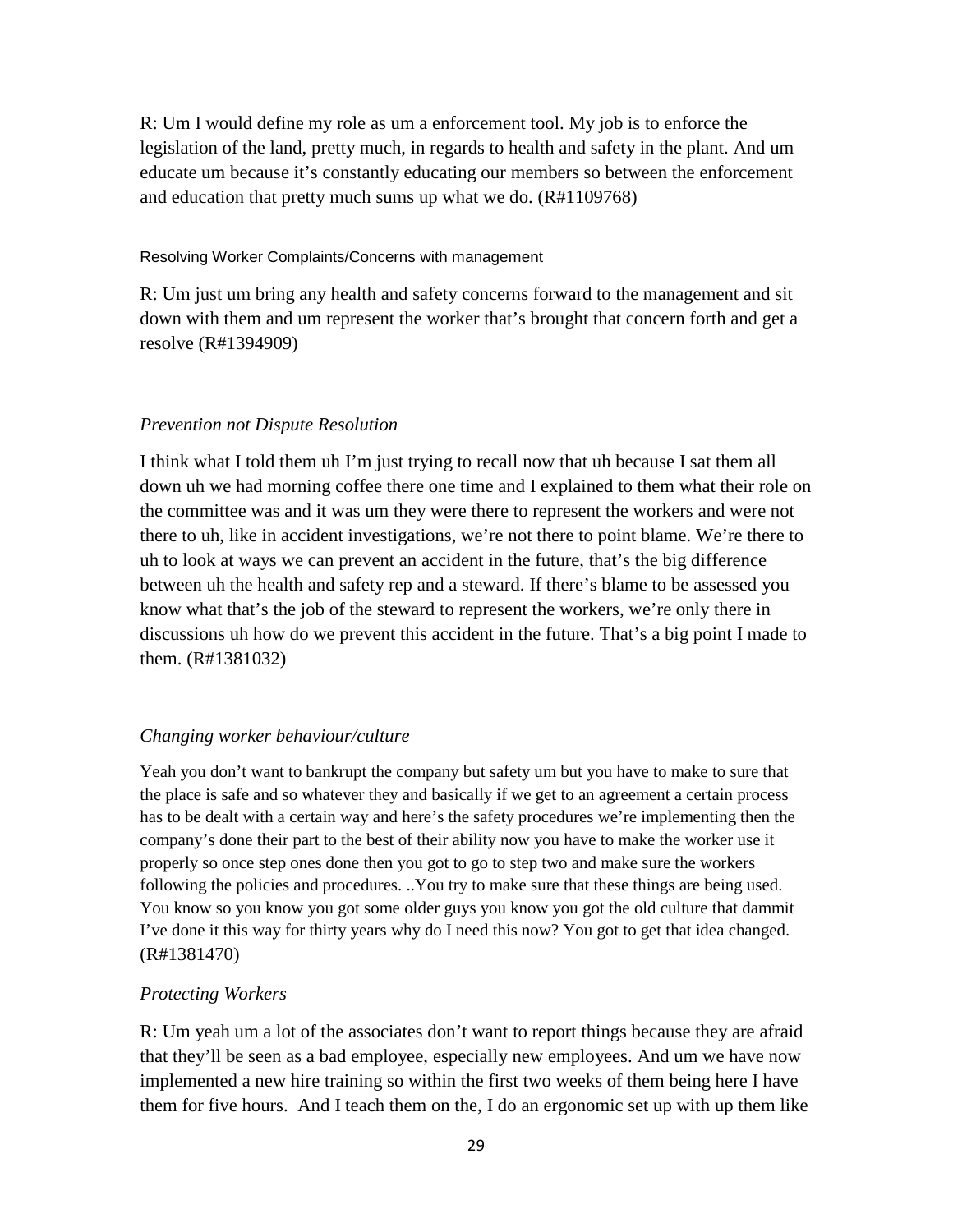R: Um I would define my role as um a enforcement tool. My job is to enforce the legislation of the land, pretty much, in regards to health and safety in the plant. And um educate um because it's constantly educating our members so between the enforcement and education that pretty much sums up what we do. (R#1109768)

Resolving Worker Complaints/Concerns with management

R: Um just um bring any health and safety concerns forward to the management and sit down with them and um represent the worker that's brought that concern forth and get a resolve (R#1394909)

*Prevention not Dispute Resolution*

I think what I told them uh I'm just trying to recall now that uh because I sat them all down uh we had morning coffee there one time and I explained to them what their role on the committee was and it was um they were there to represent the workers and were not there to uh, like in accident investigations, we're not there to point blame. We're there to uh to look at ways we can prevent an accident in the future, that's the big difference between uh the health and safety rep and a steward. If there's blame to be assessed you know what that's the job of the steward to represent the workers, we're only there in discussions uh how do we prevent this accident in the future. That's a big point I made to them. (R#1381032)

*Changing worker behaviour/culture*

Yeah you don't want to bankrupt the company but safety um but you have to make to sure that the place is safe and so whatever they and basically if we get to an agreement a certain process has to be dealt with a certain way and here's the safety procedures we're implementing then the company's done their part to the best of their ability now you have to make the worker use it properly so once step ones done then you got to go to step two and make sure the workers following the policies and procedures. ..You try to make sure that these things are being used. You know so you know you got some older guys you know you got the old culture that dammit I've done it this way for thirty years why do I need this now? You got to get that idea changed. (R#1381470)

*Protecting Workers*

R: Um yeah um a lot of the associates don't want to report things because they are afraid that they'll be seen as a bad employee, especially new employees. And um we have now implemented a new hire training so within the first two weeks of them being here I have them for five hours. And I teach them on the, I do an ergonomic set up with up them like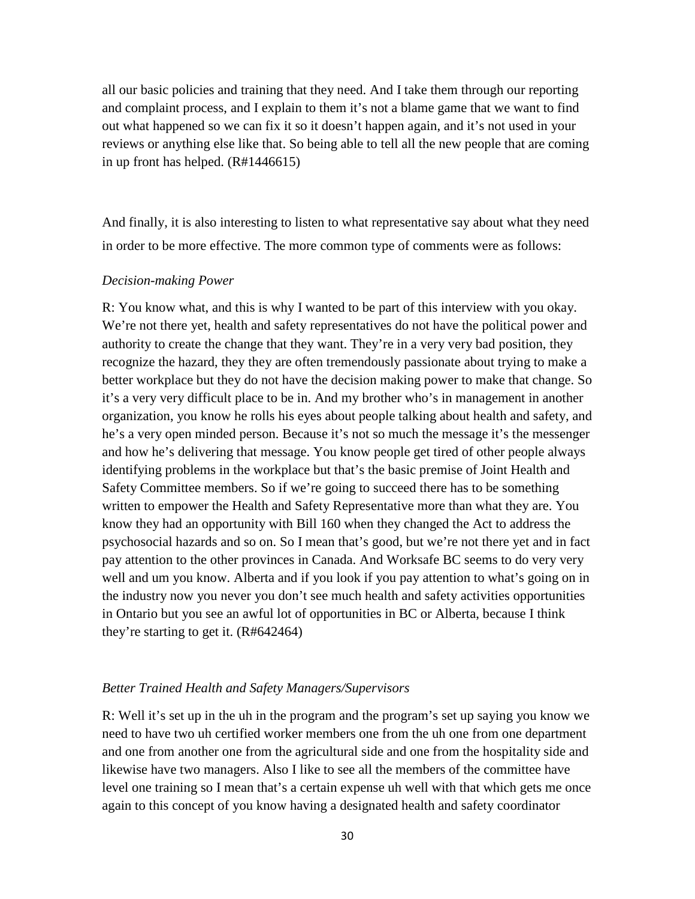all our basic policies and training that they need. And I take them through our reporting and complaint process, and I explain to them it's not a blame game that we want to find out what happened so we can fix it so it doesn't happen again, and it's not used in your reviews or anything else like that. So being able to tell all the new people that are coming in up front has helped. (R#1446615)

And finally, it is also interesting to listen to what representative say about what they need in order to be more effective. The more common type of comments were as follows:

*Decision-making Power*

R: You know what, and this is why I wanted to be part of this interview with you okay. We're not there yet, health and safety representatives do not have the political power and authority to create the change that they want. They're in a very very bad position, they recognize the hazard, they they are often tremendously passionate about trying to make a better workplace but they do not have the decision making power to make that change. So it's a very very difficult place to be in. And my brother who's in management in another organization, you know he rolls his eyes about people talking about health and safety, and he's a very open minded person. Because it's not so much the message it's the messenger and how he's delivering that message. You know people get tired of other people always identifying problems in the workplace but that's the basic premise of Joint Health and Safety Committee members. So if we're going to succeed there has to be something written to empower the Health and Safety Representative more than what they are. You know they had an opportunity with Bill 160 when they changed the Act to address the psychosocial hazards and so on. So I mean that's good, but we're not there yet and in fact pay attention to the other provinces in Canada. And Worksafe BC seems to do very very well and um you know. Alberta and if you look if you pay attention to what's going on in the industry now you never you don't see much health and safety activities opportunities in Ontario but you see an awful lot of opportunities in BC or Alberta, because I think they're starting to get it. (R#642464)

*Better Trained Health and Safety Managers/Supervisors*

R: Well it's set up in the uh in the program and the program's set up saying you know we need to have two uh certified worker members one from the uh one from one department and one from another one from the agricultural side and one from the hospitality side and likewise have two managers. Also I like to see all the members of the committee have level one training so I mean that's a certain expense uh well with that which gets me once again to this concept of you know having a designated health and safety coordinator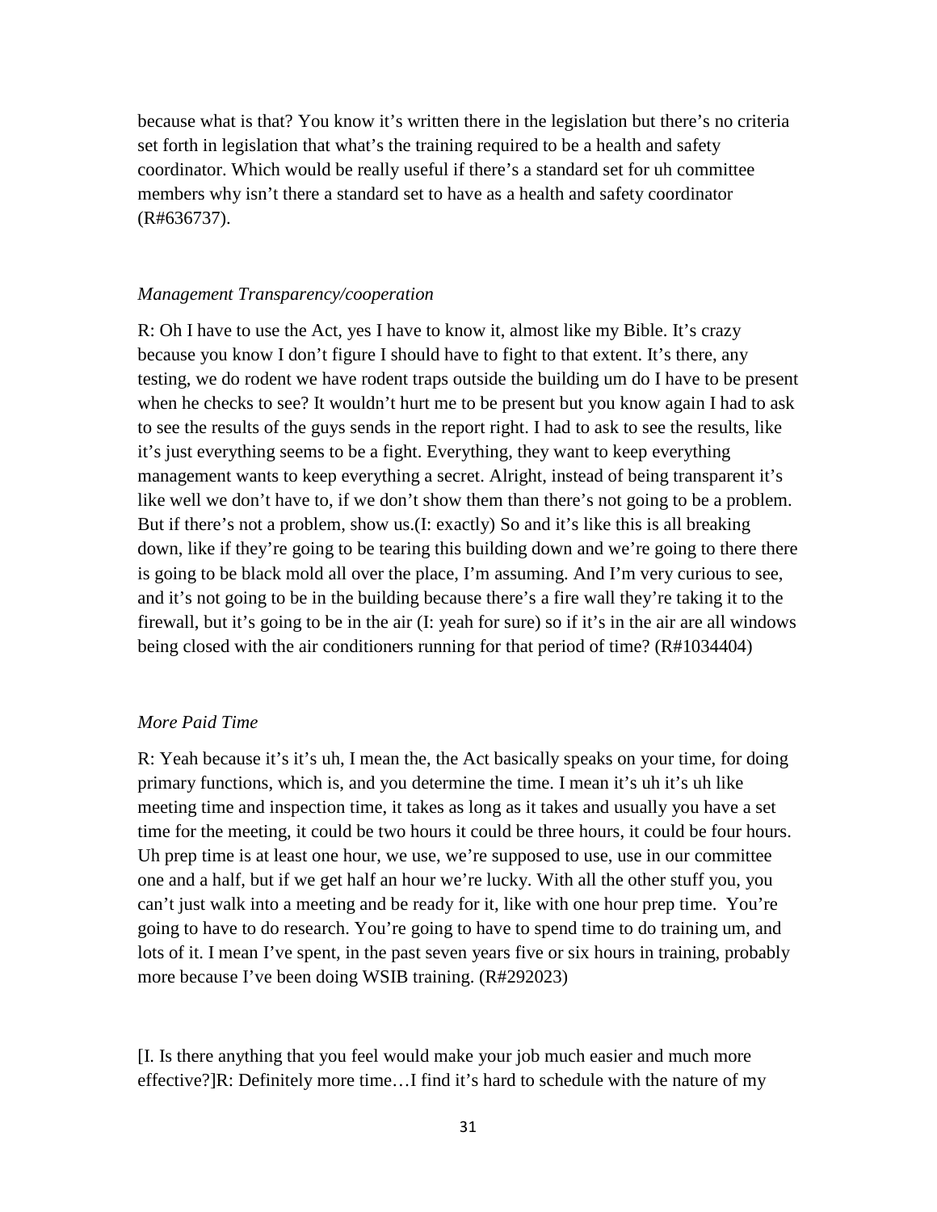because what is that? You know it's written there in the legislation but there's no criteria set forth in legislation that what's the training required to be a health and safety coordinator. Which would be really useful if there's a standard set for uh committee members why isn't there a standard set to have as a health and safety coordinator (R#636737).

*Management Transparency/cooperation*

R: Oh I have to use the Act, yes I have to know it, almost like my Bible. It's crazy because you know I don't figure I should have to fight to that extent. It's there, any testing, we do rodent we have rodent traps outside the building um do I have to be present when he checks to see? It wouldn't hurt me to be present but you know again I had to ask to see the results of the guys sends in the report right. I had to ask to see the results, like it's just everything seems to be a fight. Everything, they want to keep everything management wants to keep everything a secret. Alright, instead of being transparent it's like well we don't have to, if we don't show them than there's not going to be a problem. But if there's not a problem, show us.(I: exactly) So and it's like this is all breaking down, like if they're going to be tearing this building down and we're going to there there is going to be black mold all over the place, I'm assuming. And I'm very curious to see, and it's not going to be in the building because there's a fire wall they're taking it to the firewall, but it's going to be in the air (I: yeah for sure) so if it's in the air are all windows being closed with the air conditioners running for that period of time? (R#1034404)

*More Paid Time*

R: Yeah because it's it's uh, I mean the, the Act basically speaks on your time, for doing primary functions, which is, and you determine the time. I mean it's uh it's uh like meeting time and inspection time, it takes as long as it takes and usually you have a set time for the meeting, it could be two hours it could be three hours, it could be four hours. Uh prep time is at least one hour, we use, we're supposed to use, use in our committee one and a half, but if we get half an hour we're lucky. With all the other stuff you, you can't just walk into a meeting and be ready for it, like with one hour prep time. You're going to have to do research. You're going to have to spend time to do training um, and lots of it. I mean I've spent, in the past seven years five or six hours in training, probably more because I've been doing WSIB training. (R#292023)

[I. Is there anything that you feel would make your job much easier and much more effective?]R: Definitely more time…I find it's hard to schedule with the nature of my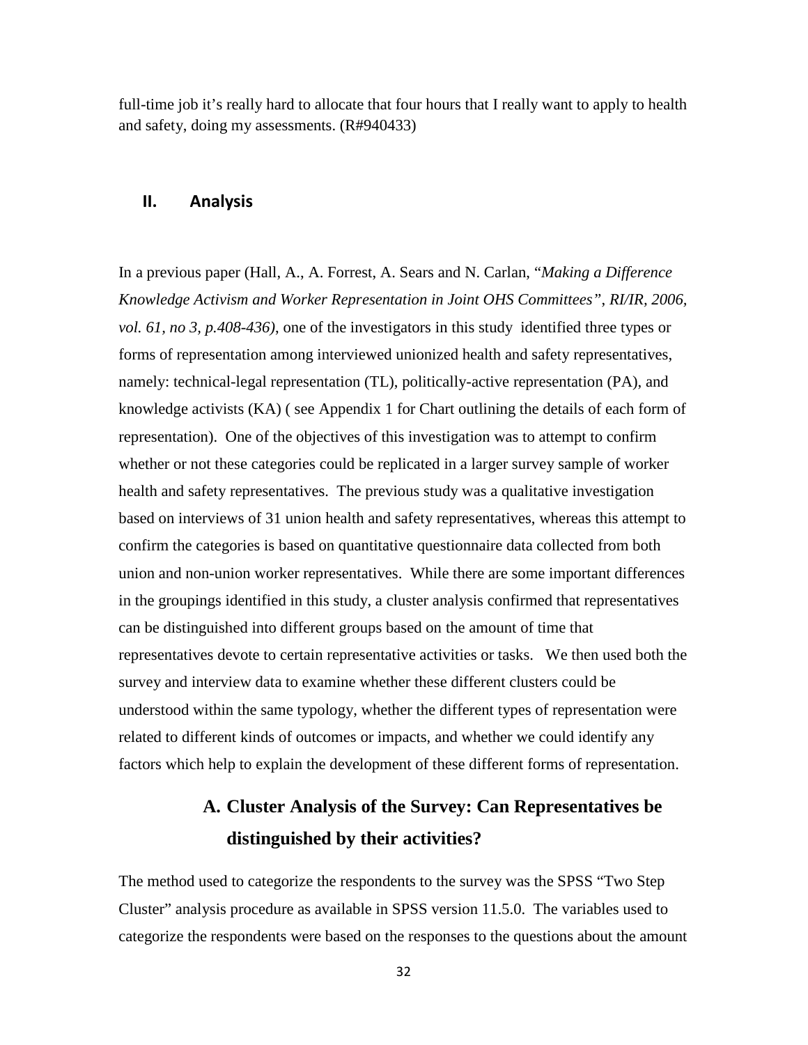full-time job it's really hard to allocate that four hours that I really want to apply to health and safety, doing my assessments. (R#940433)

## II. Analysis

In a previous paper (Hall, A., A. Forrest, A. Sears and N. Carlan, "*Making a Difference Knowledge Activism and Worker Representation in Joint OHS Committees", RI/IR, 2006, vol. 61, no 3, p.408-436)*, one of the investigators in this study identified three types or forms of representation among interviewed unionized health and safety representatives, namely: technical-legal representation (TL), politically-active representation (PA), and knowledge activists (KA) ( see Appendix 1 for Chart outlining the details of each form of representation). One of the objectives of this investigation was to attempt to confirm whether or not these categories could be replicated in a larger survey sample of worker health and safety representatives. The previous study was a qualitative investigation based on interviews of 31 union health and safety representatives, whereas this attempt to confirm the categories is based on quantitative questionnaire data collected from both union and non-union worker representatives. While there are some important differences in the groupings identified in this study, a cluster analysis confirmed that representatives can be distinguished into different groups based on the amount of time that representatives devote to certain representative activities or tasks. We then used both the survey and interview data to examine whether these different clusters could be understood within the same typology, whether the different types of representation were related to different kinds of outcomes or impacts, and whether we could identify any factors which help to explain the development of these different forms of representation.

### A. Cluster Analysis of the Survey: Can Representatives be distinguished by their activities?

The method used to categorize the respondents to the survey was the SPSS "Two Step Cluster" analysis procedure as available in SPSS version 11.5.0. The variables used to categorize the respondents were based on the responses to the questions about the amount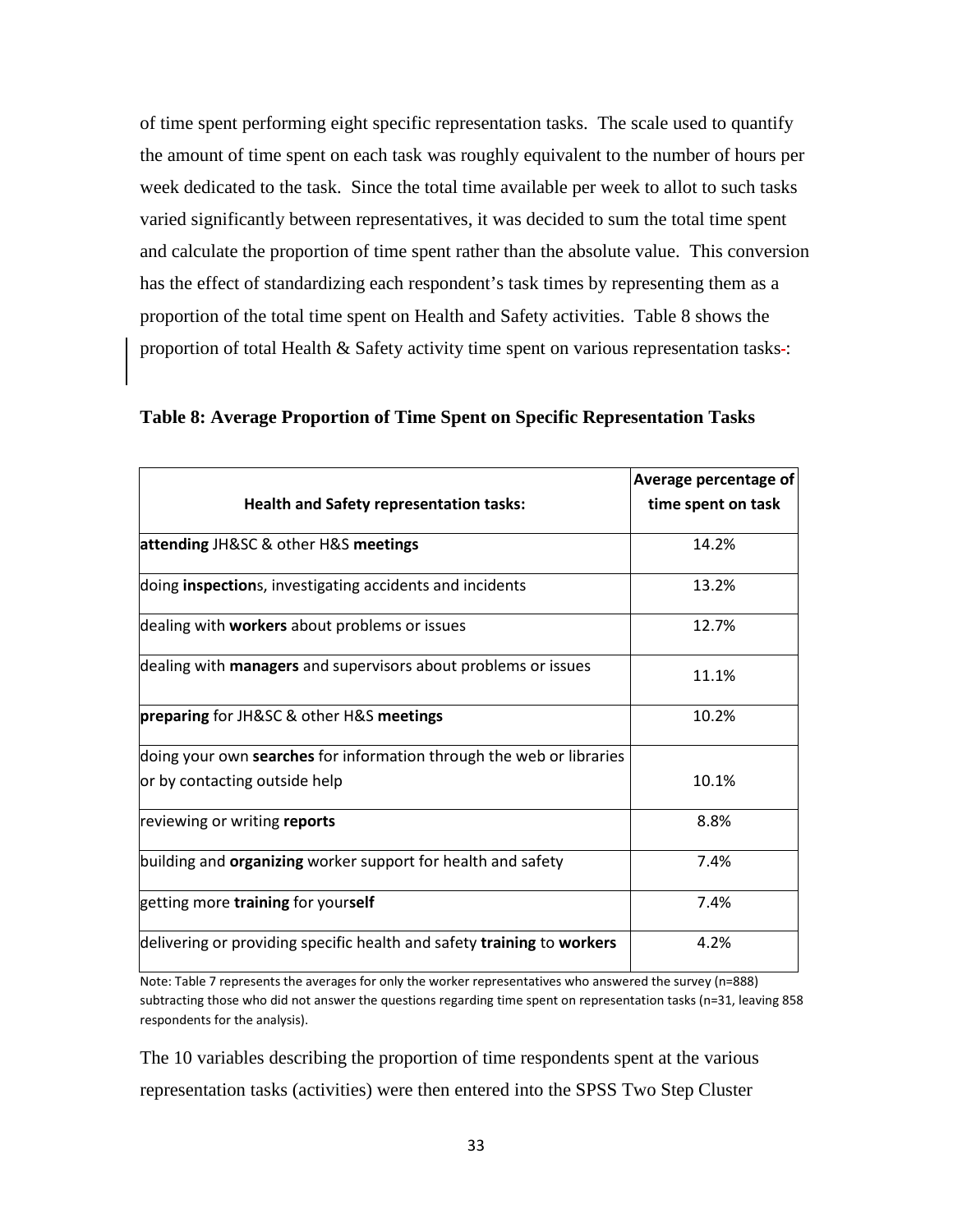of time spent performing eight specific representation tasks. The scale used to quantify the amount of time spent on each task was roughly equivalent to the number of hours per week dedicated to the task. Since the total time available per week to allot to such tasks varied significantly between representatives, it was decided to sum the total time spent and calculate the proportion of time spent rather than the absolute value. This conversion has the effect of standardizing each respondent's task times by representing them as a proportion of the total time spent on Health and Safety activities. Table 8 shows the proportion of total Health & Safety activity time spent on various representation tasks:

**Table 8: Average Proportion of Time Spent on Specific Representation Tasks**

| **Health and Safety representation tasks:** | **Average percentage of time spent on task** |
|---|---|
| **attending** JH&SC & other H&S **meetings** | 14.2% |
| doing **inspection**s, investigating accidents and incidents | 13.2% |
| dealing with **workers** about problems or issues | 12.7% |
| dealing with **managers** and supervisors about problems or issues | 11.1% |
| **preparing** for JH&SC & other H&S **meetings** | 10.2% |
| doing your own **searches** for information through the web or libraries or by contacting outside help | 10.1% |
| reviewing or writing **reports** | 8.8% |
| building and **organizing** worker support for health and safety | 7.4% |
| getting more **training** for your**self** | 7.4% |
| delivering or providing specific health and safety **training** to **workers** | 4.2% |

Note: Table 7 represents the averages for only the worker representatives who answered the survey (n=888) subtracting those who did not answer the questions regarding time spent on representation tasks (n=31, leaving 858 respondents for the analysis).

The 10 variables describing the proportion of time respondents spent at the various representation tasks (activities) were then entered into the SPSS Two Step Cluster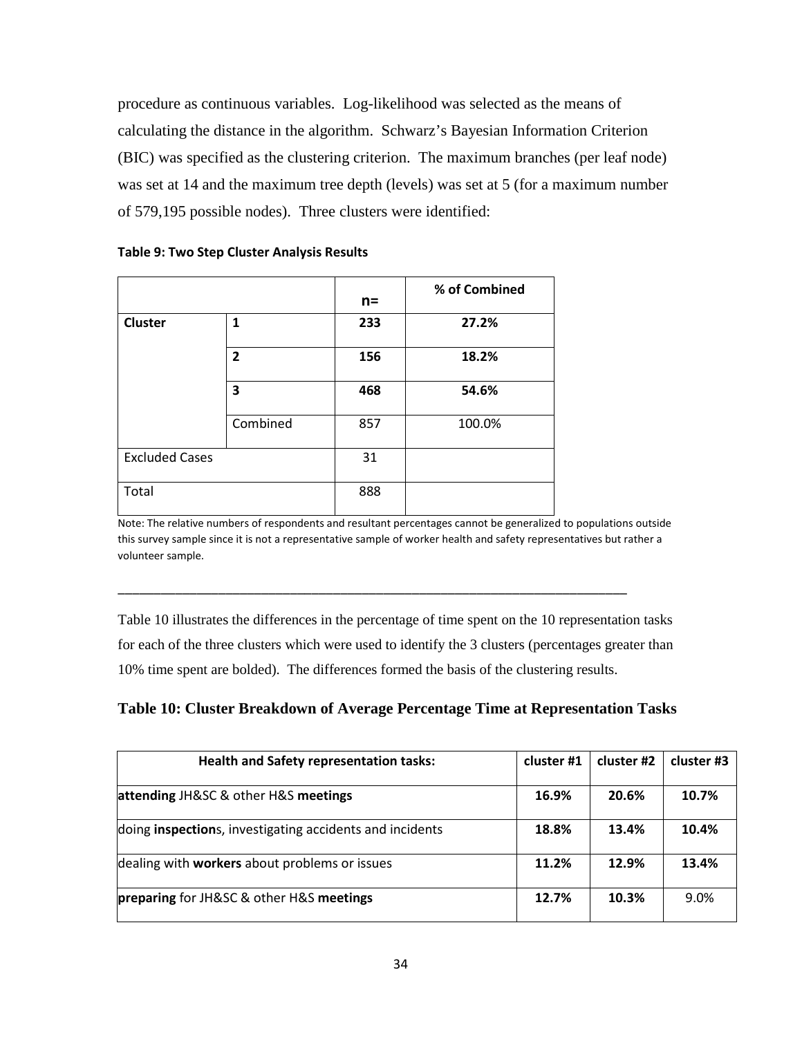procedure as continuous variables. Log-likelihood was selected as the means of calculating the distance in the algorithm. Schwarz's Bayesian Information Criterion (BIC) was specified as the clustering criterion. The maximum branches (per leaf node) was set at 14 and the maximum tree depth (levels) was set at 5 (for a maximum number of 579,195 possible nodes). Three clusters were identified:

**Table 9: Two Step Cluster Analysis Results**

| | | n= | % of Combined |
|---|---|---|---|
| **Cluster** | **1** | **233** | **27.2%** |
| | **2** | **156** | **18.2%** |
| | **3** | **468** | **54.6%** |
| | Combined | 857 | 100.0% |
| Excluded Cases | | 31 | |
| Total | | 888 | |

Note: The relative numbers of respondents and resultant percentages cannot be generalized to populations outside this survey sample since it is not a representative sample of worker health and safety representatives but rather a volunteer sample.

---

Table 10 illustrates the differences in the percentage of time spent on the 10 representation tasks for each of the three clusters which were used to identify the 3 clusters (percentages greater than 10% time spent are bolded). The differences formed the basis of the clustering results.

**Table 10: Cluster Breakdown of Average Percentage Time at Representation Tasks**

| Health and Safety representation tasks: | cluster #1 | cluster #2 | cluster #3 |
|---|---|---|---|
| **attending** JH&SC & other H&S **meetings** | **16.9%** | **20.6%** | **10.7%** |
| doing **inspection**s, investigating accidents and incidents | **18.8%** | **13.4%** | **10.4%** |
| dealing with **workers** about problems or issues | **11.2%** | **12.9%** | **13.4%** |
| **preparing** for JH&SC & other H&S **meetings** | **12.7%** | **10.3%** | 9.0% |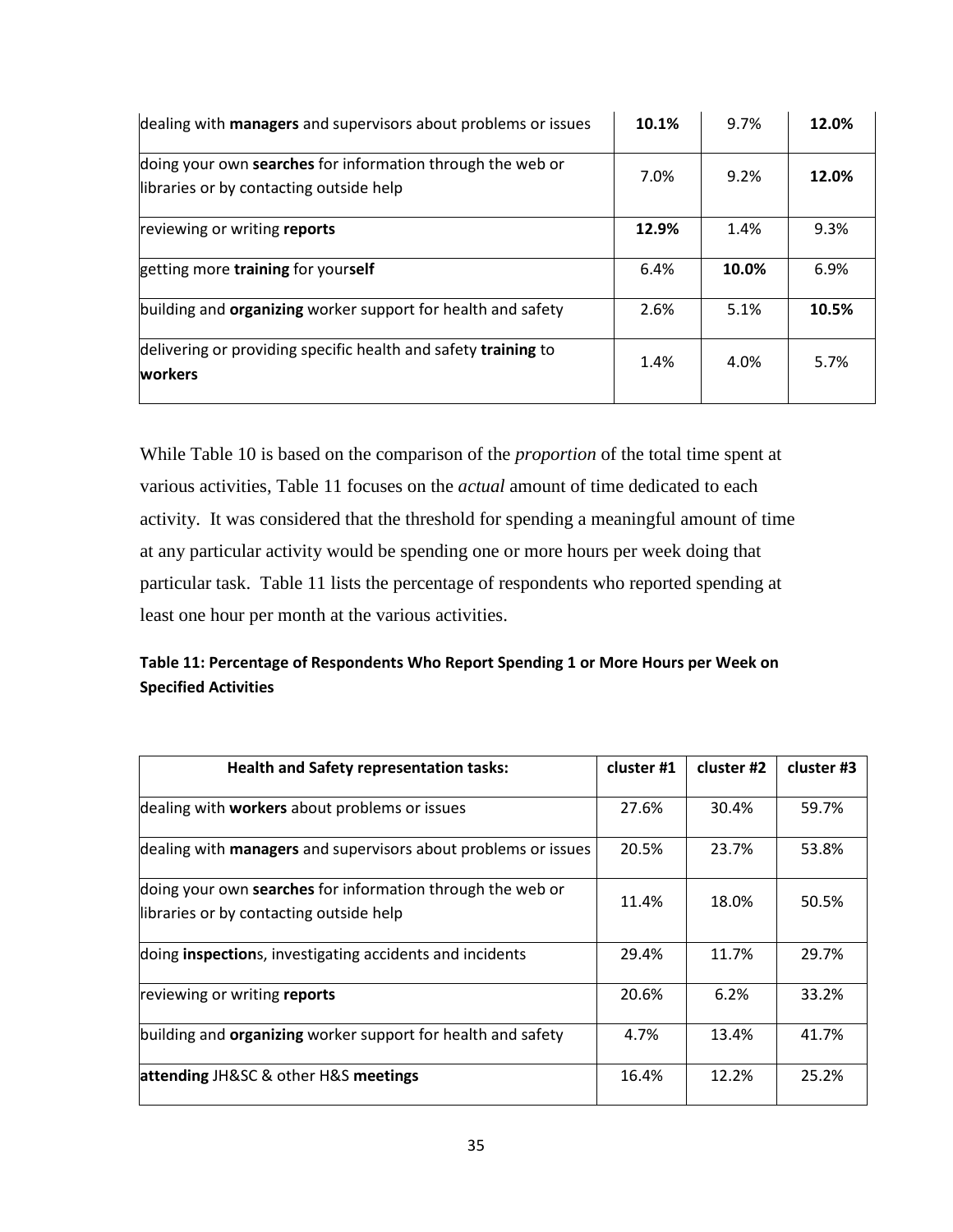| | | | |
|---|---|---|---|
| dealing with **managers** and supervisors about problems or issues | **10.1%** | 9.7% | **12.0%** |
| doing your own **searches** for information through the web or libraries or by contacting outside help | 7.0% | 9.2% | **12.0%** |
| reviewing or writing **reports** | **12.9%** | 1.4% | 9.3% |
| getting more **training** for your**self** | 6.4% | **10.0%** | 6.9% |
| building and **organizing** worker support for health and safety | 2.6% | 5.1% | **10.5%** |
| delivering or providing specific health and safety **training** to **workers** | 1.4% | 4.0% | 5.7% |

While Table 10 is based on the comparison of the *proportion* of the total time spent at various activities, Table 11 focuses on the *actual* amount of time dedicated to each activity. It was considered that the threshold for spending a meaningful amount of time at any particular activity would be spending one or more hours per week doing that particular task. Table 11 lists the percentage of respondents who reported spending at least one hour per month at the various activities.

**Table 11: Percentage of Respondents Who Report Spending 1 or More Hours per Week on Specified Activities**

| Health and Safety representation tasks: | cluster #1 | cluster #2 | cluster #3 |
|---|---|---|---|
| dealing with **workers** about problems or issues | 27.6% | 30.4% | 59.7% |
| dealing with **managers** and supervisors about problems or issues | 20.5% | 23.7% | 53.8% |
| doing your own **searches** for information through the web or libraries or by contacting outside help | 11.4% | 18.0% | 50.5% |
| doing **inspection**s, investigating accidents and incidents | 29.4% | 11.7% | 29.7% |
| reviewing or writing **reports** | 20.6% | 6.2% | 33.2% |
| building and **organizing** worker support for health and safety | 4.7% | 13.4% | 41.7% |
| **attending** JH&SC & other H&S **meetings** | 16.4% | 12.2% | 25.2% |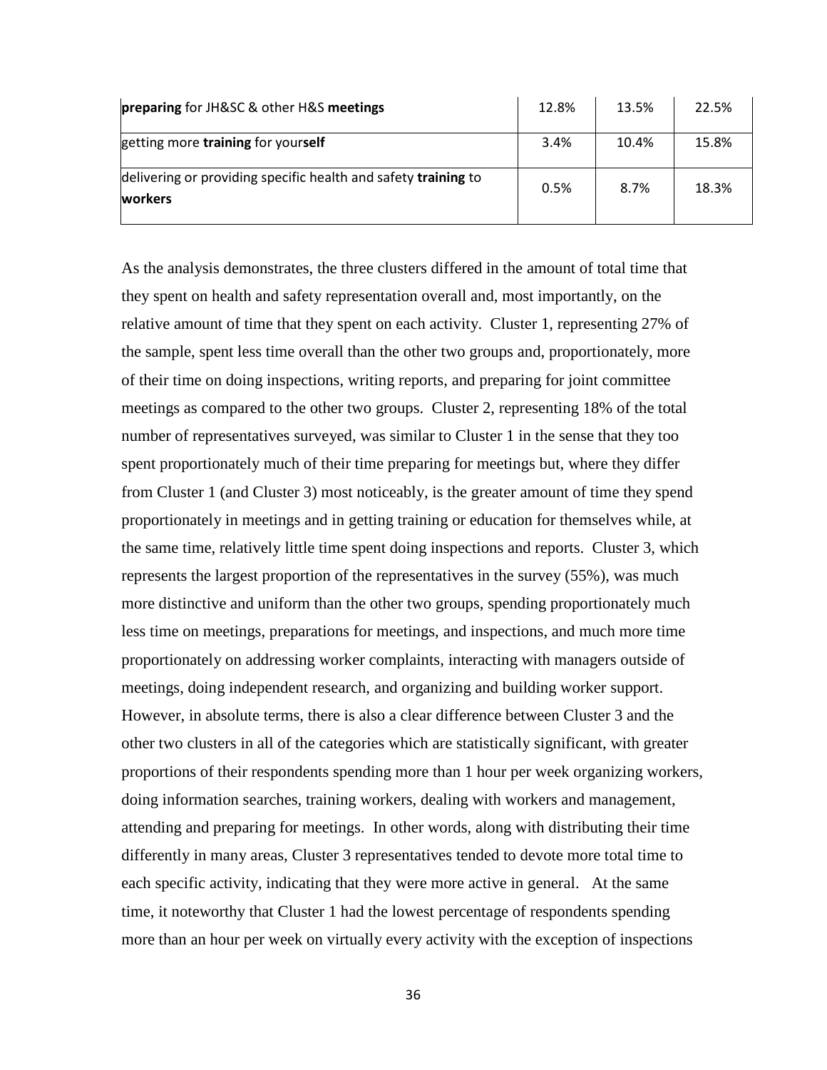| | | | |
|---|---|---|---|
| **preparing** for JH&SC & other H&S **meetings** | 12.8% | 13.5% | 22.5% |
| getting more **training** for your**self** | 3.4% | 10.4% | 15.8% |
| delivering or providing specific health and safety **training** to **workers** | 0.5% | 8.7% | 18.3% |

As the analysis demonstrates, the three clusters differed in the amount of total time that they spent on health and safety representation overall and, most importantly, on the relative amount of time that they spent on each activity. Cluster 1, representing 27% of the sample, spent less time overall than the other two groups and, proportionately, more of their time on doing inspections, writing reports, and preparing for joint committee meetings as compared to the other two groups. Cluster 2, representing 18% of the total number of representatives surveyed, was similar to Cluster 1 in the sense that they too spent proportionately much of their time preparing for meetings but, where they differ from Cluster 1 (and Cluster 3) most noticeably, is the greater amount of time they spend proportionately in meetings and in getting training or education for themselves while, at the same time, relatively little time spent doing inspections and reports. Cluster 3, which represents the largest proportion of the representatives in the survey (55%), was much more distinctive and uniform than the other two groups, spending proportionately much less time on meetings, preparations for meetings, and inspections, and much more time proportionately on addressing worker complaints, interacting with managers outside of meetings, doing independent research, and organizing and building worker support. However, in absolute terms, there is also a clear difference between Cluster 3 and the other two clusters in all of the categories which are statistically significant, with greater proportions of their respondents spending more than 1 hour per week organizing workers, doing information searches, training workers, dealing with workers and management, attending and preparing for meetings. In other words, along with distributing their time differently in many areas, Cluster 3 representatives tended to devote more total time to each specific activity, indicating that they were more active in general. At the same time, it noteworthy that Cluster 1 had the lowest percentage of respondents spending more than an hour per week on virtually every activity with the exception of inspections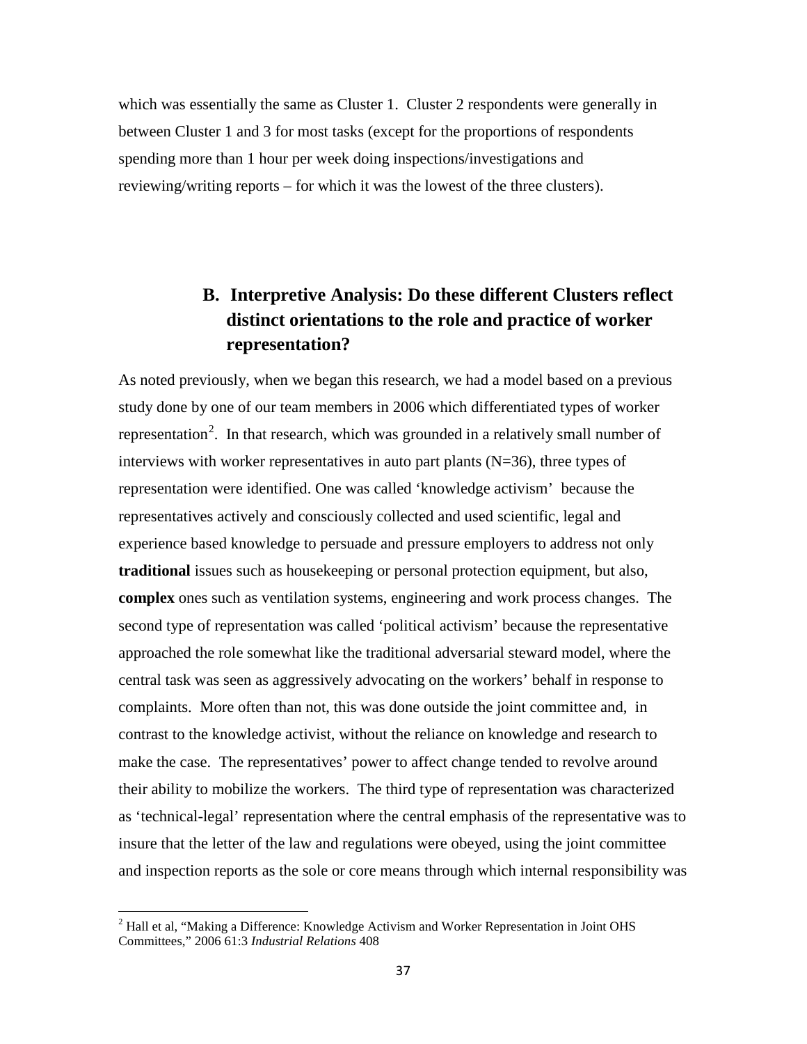which was essentially the same as Cluster 1. Cluster 2 respondents were generally in between Cluster 1 and 3 for most tasks (except for the proportions of respondents spending more than 1 hour per week doing inspections/investigations and reviewing/writing reports – for which it was the lowest of the three clusters).

## B. Interpretive Analysis: Do these different Clusters reflect distinct orientations to the role and practice of worker representation?

As noted previously, when we began this research, we had a model based on a previous study done by one of our team members in 2006 which differentiated types of worker representation[2]. In that research, which was grounded in a relatively small number of interviews with worker representatives in auto part plants (N=36), three types of representation were identified. One was called 'knowledge activism' because the representatives actively and consciously collected and used scientific, legal and experience based knowledge to persuade and pressure employers to address not only **traditional** issues such as housekeeping or personal protection equipment, but also, **complex** ones such as ventilation systems, engineering and work process changes. The second type of representation was called 'political activism' because the representative approached the role somewhat like the traditional adversarial steward model, where the central task was seen as aggressively advocating on the workers' behalf in response to complaints. More often than not, this was done outside the joint committee and, in contrast to the knowledge activist, without the reliance on knowledge and research to make the case. The representatives' power to affect change tended to revolve around their ability to mobilize the workers. The third type of representation was characterized as 'technical-legal' representation where the central emphasis of the representative was to insure that the letter of the law and regulations were obeyed, using the joint committee and inspection reports as the sole or core means through which internal responsibility was

[2] Hall et al, "Making a Difference: Knowledge Activism and Worker Representation in Joint OHS Committees," 2006 61:3 *Industrial Relations* 408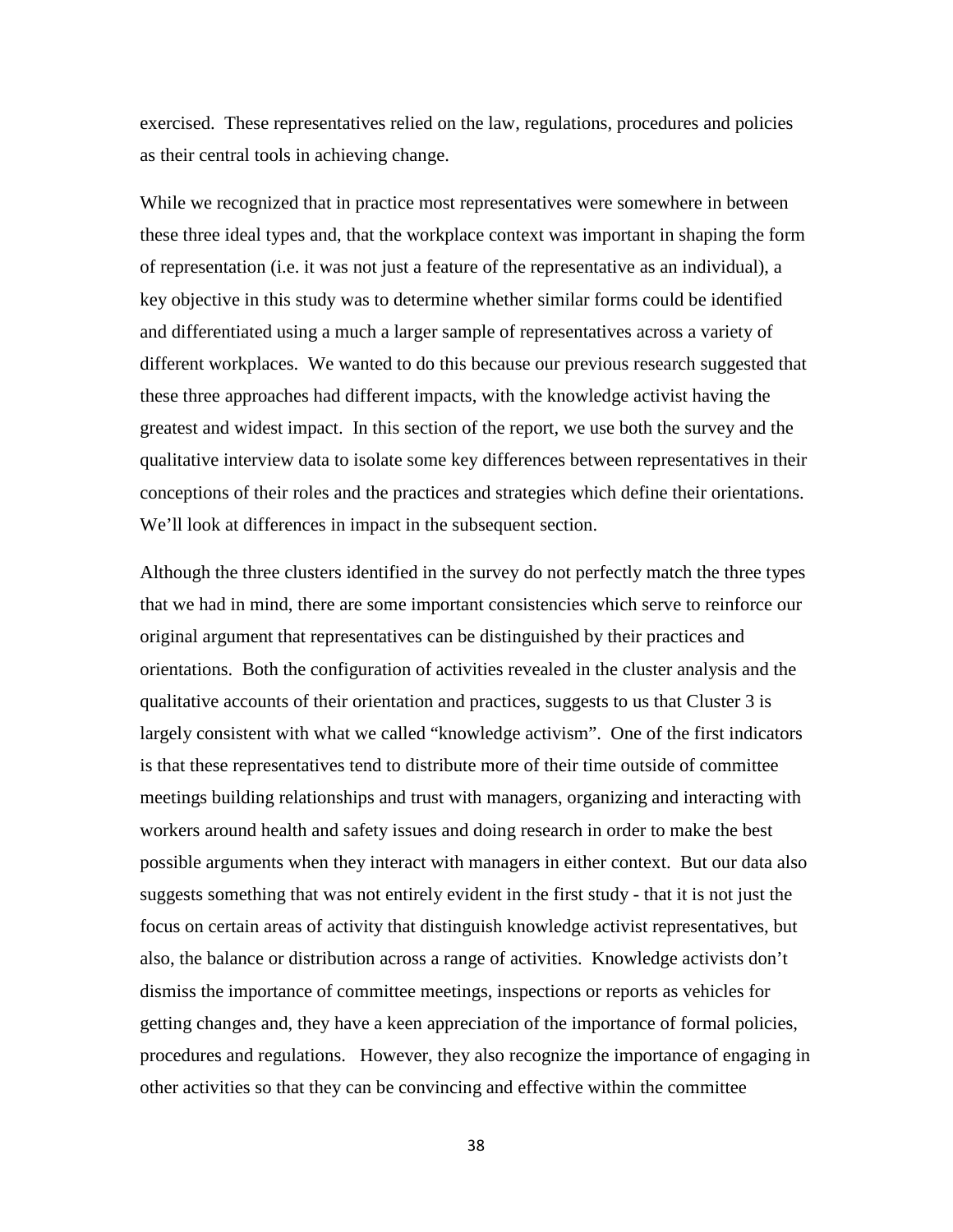exercised. These representatives relied on the law, regulations, procedures and policies as their central tools in achieving change.

While we recognized that in practice most representatives were somewhere in between these three ideal types and, that the workplace context was important in shaping the form of representation (i.e. it was not just a feature of the representative as an individual), a key objective in this study was to determine whether similar forms could be identified and differentiated using a much a larger sample of representatives across a variety of different workplaces. We wanted to do this because our previous research suggested that these three approaches had different impacts, with the knowledge activist having the greatest and widest impact. In this section of the report, we use both the survey and the qualitative interview data to isolate some key differences between representatives in their conceptions of their roles and the practices and strategies which define their orientations. We'll look at differences in impact in the subsequent section.

Although the three clusters identified in the survey do not perfectly match the three types that we had in mind, there are some important consistencies which serve to reinforce our original argument that representatives can be distinguished by their practices and orientations. Both the configuration of activities revealed in the cluster analysis and the qualitative accounts of their orientation and practices, suggests to us that Cluster 3 is largely consistent with what we called "knowledge activism". One of the first indicators is that these representatives tend to distribute more of their time outside of committee meetings building relationships and trust with managers, organizing and interacting with workers around health and safety issues and doing research in order to make the best possible arguments when they interact with managers in either context. But our data also suggests something that was not entirely evident in the first study - that it is not just the focus on certain areas of activity that distinguish knowledge activist representatives, but also, the balance or distribution across a range of activities. Knowledge activists don't dismiss the importance of committee meetings, inspections or reports as vehicles for getting changes and, they have a keen appreciation of the importance of formal policies, procedures and regulations. However, they also recognize the importance of engaging in other activities so that they can be convincing and effective within the committee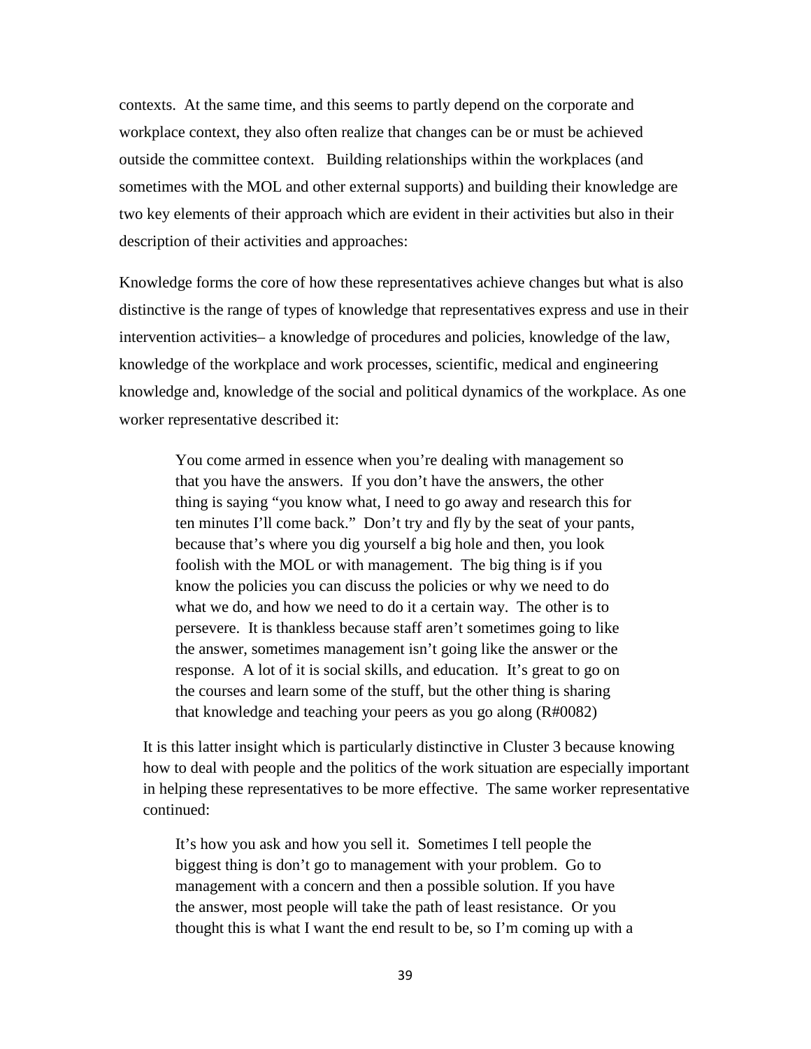contexts. At the same time, and this seems to partly depend on the corporate and workplace context, they also often realize that changes can be or must be achieved outside the committee context. Building relationships within the workplaces (and sometimes with the MOL and other external supports) and building their knowledge are two key elements of their approach which are evident in their activities but also in their description of their activities and approaches:

Knowledge forms the core of how these representatives achieve changes but what is also distinctive is the range of types of knowledge that representatives express and use in their intervention activities– a knowledge of procedures and policies, knowledge of the law, knowledge of the workplace and work processes, scientific, medical and engineering knowledge and, knowledge of the social and political dynamics of the workplace. As one worker representative described it:

> You come armed in essence when you're dealing with management so that you have the answers. If you don't have the answers, the other thing is saying "you know what, I need to go away and research this for ten minutes I'll come back." Don't try and fly by the seat of your pants, because that's where you dig yourself a big hole and then, you look foolish with the MOL or with management. The big thing is if you know the policies you can discuss the policies or why we need to do what we do, and how we need to do it a certain way. The other is to persevere. It is thankless because staff aren't sometimes going to like the answer, sometimes management isn't going like the answer or the response. A lot of it is social skills, and education. It's great to go on the courses and learn some of the stuff, but the other thing is sharing that knowledge and teaching your peers as you go along (R#0082)

It is this latter insight which is particularly distinctive in Cluster 3 because knowing how to deal with people and the politics of the work situation are especially important in helping these representatives to be more effective. The same worker representative continued:

> It's how you ask and how you sell it. Sometimes I tell people the biggest thing is don't go to management with your problem. Go to management with a concern and then a possible solution. If you have the answer, most people will take the path of least resistance. Or you thought this is what I want the end result to be, so I'm coming up with a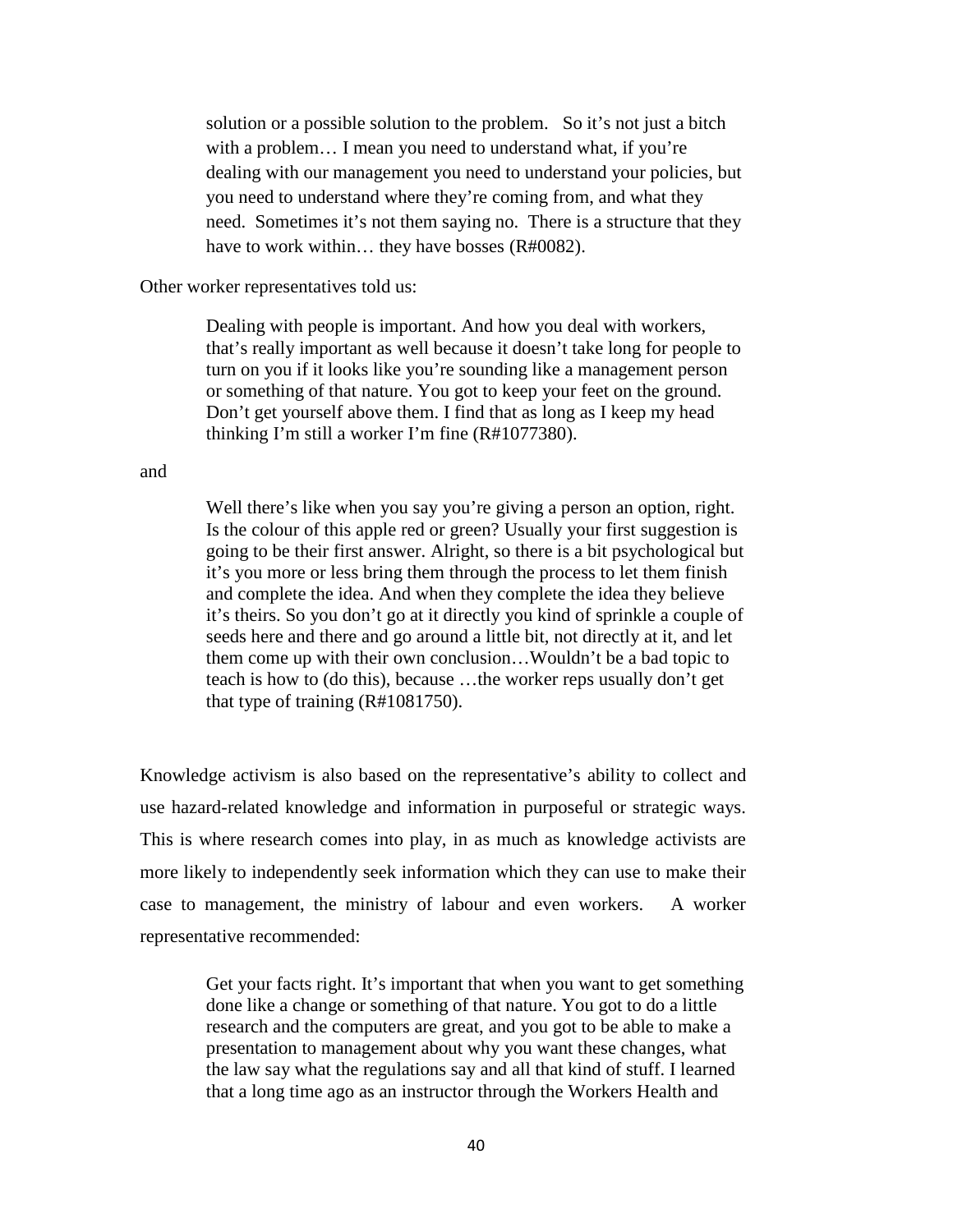> solution or a possible solution to the problem. So it's not just a bitch with a problem… I mean you need to understand what, if you're dealing with our management you need to understand your policies, but you need to understand where they're coming from, and what they need. Sometimes it's not them saying no. There is a structure that they have to work within… they have bosses (R#0082).

Other worker representatives told us:

> Dealing with people is important. And how you deal with workers, that's really important as well because it doesn't take long for people to turn on you if it looks like you're sounding like a management person or something of that nature. You got to keep your feet on the ground. Don't get yourself above them. I find that as long as I keep my head thinking I'm still a worker I'm fine (R#1077380).

and

> Well there's like when you say you're giving a person an option, right. Is the colour of this apple red or green? Usually your first suggestion is going to be their first answer. Alright, so there is a bit psychological but it's you more or less bring them through the process to let them finish and complete the idea. And when they complete the idea they believe it's theirs. So you don't go at it directly you kind of sprinkle a couple of seeds here and there and go around a little bit, not directly at it, and let them come up with their own conclusion…Wouldn't be a bad topic to teach is how to (do this), because …the worker reps usually don't get that type of training (R#1081750).

Knowledge activism is also based on the representative's ability to collect and use hazard-related knowledge and information in purposeful or strategic ways. This is where research comes into play, in as much as knowledge activists are more likely to independently seek information which they can use to make their case to management, the ministry of labour and even workers. A worker representative recommended:

> Get your facts right. It's important that when you want to get something done like a change or something of that nature. You got to do a little research and the computers are great, and you got to be able to make a presentation to management about why you want these changes, what the law say what the regulations say and all that kind of stuff. I learned that a long time ago as an instructor through the Workers Health and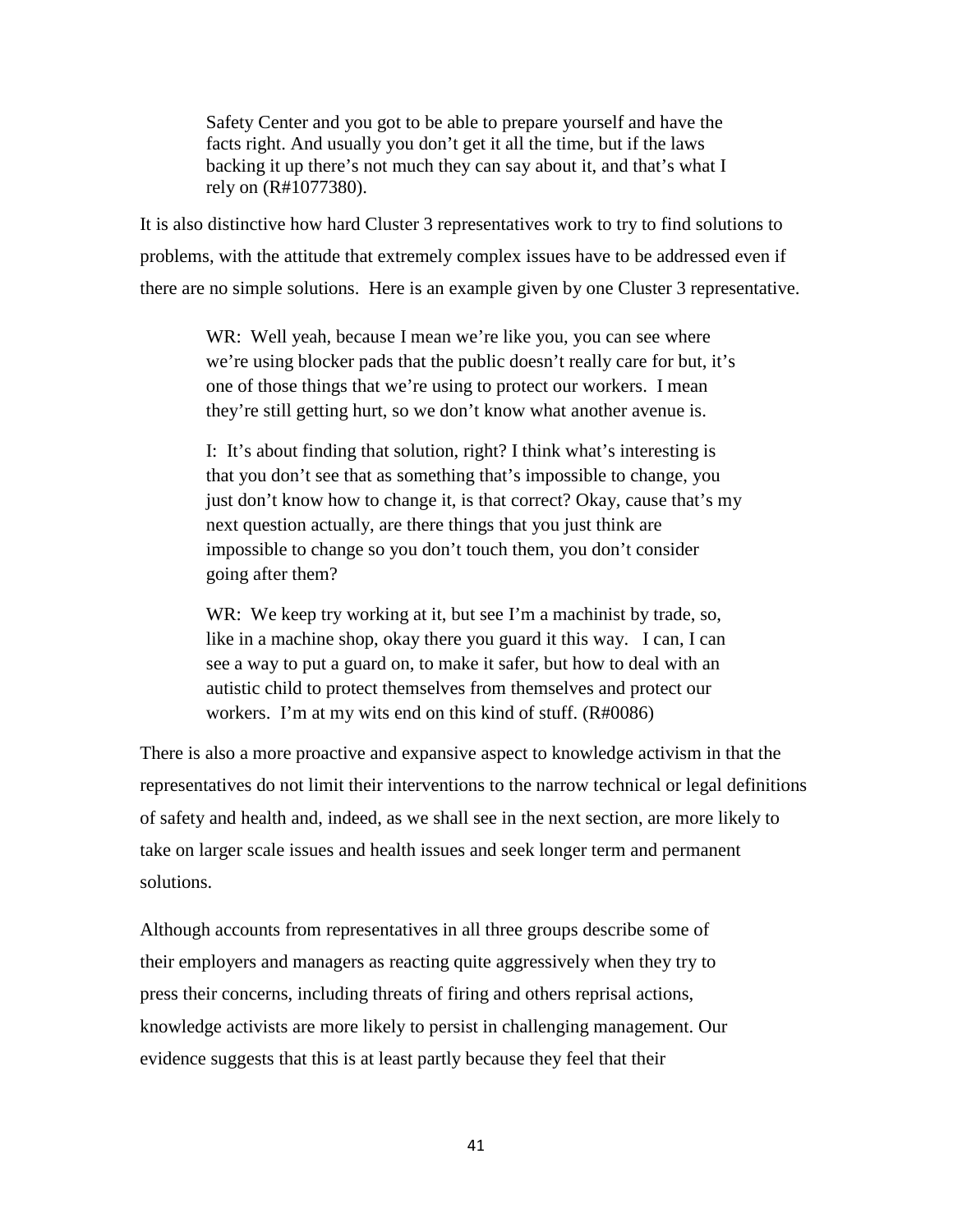> Safety Center and you got to be able to prepare yourself and have the facts right. And usually you don't get it all the time, but if the laws backing it up there's not much they can say about it, and that's what I rely on (R#1077380).

It is also distinctive how hard Cluster 3 representatives work to try to find solutions to problems, with the attitude that extremely complex issues have to be addressed even if there are no simple solutions. Here is an example given by one Cluster 3 representative.

> WR: Well yeah, because I mean we're like you, you can see where we're using blocker pads that the public doesn't really care for but, it's one of those things that we're using to protect our workers. I mean they're still getting hurt, so we don't know what another avenue is.
>
> I: It's about finding that solution, right? I think what's interesting is that you don't see that as something that's impossible to change, you just don't know how to change it, is that correct? Okay, cause that's my next question actually, are there things that you just think are impossible to change so you don't touch them, you don't consider going after them?
>
> WR: We keep try working at it, but see I'm a machinist by trade, so, like in a machine shop, okay there you guard it this way. I can, I can see a way to put a guard on, to make it safer, but how to deal with an autistic child to protect themselves from themselves and protect our workers. I'm at my wits end on this kind of stuff. (R#0086)

There is also a more proactive and expansive aspect to knowledge activism in that the representatives do not limit their interventions to the narrow technical or legal definitions of safety and health and, indeed, as we shall see in the next section, are more likely to take on larger scale issues and health issues and seek longer term and permanent solutions.

Although accounts from representatives in all three groups describe some of their employers and managers as reacting quite aggressively when they try to press their concerns, including threats of firing and others reprisal actions, knowledge activists are more likely to persist in challenging management. Our evidence suggests that this is at least partly because they feel that their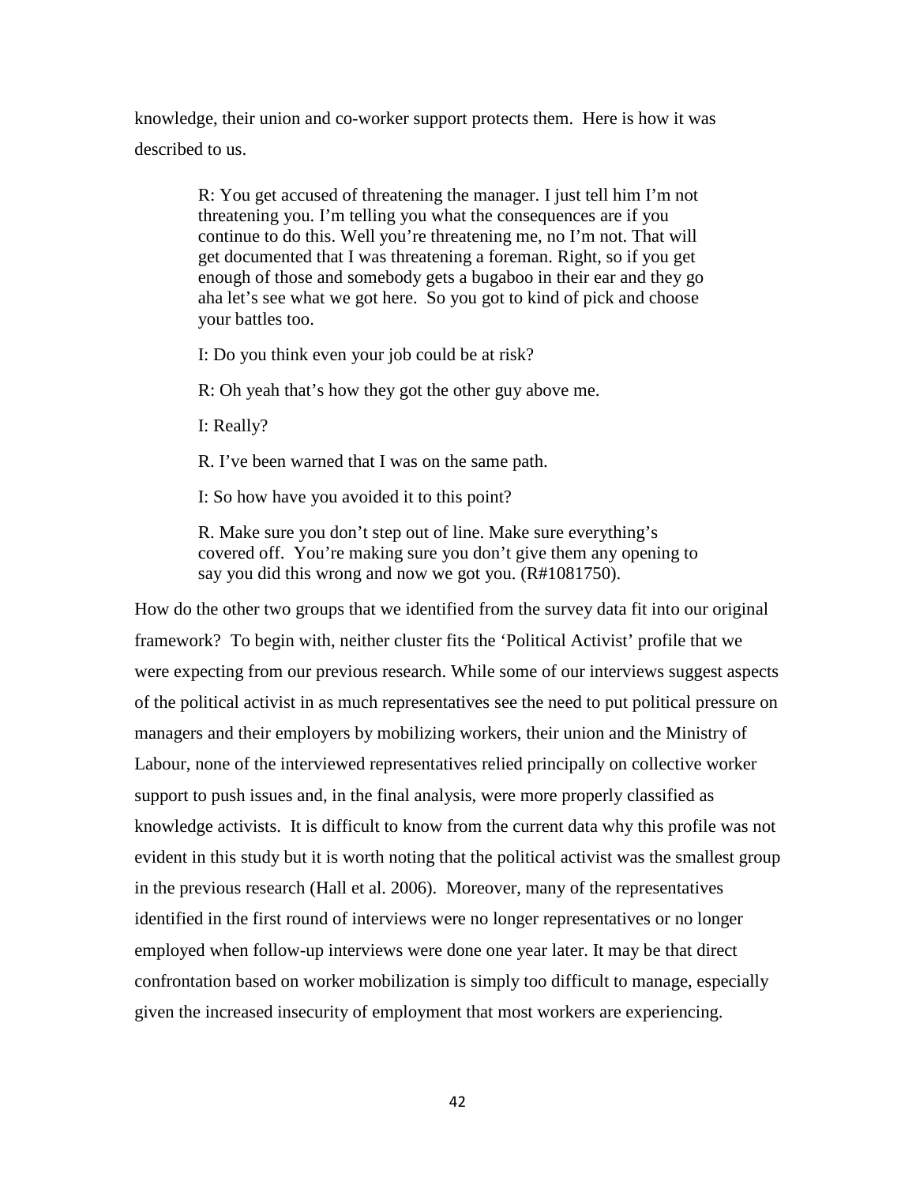knowledge, their union and co-worker support protects them. Here is how it was described to us.

> R: You get accused of threatening the manager. I just tell him I'm not threatening you. I'm telling you what the consequences are if you continue to do this. Well you're threatening me, no I'm not. That will get documented that I was threatening a foreman. Right, so if you get enough of those and somebody gets a bugaboo in their ear and they go aha let's see what we got here. So you got to kind of pick and choose your battles too.
>
> I: Do you think even your job could be at risk?
>
> R: Oh yeah that's how they got the other guy above me.
>
> I: Really?
>
> R. I've been warned that I was on the same path.
>
> I: So how have you avoided it to this point?
>
> R. Make sure you don't step out of line. Make sure everything's covered off. You're making sure you don't give them any opening to say you did this wrong and now we got you. (R#1081750).

How do the other two groups that we identified from the survey data fit into our original framework? To begin with, neither cluster fits the 'Political Activist' profile that we were expecting from our previous research. While some of our interviews suggest aspects of the political activist in as much representatives see the need to put political pressure on managers and their employers by mobilizing workers, their union and the Ministry of Labour, none of the interviewed representatives relied principally on collective worker support to push issues and, in the final analysis, were more properly classified as knowledge activists. It is difficult to know from the current data why this profile was not evident in this study but it is worth noting that the political activist was the smallest group in the previous research (Hall et al. 2006). Moreover, many of the representatives identified in the first round of interviews were no longer representatives or no longer employed when follow-up interviews were done one year later. It may be that direct confrontation based on worker mobilization is simply too difficult to manage, especially given the increased insecurity of employment that most workers are experiencing.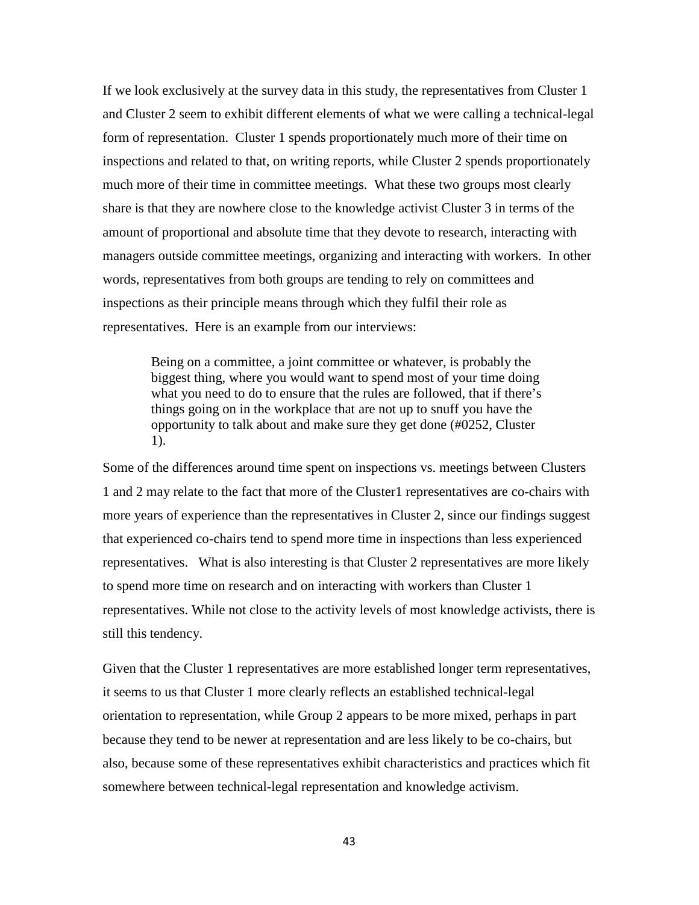If we look exclusively at the survey data in this study, the representatives from Cluster 1 and Cluster 2 seem to exhibit different elements of what we were calling a technical-legal form of representation. Cluster 1 spends proportionately much more of their time on inspections and related to that, on writing reports, while Cluster 2 spends proportionately much more of their time in committee meetings. What these two groups most clearly share is that they are nowhere close to the knowledge activist Cluster 3 in terms of the amount of proportional and absolute time that they devote to research, interacting with managers outside committee meetings, organizing and interacting with workers. In other words, representatives from both groups are tending to rely on committees and inspections as their principle means through which they fulfil their role as representatives. Here is an example from our interviews:

> Being on a committee, a joint committee or whatever, is probably the biggest thing, where you would want to spend most of your time doing what you need to do to ensure that the rules are followed, that if there's things going on in the workplace that are not up to snuff you have the opportunity to talk about and make sure they get done (#0252, Cluster 1).

Some of the differences around time spent on inspections vs. meetings between Clusters 1 and 2 may relate to the fact that more of the Cluster1 representatives are co-chairs with more years of experience than the representatives in Cluster 2, since our findings suggest that experienced co-chairs tend to spend more time in inspections than less experienced representatives. What is also interesting is that Cluster 2 representatives are more likely to spend more time on research and on interacting with workers than Cluster 1 representatives. While not close to the activity levels of most knowledge activists, there is still this tendency.

Given that the Cluster 1 representatives are more established longer term representatives, it seems to us that Cluster 1 more clearly reflects an established technical-legal orientation to representation, while Group 2 appears to be more mixed, perhaps in part because they tend to be newer at representation and are less likely to be co-chairs, but also, because some of these representatives exhibit characteristics and practices which fit somewhere between technical-legal representation and knowledge activism.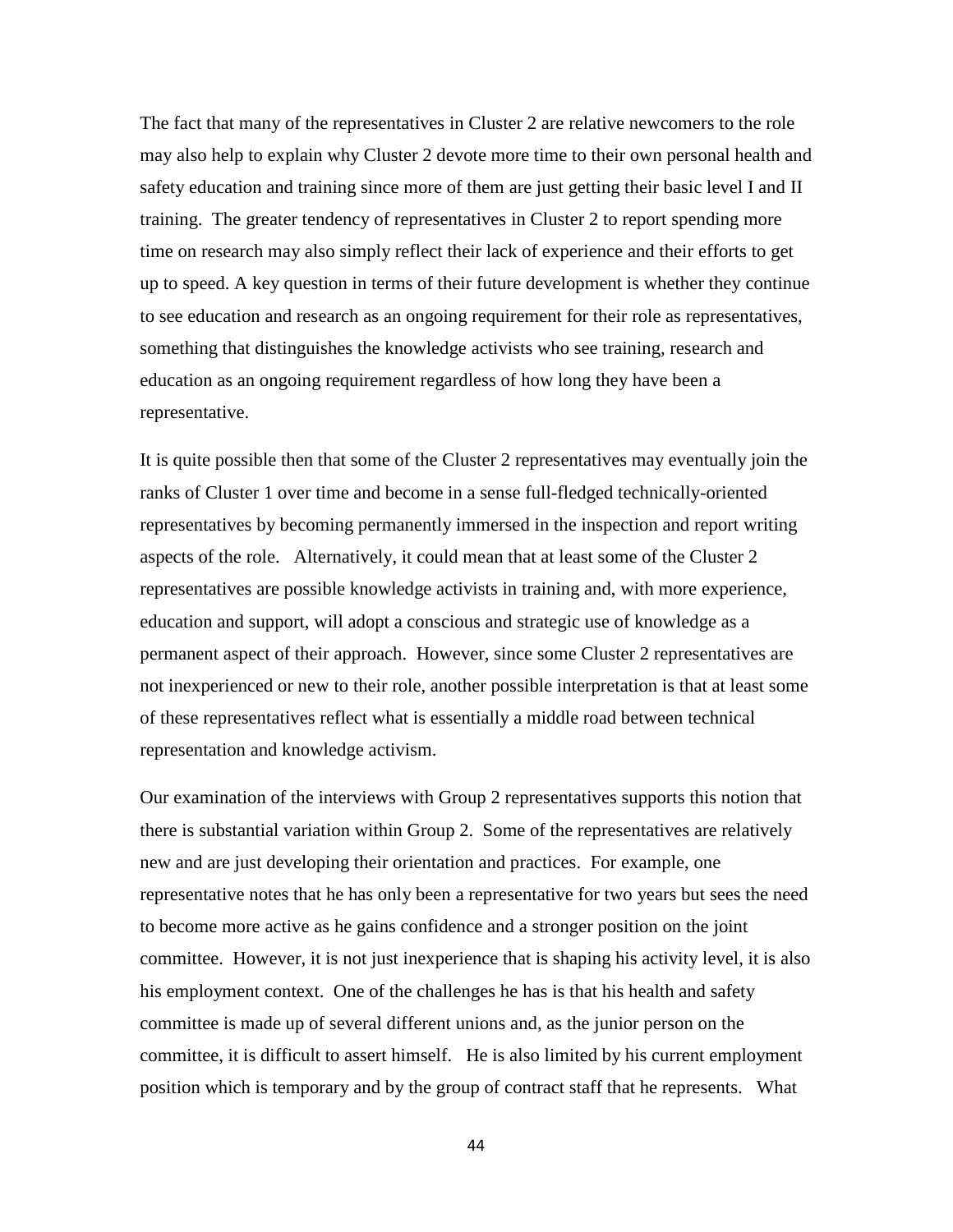The fact that many of the representatives in Cluster 2 are relative newcomers to the role may also help to explain why Cluster 2 devote more time to their own personal health and safety education and training since more of them are just getting their basic level I and II training. The greater tendency of representatives in Cluster 2 to report spending more time on research may also simply reflect their lack of experience and their efforts to get up to speed. A key question in terms of their future development is whether they continue to see education and research as an ongoing requirement for their role as representatives, something that distinguishes the knowledge activists who see training, research and education as an ongoing requirement regardless of how long they have been a representative.

It is quite possible then that some of the Cluster 2 representatives may eventually join the ranks of Cluster 1 over time and become in a sense full-fledged technically-oriented representatives by becoming permanently immersed in the inspection and report writing aspects of the role. Alternatively, it could mean that at least some of the Cluster 2 representatives are possible knowledge activists in training and, with more experience, education and support, will adopt a conscious and strategic use of knowledge as a permanent aspect of their approach. However, since some Cluster 2 representatives are not inexperienced or new to their role, another possible interpretation is that at least some of these representatives reflect what is essentially a middle road between technical representation and knowledge activism.

Our examination of the interviews with Group 2 representatives supports this notion that there is substantial variation within Group 2. Some of the representatives are relatively new and are just developing their orientation and practices. For example, one representative notes that he has only been a representative for two years but sees the need to become more active as he gains confidence and a stronger position on the joint committee. However, it is not just inexperience that is shaping his activity level, it is also his employment context. One of the challenges he has is that his health and safety committee is made up of several different unions and, as the junior person on the committee, it is difficult to assert himself. He is also limited by his current employment position which is temporary and by the group of contract staff that he represents. What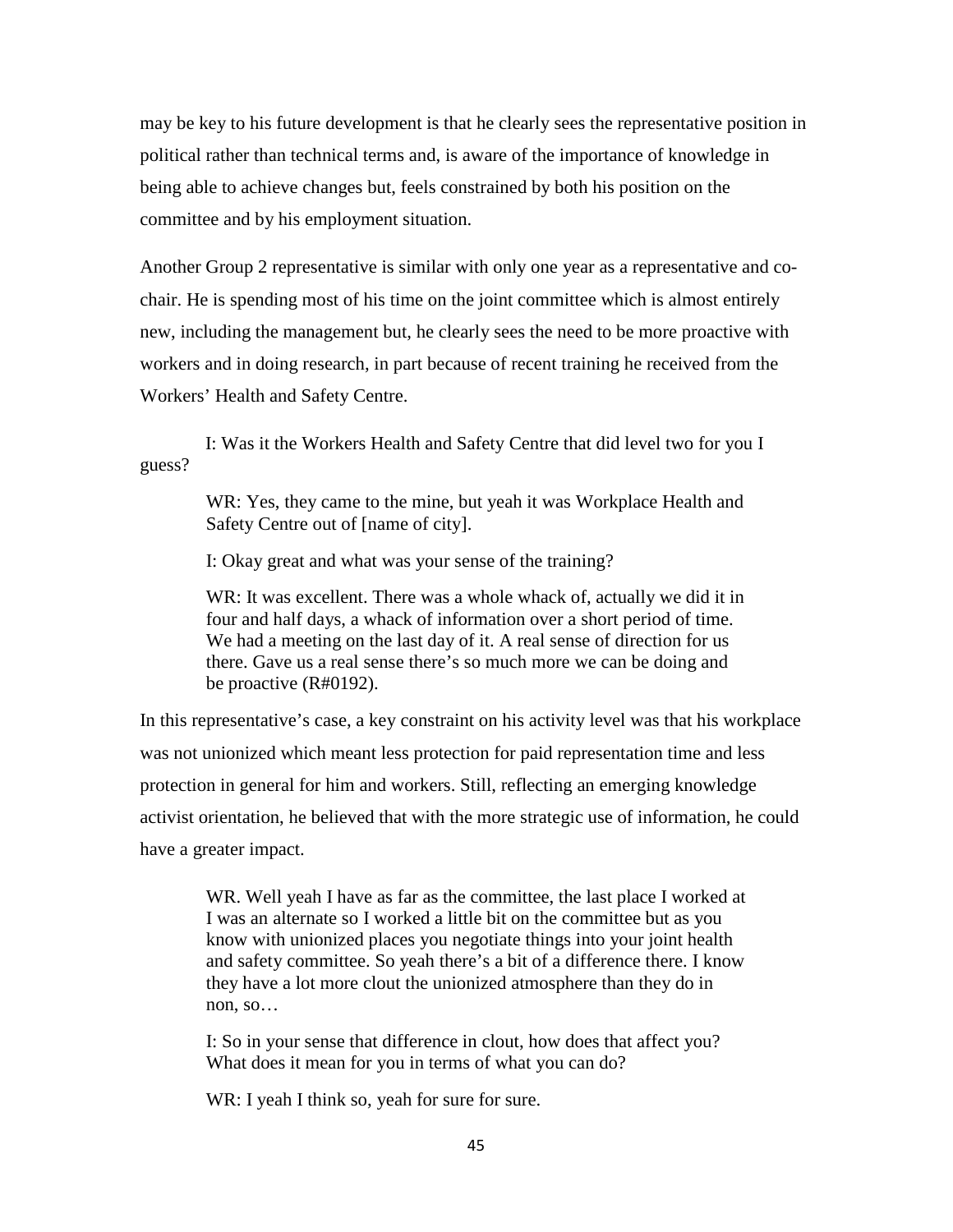may be key to his future development is that he clearly sees the representative position in political rather than technical terms and, is aware of the importance of knowledge in being able to achieve changes but, feels constrained by both his position on the committee and by his employment situation.

Another Group 2 representative is similar with only one year as a representative and co-chair. He is spending most of his time on the joint committee which is almost entirely new, including the management but, he clearly sees the need to be more proactive with workers and in doing research, in part because of recent training he received from the Workers' Health and Safety Centre.

> I: Was it the Workers Health and Safety Centre that did level two for you I guess?
>
> WR: Yes, they came to the mine, but yeah it was Workplace Health and Safety Centre out of [name of city].
>
> I: Okay great and what was your sense of the training?
>
> WR: It was excellent. There was a whole whack of, actually we did it in four and half days, a whack of information over a short period of time. We had a meeting on the last day of it. A real sense of direction for us there. Gave us a real sense there's so much more we can be doing and be proactive (R#0192).

In this representative's case, a key constraint on his activity level was that his workplace was not unionized which meant less protection for paid representation time and less protection in general for him and workers. Still, reflecting an emerging knowledge activist orientation, he believed that with the more strategic use of information, he could have a greater impact.

> WR. Well yeah I have as far as the committee, the last place I worked at I was an alternate so I worked a little bit on the committee but as you know with unionized places you negotiate things into your joint health and safety committee. So yeah there's a bit of a difference there. I know they have a lot more clout the unionized atmosphere than they do in non, so…
>
> I: So in your sense that difference in clout, how does that affect you? What does it mean for you in terms of what you can do?
>
> WR: I yeah I think so, yeah for sure for sure.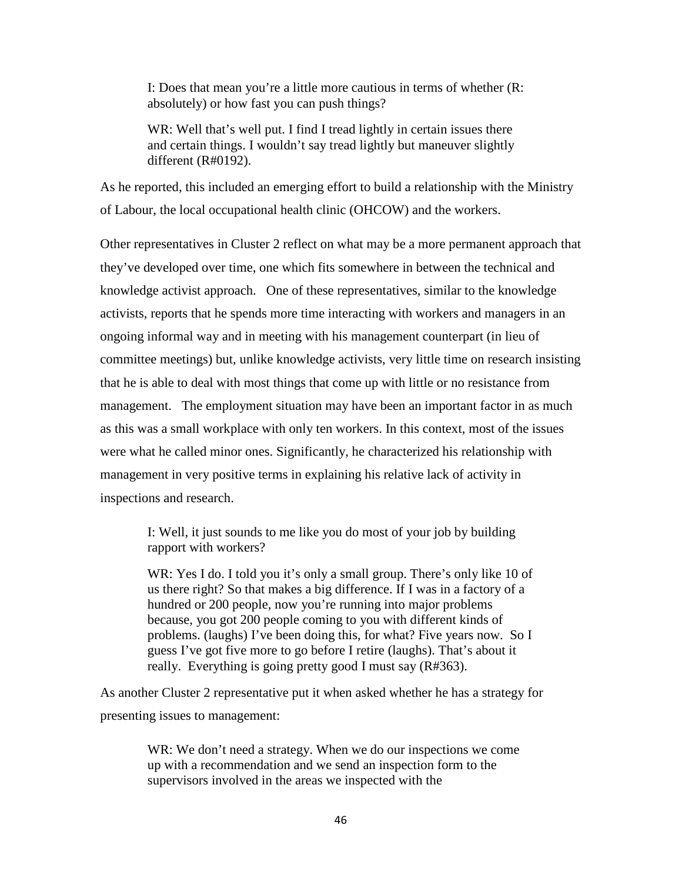> I: Does that mean you're a little more cautious in terms of whether (R: absolutely) or how fast you can push things?
>
> WR: Well that's well put. I find I tread lightly in certain issues there and certain things. I wouldn't say tread lightly but maneuver slightly different (R#0192).

As he reported, this included an emerging effort to build a relationship with the Ministry of Labour, the local occupational health clinic (OHCOW) and the workers.

Other representatives in Cluster 2 reflect on what may be a more permanent approach that they've developed over time, one which fits somewhere in between the technical and knowledge activist approach. One of these representatives, similar to the knowledge activists, reports that he spends more time interacting with workers and managers in an ongoing informal way and in meeting with his management counterpart (in lieu of committee meetings) but, unlike knowledge activists, very little time on research insisting that he is able to deal with most things that come up with little or no resistance from management. The employment situation may have been an important factor in as much as this was a small workplace with only ten workers. In this context, most of the issues were what he called minor ones. Significantly, he characterized his relationship with management in very positive terms in explaining his relative lack of activity in inspections and research.

> I: Well, it just sounds to me like you do most of your job by building rapport with workers?
>
> WR: Yes I do. I told you it's only a small group. There's only like 10 of us there right? So that makes a big difference. If I was in a factory of a hundred or 200 people, now you're running into major problems because, you got 200 people coming to you with different kinds of problems. (laughs) I've been doing this, for what? Five years now. So I guess I've got five more to go before I retire (laughs). That's about it really. Everything is going pretty good I must say (R#363).

As another Cluster 2 representative put it when asked whether he has a strategy for presenting issues to management:

> WR: We don't need a strategy. When we do our inspections we come up with a recommendation and we send an inspection form to the supervisors involved in the areas we inspected with the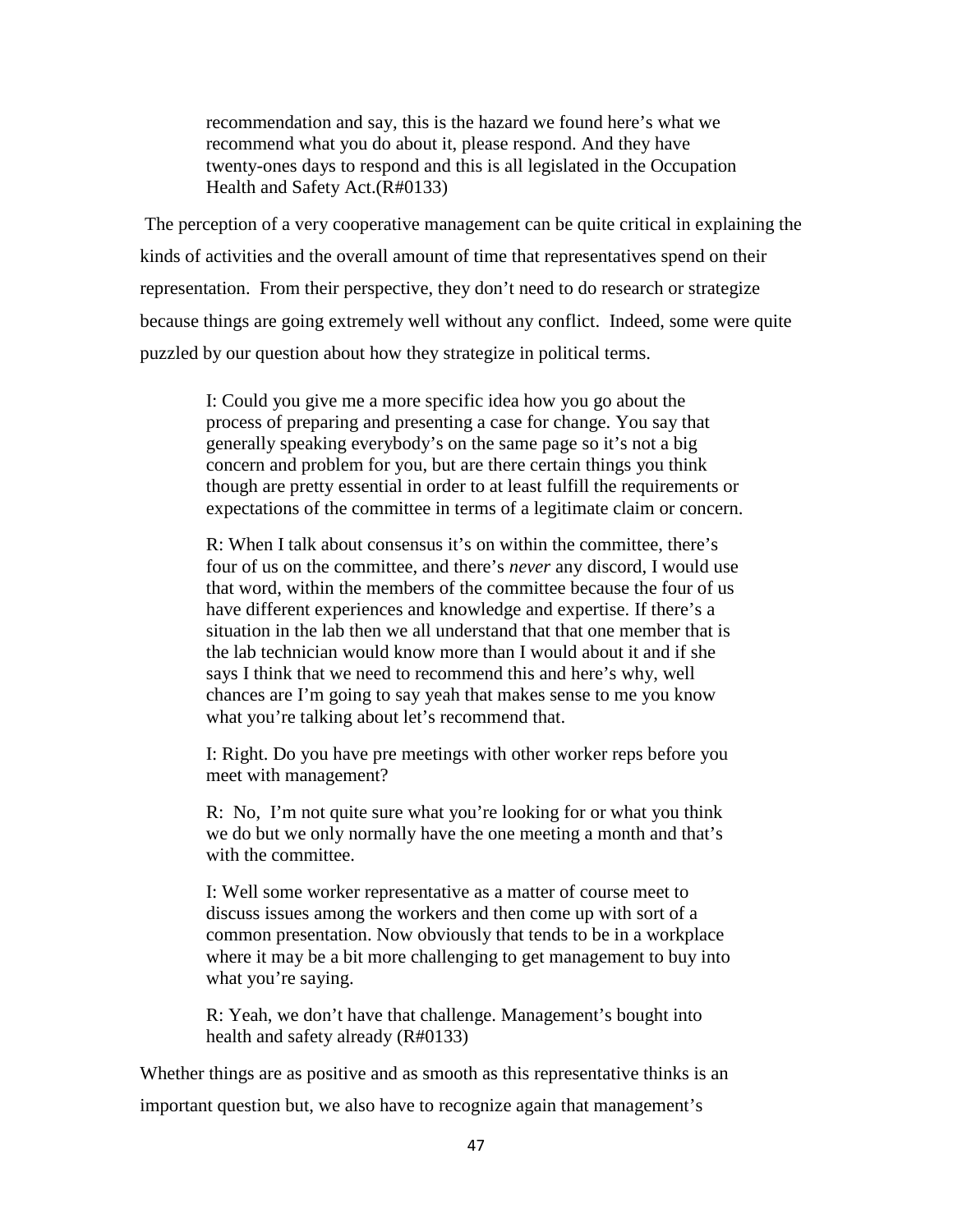> recommendation and say, this is the hazard we found here's what we recommend what you do about it, please respond. And they have twenty-ones days to respond and this is all legislated in the Occupation Health and Safety Act.(R#0133)

The perception of a very cooperative management can be quite critical in explaining the kinds of activities and the overall amount of time that representatives spend on their representation. From their perspective, they don't need to do research or strategize because things are going extremely well without any conflict. Indeed, some were quite puzzled by our question about how they strategize in political terms.

> I: Could you give me a more specific idea how you go about the process of preparing and presenting a case for change. You say that generally speaking everybody's on the same page so it's not a big concern and problem for you, but are there certain things you think though are pretty essential in order to at least fulfill the requirements or expectations of the committee in terms of a legitimate claim or concern.
>
> R: When I talk about consensus it's on within the committee, there's four of us on the committee, and there's *never* any discord, I would use that word, within the members of the committee because the four of us have different experiences and knowledge and expertise. If there's a situation in the lab then we all understand that that one member that is the lab technician would know more than I would about it and if she says I think that we need to recommend this and here's why, well chances are I'm going to say yeah that makes sense to me you know what you're talking about let's recommend that.
>
> I: Right. Do you have pre meetings with other worker reps before you meet with management?
>
> R: No, I'm not quite sure what you're looking for or what you think we do but we only normally have the one meeting a month and that's with the committee.
>
> I: Well some worker representative as a matter of course meet to discuss issues among the workers and then come up with sort of a common presentation. Now obviously that tends to be in a workplace where it may be a bit more challenging to get management to buy into what you're saying.
>
> R: Yeah, we don't have that challenge. Management's bought into health and safety already (R#0133)

Whether things are as positive and as smooth as this representative thinks is an important question but, we also have to recognize again that management's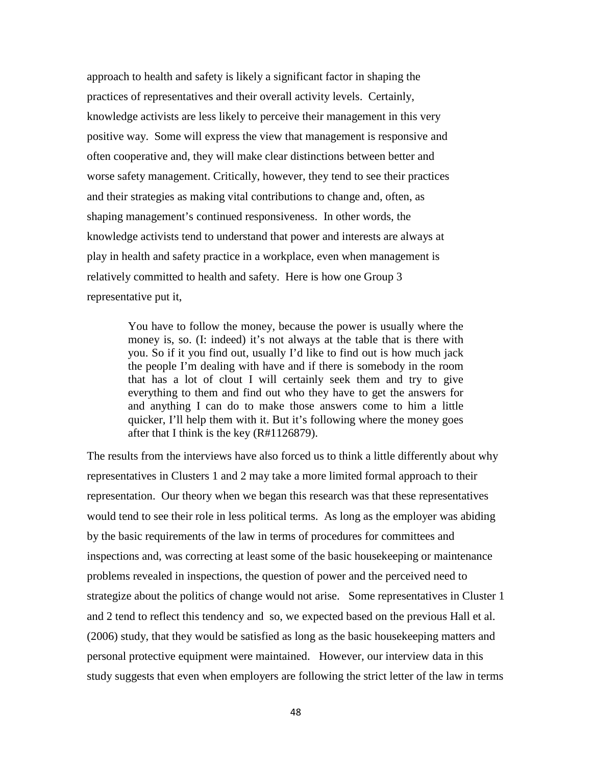approach to health and safety is likely a significant factor in shaping the practices of representatives and their overall activity levels. Certainly, knowledge activists are less likely to perceive their management in this very positive way. Some will express the view that management is responsive and often cooperative and, they will make clear distinctions between better and worse safety management. Critically, however, they tend to see their practices and their strategies as making vital contributions to change and, often, as shaping management's continued responsiveness. In other words, the knowledge activists tend to understand that power and interests are always at play in health and safety practice in a workplace, even when management is relatively committed to health and safety. Here is how one Group 3 representative put it,

> You have to follow the money, because the power is usually where the money is, so. (I: indeed) it's not always at the table that is there with you. So if it you find out, usually I'd like to find out is how much jack the people I'm dealing with have and if there is somebody in the room that has a lot of clout I will certainly seek them and try to give everything to them and find out who they have to get the answers for and anything I can do to make those answers come to him a little quicker, I'll help them with it. But it's following where the money goes after that I think is the key (R#1126879).

The results from the interviews have also forced us to think a little differently about why representatives in Clusters 1 and 2 may take a more limited formal approach to their representation. Our theory when we began this research was that these representatives would tend to see their role in less political terms. As long as the employer was abiding by the basic requirements of the law in terms of procedures for committees and inspections and, was correcting at least some of the basic housekeeping or maintenance problems revealed in inspections, the question of power and the perceived need to strategize about the politics of change would not arise. Some representatives in Cluster 1 and 2 tend to reflect this tendency and so, we expected based on the previous Hall et al. (2006) study, that they would be satisfied as long as the basic housekeeping matters and personal protective equipment were maintained. However, our interview data in this study suggests that even when employers are following the strict letter of the law in terms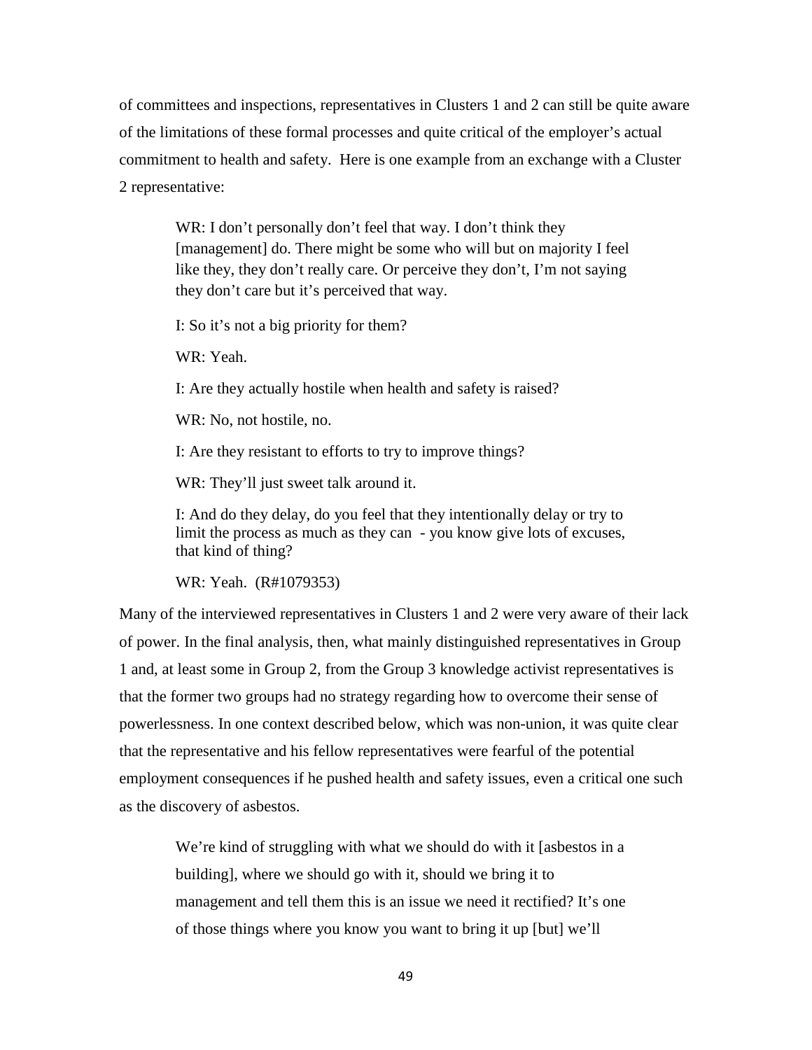of committees and inspections, representatives in Clusters 1 and 2 can still be quite aware of the limitations of these formal processes and quite critical of the employer's actual commitment to health and safety. Here is one example from an exchange with a Cluster 2 representative:

> WR: I don't personally don't feel that way. I don't think they [management] do. There might be some who will but on majority I feel like they, they don't really care. Or perceive they don't, I'm not saying they don't care but it's perceived that way.
>
> I: So it's not a big priority for them?
>
> WR: Yeah.
>
> I: Are they actually hostile when health and safety is raised?
>
> WR: No, not hostile, no.
>
> I: Are they resistant to efforts to try to improve things?
>
> WR: They'll just sweet talk around it.
>
> I: And do they delay, do you feel that they intentionally delay or try to limit the process as much as they can - you know give lots of excuses, that kind of thing?
>
> WR: Yeah. (R#1079353)

Many of the interviewed representatives in Clusters 1 and 2 were very aware of their lack of power. In the final analysis, then, what mainly distinguished representatives in Group 1 and, at least some in Group 2, from the Group 3 knowledge activist representatives is that the former two groups had no strategy regarding how to overcome their sense of powerlessness. In one context described below, which was non-union, it was quite clear that the representative and his fellow representatives were fearful of the potential employment consequences if he pushed health and safety issues, even a critical one such as the discovery of asbestos.

> We're kind of struggling with what we should do with it [asbestos in a building], where we should go with it, should we bring it to management and tell them this is an issue we need it rectified? It's one of those things where you know you want to bring it up [but] we'll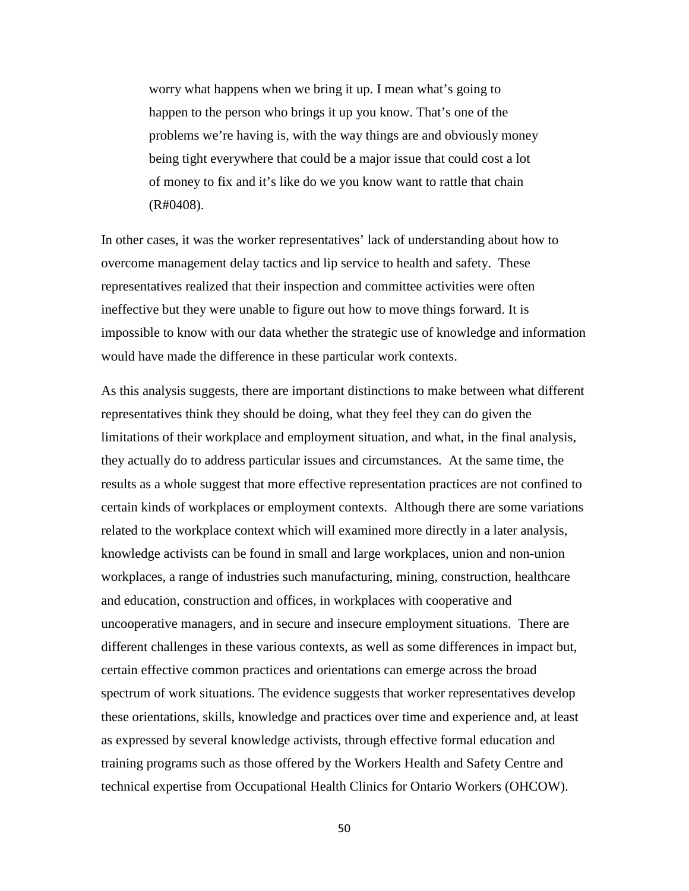> worry what happens when we bring it up. I mean what's going to happen to the person who brings it up you know. That's one of the problems we're having is, with the way things are and obviously money being tight everywhere that could be a major issue that could cost a lot of money to fix and it's like do we you know want to rattle that chain (R#0408).

In other cases, it was the worker representatives' lack of understanding about how to overcome management delay tactics and lip service to health and safety. These representatives realized that their inspection and committee activities were often ineffective but they were unable to figure out how to move things forward. It is impossible to know with our data whether the strategic use of knowledge and information would have made the difference in these particular work contexts.

As this analysis suggests, there are important distinctions to make between what different representatives think they should be doing, what they feel they can do given the limitations of their workplace and employment situation, and what, in the final analysis, they actually do to address particular issues and circumstances. At the same time, the results as a whole suggest that more effective representation practices are not confined to certain kinds of workplaces or employment contexts. Although there are some variations related to the workplace context which will examined more directly in a later analysis, knowledge activists can be found in small and large workplaces, union and non-union workplaces, a range of industries such manufacturing, mining, construction, healthcare and education, construction and offices, in workplaces with cooperative and uncooperative managers, and in secure and insecure employment situations. There are different challenges in these various contexts, as well as some differences in impact but, certain effective common practices and orientations can emerge across the broad spectrum of work situations. The evidence suggests that worker representatives develop these orientations, skills, knowledge and practices over time and experience and, at least as expressed by several knowledge activists, through effective formal education and training programs such as those offered by the Workers Health and Safety Centre and technical expertise from Occupational Health Clinics for Ontario Workers (OHCOW).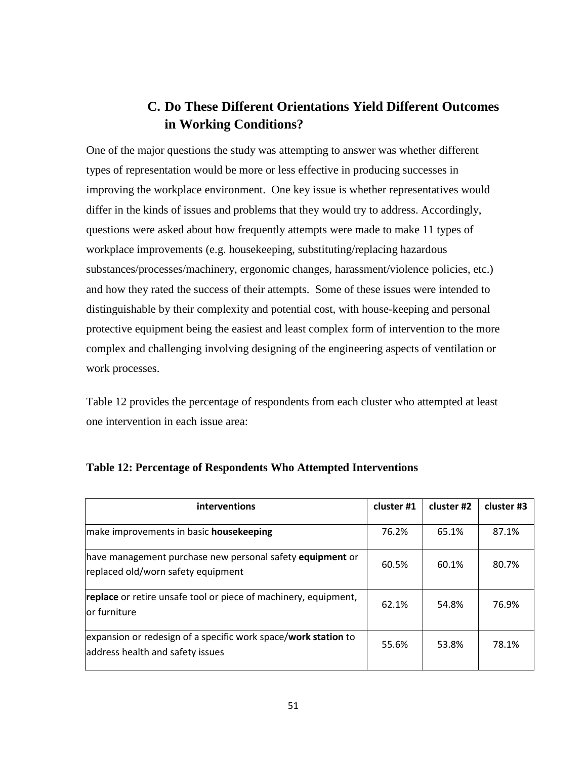## C. Do These Different Orientations Yield Different Outcomes in Working Conditions?

One of the major questions the study was attempting to answer was whether different types of representation would be more or less effective in producing successes in improving the workplace environment. One key issue is whether representatives would differ in the kinds of issues and problems that they would try to address. Accordingly, questions were asked about how frequently attempts were made to make 11 types of workplace improvements (e.g. housekeeping, substituting/replacing hazardous substances/processes/machinery, ergonomic changes, harassment/violence policies, etc.) and how they rated the success of their attempts. Some of these issues were intended to distinguishable by their complexity and potential cost, with house-keeping and personal protective equipment being the easiest and least complex form of intervention to the more complex and challenging involving designing of the engineering aspects of ventilation or work processes.

Table 12 provides the percentage of respondents from each cluster who attempted at least one intervention in each issue area:

**Table 12: Percentage of Respondents Who Attempted Interventions**

| interventions | cluster #1 | cluster #2 | cluster #3 |
|---|---|---|---|
| make improvements in basic **housekeeping** | 76.2% | 65.1% | 87.1% |
| have management purchase new personal safety **equipment** or replaced old/worn safety equipment | 60.5% | 60.1% | 80.7% |
| **replace** or retire unsafe tool or piece of machinery, equipment, or furniture | 62.1% | 54.8% | 76.9% |
| expansion or redesign of a specific work space/**work station** to address health and safety issues | 55.6% | 53.8% | 78.1% |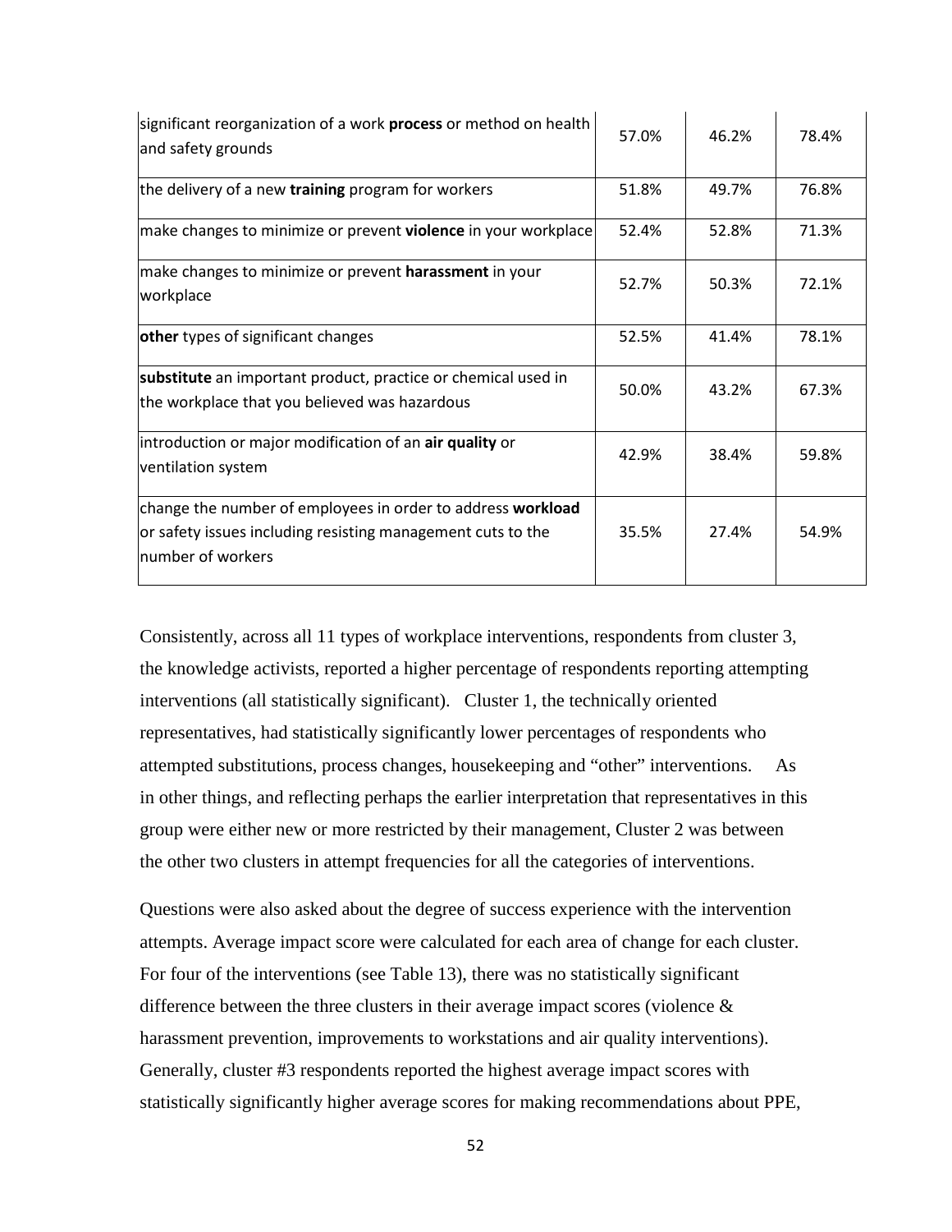| | | | |
|---|---|---|---|
| significant reorganization of a work **process** or method on health and safety grounds | 57.0% | 46.2% | 78.4% |
| the delivery of a new **training** program for workers | 51.8% | 49.7% | 76.8% |
| make changes to minimize or prevent **violence** in your workplace | 52.4% | 52.8% | 71.3% |
| make changes to minimize or prevent **harassment** in your workplace | 52.7% | 50.3% | 72.1% |
| **other** types of significant changes | 52.5% | 41.4% | 78.1% |
| **substitute** an important product, practice or chemical used in the workplace that you believed was hazardous | 50.0% | 43.2% | 67.3% |
| introduction or major modification of an **air quality** or ventilation system | 42.9% | 38.4% | 59.8% |
| change the number of employees in order to address **workload** or safety issues including resisting management cuts to the number of workers | 35.5% | 27.4% | 54.9% |

Consistently, across all 11 types of workplace interventions, respondents from cluster 3, the knowledge activists, reported a higher percentage of respondents reporting attempting interventions (all statistically significant). Cluster 1, the technically oriented representatives, had statistically significantly lower percentages of respondents who attempted substitutions, process changes, housekeeping and "other" interventions. As in other things, and reflecting perhaps the earlier interpretation that representatives in this group were either new or more restricted by their management, Cluster 2 was between the other two clusters in attempt frequencies for all the categories of interventions.

Questions were also asked about the degree of success experience with the intervention attempts. Average impact score were calculated for each area of change for each cluster. For four of the interventions (see Table 13), there was no statistically significant difference between the three clusters in their average impact scores (violence & harassment prevention, improvements to workstations and air quality interventions). Generally, cluster #3 respondents reported the highest average impact scores with statistically significantly higher average scores for making recommendations about PPE,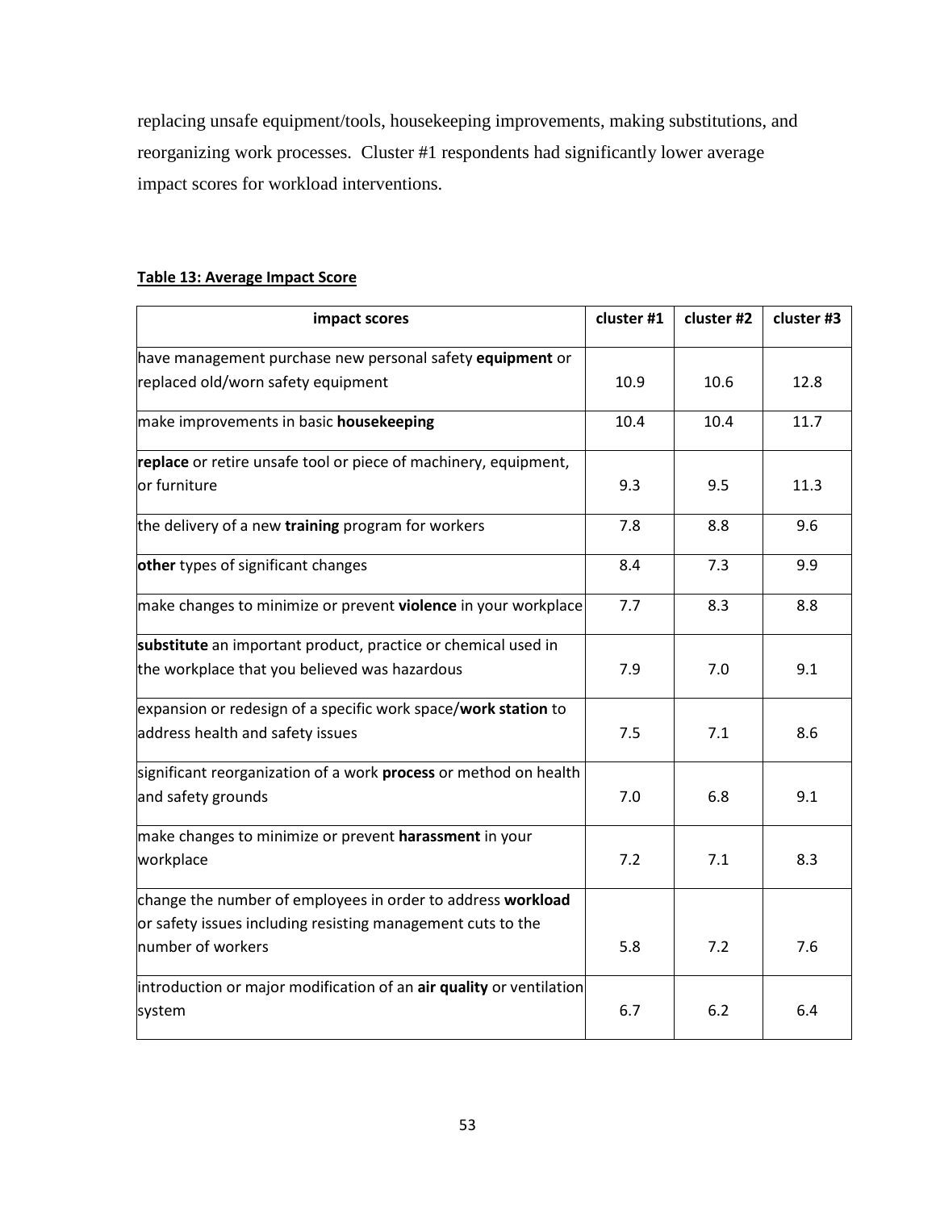replacing unsafe equipment/tools, housekeeping improvements, making substitutions, and reorganizing work processes. Cluster #1 respondents had significantly lower average impact scores for workload interventions.

**Table 13: Average Impact Score**

| impact scores | cluster #1 | cluster #2 | cluster #3 |
|---|---|---|---|
| have management purchase new personal safety **equipment** or replaced old/worn safety equipment | 10.9 | 10.6 | 12.8 |
| make improvements in basic **housekeeping** | 10.4 | 10.4 | 11.7 |
| **replace** or retire unsafe tool or piece of machinery, equipment, or furniture | 9.3 | 9.5 | 11.3 |
| the delivery of a new **training** program for workers | 7.8 | 8.8 | 9.6 |
| **other** types of significant changes | 8.4 | 7.3 | 9.9 |
| make changes to minimize or prevent **violence** in your workplace | 7.7 | 8.3 | 8.8 |
| **substitute** an important product, practice or chemical used in the workplace that you believed was hazardous | 7.9 | 7.0 | 9.1 |
| expansion or redesign of a specific work space/**work station** to address health and safety issues | 7.5 | 7.1 | 8.6 |
| significant reorganization of a work **process** or method on health and safety grounds | 7.0 | 6.8 | 9.1 |
| make changes to minimize or prevent **harassment** in your workplace | 7.2 | 7.1 | 8.3 |
| change the number of employees in order to address **workload** or safety issues including resisting management cuts to the number of workers | 5.8 | 7.2 | 7.6 |
| introduction or major modification of an **air quality** or ventilation system | 6.7 | 6.2 | 6.4 |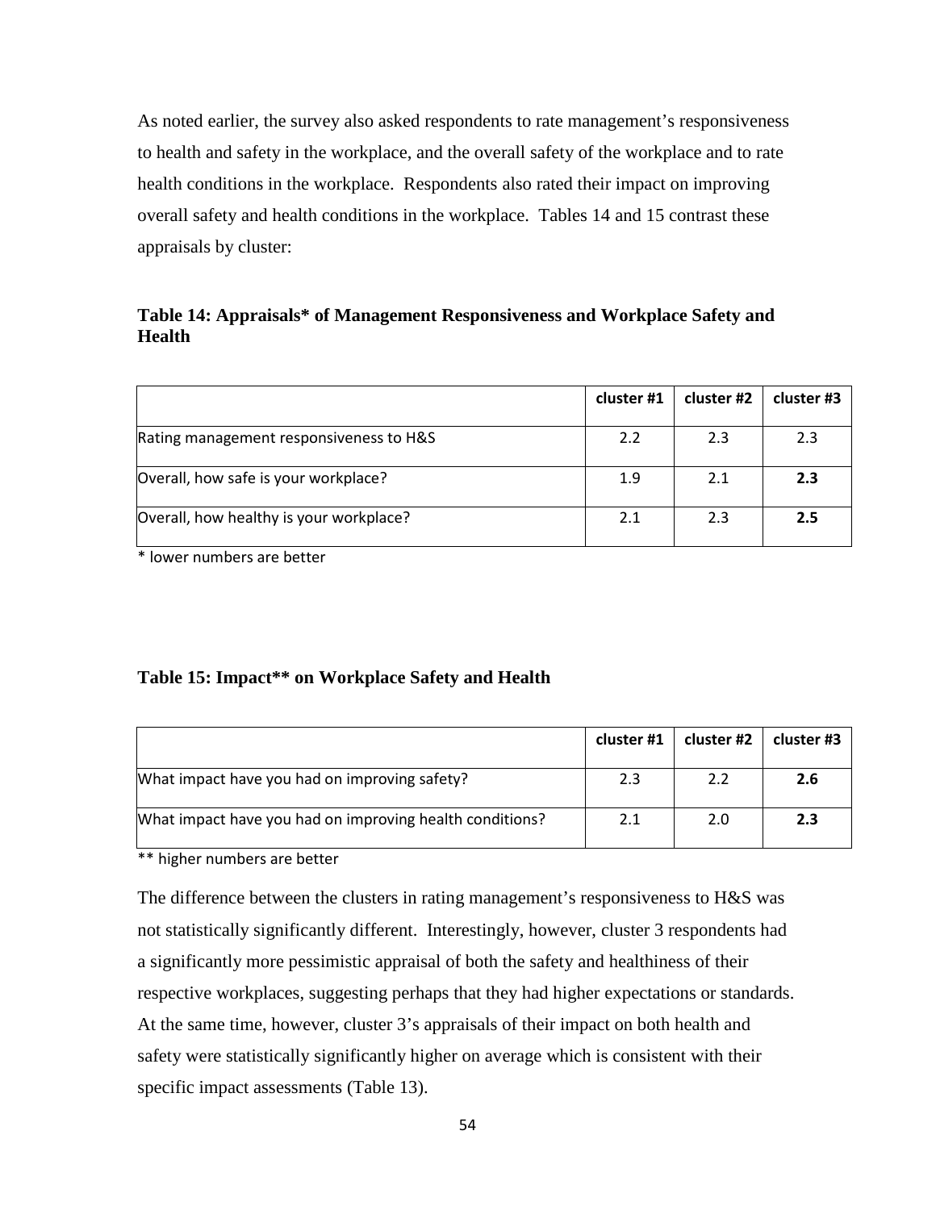As noted earlier, the survey also asked respondents to rate management's responsiveness to health and safety in the workplace, and the overall safety of the workplace and to rate health conditions in the workplace. Respondents also rated their impact on improving overall safety and health conditions in the workplace. Tables 14 and 15 contrast these appraisals by cluster:

**Table 14: Appraisals* of Management Responsiveness and Workplace Safety and Health**

| | cluster #1 | cluster #2 | cluster #3 |
|---|---|---|---|
| Rating management responsiveness to H&S | 2.2 | 2.3 | 2.3 |
| Overall, how safe is your workplace? | 1.9 | 2.1 | **2.3** |
| Overall, how healthy is your workplace? | 2.1 | 2.3 | **2.5** |

* lower numbers are better

**Table 15: Impact** on Workplace Safety and Health**

| | cluster #1 | cluster #2 | cluster #3 |
|---|---|---|---|
| What impact have you had on improving safety? | 2.3 | 2.2 | **2.6** |
| What impact have you had on improving health conditions? | 2.1 | 2.0 | **2.3** |

** higher numbers are better

The difference between the clusters in rating management's responsiveness to H&S was not statistically significantly different. Interestingly, however, cluster 3 respondents had a significantly more pessimistic appraisal of both the safety and healthiness of their respective workplaces, suggesting perhaps that they had higher expectations or standards. At the same time, however, cluster 3's appraisals of their impact on both health and safety were statistically significantly higher on average which is consistent with their specific impact assessments (Table 13).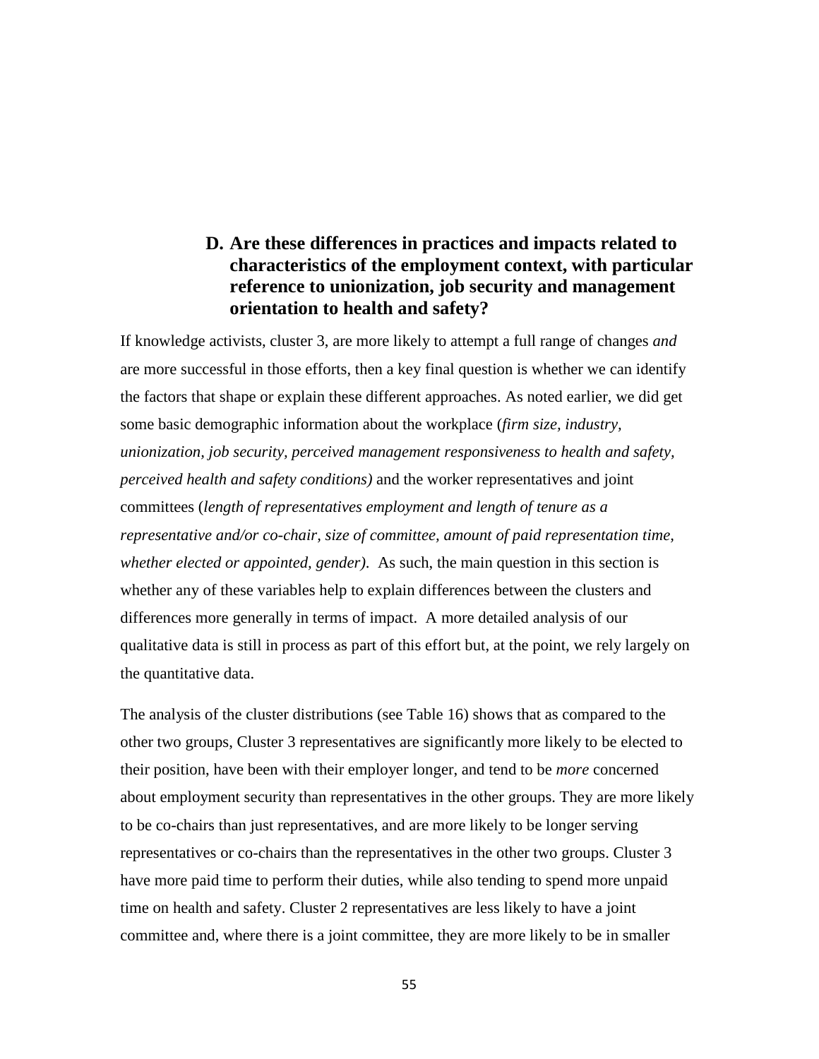## D. Are these differences in practices and impacts related to characteristics of the employment context, with particular reference to unionization, job security and management orientation to health and safety?

If knowledge activists, cluster 3, are more likely to attempt a full range of changes *and* are more successful in those efforts, then a key final question is whether we can identify the factors that shape or explain these different approaches. As noted earlier, we did get some basic demographic information about the workplace (*firm size, industry, unionization, job security, perceived management responsiveness to health and safety, perceived health and safety conditions)* and the worker representatives and joint committees (*length of representatives employment and length of tenure as a representative and/or co-chair, size of committee, amount of paid representation time, whether elected or appointed, gender)*. As such, the main question in this section is whether any of these variables help to explain differences between the clusters and differences more generally in terms of impact. A more detailed analysis of our qualitative data is still in process as part of this effort but, at the point, we rely largely on the quantitative data.

The analysis of the cluster distributions (see Table 16) shows that as compared to the other two groups, Cluster 3 representatives are significantly more likely to be elected to their position, have been with their employer longer, and tend to be *more* concerned about employment security than representatives in the other groups. They are more likely to be co-chairs than just representatives, and are more likely to be longer serving representatives or co-chairs than the representatives in the other two groups. Cluster 3 have more paid time to perform their duties, while also tending to spend more unpaid time on health and safety. Cluster 2 representatives are less likely to have a joint committee and, where there is a joint committee, they are more likely to be in smaller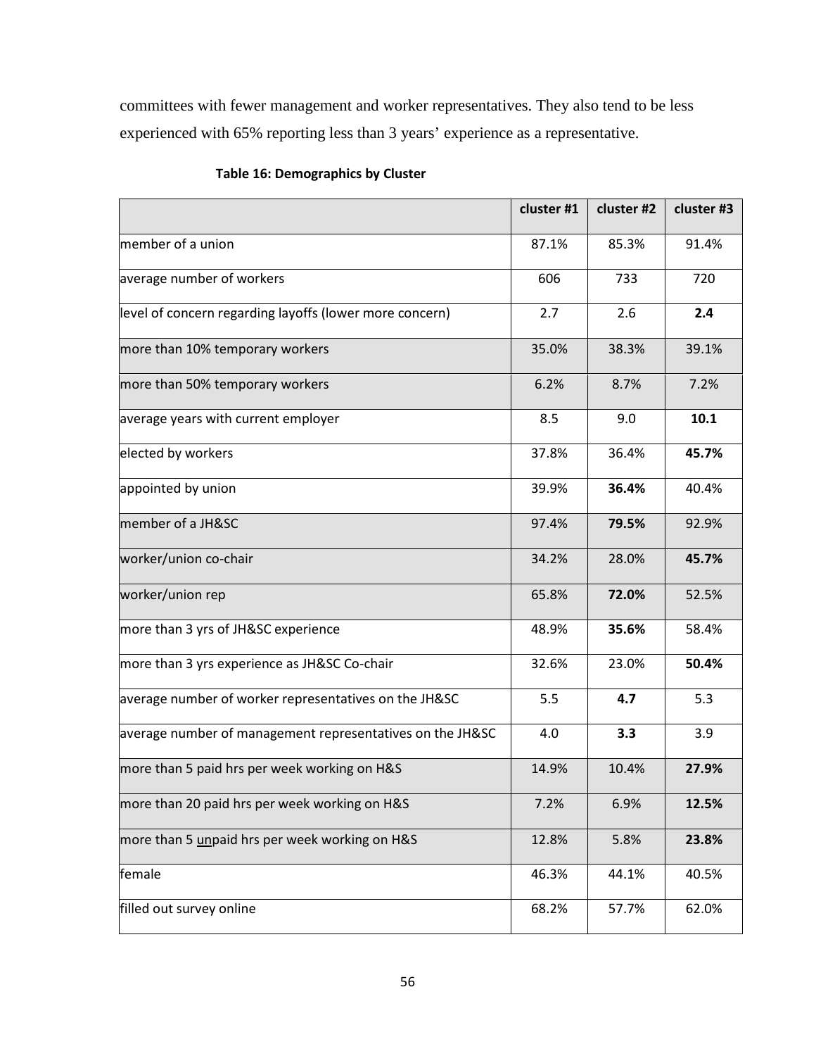committees with fewer management and worker representatives. They also tend to be less experienced with 65% reporting less than 3 years' experience as a representative.

**Table 16: Demographics by Cluster**

| | cluster #1 | cluster #2 | cluster #3 |
|---|---|---|---|
| member of a union | 87.1% | 85.3% | 91.4% |
| average number of workers | 606 | 733 | 720 |
| level of concern regarding layoffs (lower more concern) | 2.7 | 2.6 | **2.4** |
| more than 10% temporary workers | 35.0% | 38.3% | 39.1% |
| more than 50% temporary workers | 6.2% | 8.7% | 7.2% |
| average years with current employer | 8.5 | 9.0 | **10.1** |
| elected by workers | 37.8% | 36.4% | **45.7%** |
| appointed by union | 39.9% | **36.4%** | 40.4% |
| member of a JH&SC | 97.4% | **79.5%** | 92.9% |
| worker/union co-chair | 34.2% | 28.0% | **45.7%** |
| worker/union rep | 65.8% | **72.0%** | 52.5% |
| more than 3 yrs of JH&SC experience | 48.9% | **35.6%** | 58.4% |
| more than 3 yrs experience as JH&SC Co-chair | 32.6% | 23.0% | **50.4%** |
| average number of worker representatives on the JH&SC | 5.5 | **4.7** | 5.3 |
| average number of management representatives on the JH&SC | 4.0 | **3.3** | 3.9 |
| more than 5 paid hrs per week working on H&S | 14.9% | 10.4% | **27.9%** |
| more than 20 paid hrs per week working on H&S | 7.2% | 6.9% | **12.5%** |
| more than 5 <u>un</u>paid hrs per week working on H&S | 12.8% | 5.8% | **23.8%** |
| female | 46.3% | 44.1% | 40.5% |
| filled out survey online | 68.2% | 57.7% | 62.0% |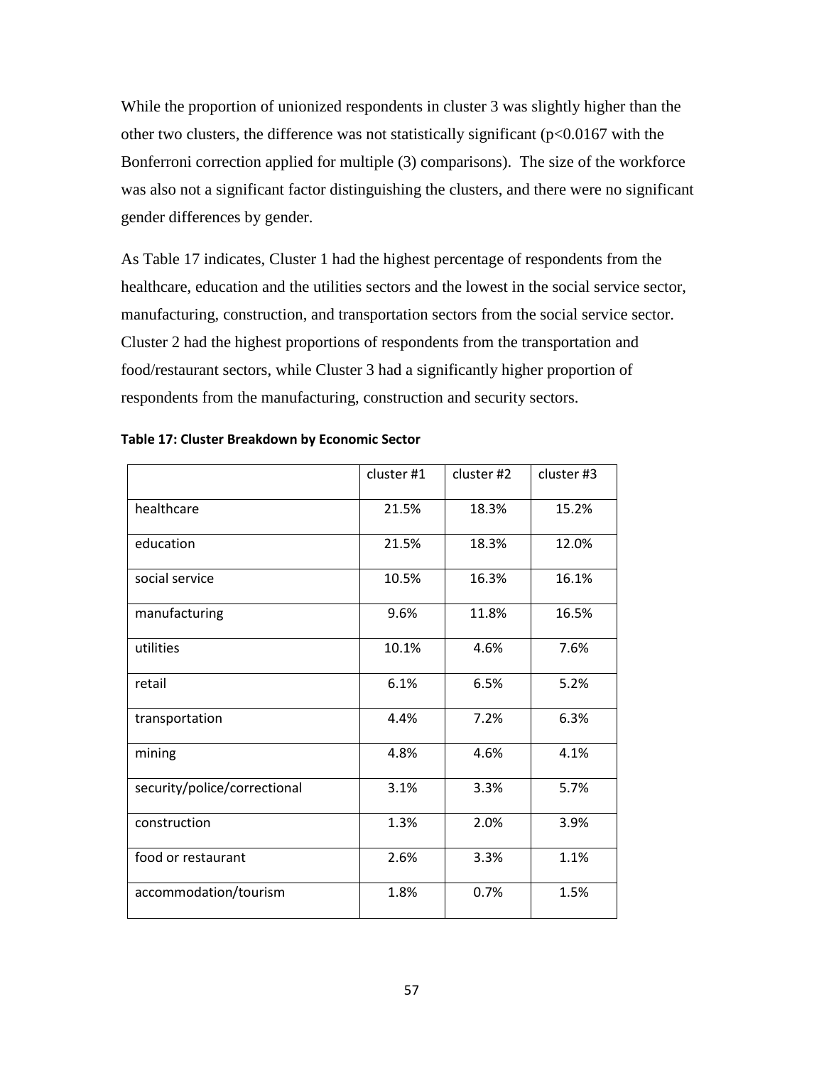While the proportion of unionized respondents in cluster 3 was slightly higher than the other two clusters, the difference was not statistically significant ($p<0.0167$ with the Bonferroni correction applied for multiple (3) comparisons). The size of the workforce was also not a significant factor distinguishing the clusters, and there were no significant gender differences by gender.

As Table 17 indicates, Cluster 1 had the highest percentage of respondents from the healthcare, education and the utilities sectors and the lowest in the social service sector, manufacturing, construction, and transportation sectors from the social service sector. Cluster 2 had the highest proportions of respondents from the transportation and food/restaurant sectors, while Cluster 3 had a significantly higher proportion of respondents from the manufacturing, construction and security sectors.

**Table 17: Cluster Breakdown by Economic Sector**

| | cluster #1 | cluster #2 | cluster #3 |
|---|---|---|---|
| healthcare | 21.5% | 18.3% | 15.2% |
| education | 21.5% | 18.3% | 12.0% |
| social service | 10.5% | 16.3% | 16.1% |
| manufacturing | 9.6% | 11.8% | 16.5% |
| utilities | 10.1% | 4.6% | 7.6% |
| retail | 6.1% | 6.5% | 5.2% |
| transportation | 4.4% | 7.2% | 6.3% |
| mining | 4.8% | 4.6% | 4.1% |
| security/police/correctional | 3.1% | 3.3% | 5.7% |
| construction | 1.3% | 2.0% | 3.9% |
| food or restaurant | 2.6% | 3.3% | 1.1% |
| accommodation/tourism | 1.8% | 0.7% | 1.5% |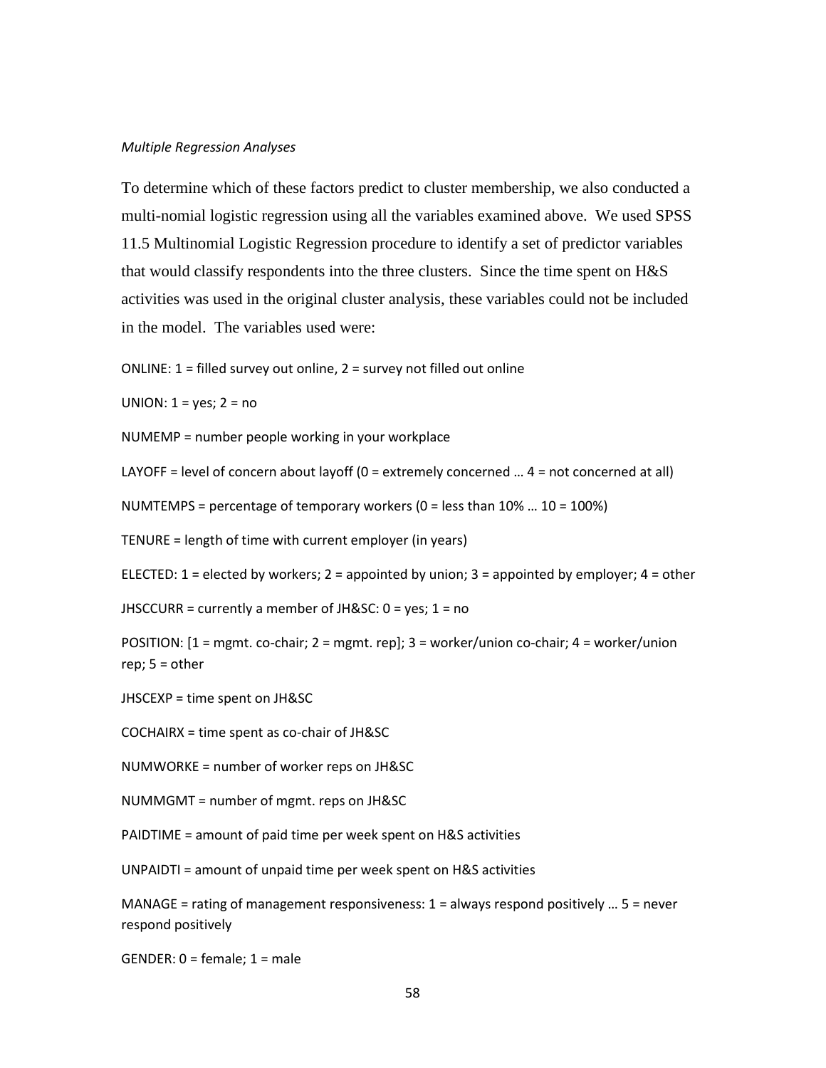*Multiple Regression Analyses*

To determine which of these factors predict to cluster membership, we also conducted a multi-nomial logistic regression using all the variables examined above. We used SPSS 11.5 Multinomial Logistic Regression procedure to identify a set of predictor variables that would classify respondents into the three clusters. Since the time spent on H&S activities was used in the original cluster analysis, these variables could not be included in the model. The variables used were:

ONLINE: 1 = filled survey out online, 2 = survey not filled out online

UNION: 1 = yes; 2 = no

NUMEMP = number people working in your workplace

LAYOFF = level of concern about layoff (0 = extremely concerned … 4 = not concerned at all)

NUMTEMPS = percentage of temporary workers (0 = less than 10% … 10 = 100%)

TENURE = length of time with current employer (in years)

ELECTED: 1 = elected by workers; 2 = appointed by union; 3 = appointed by employer; 4 = other

JHSCCURR = currently a member of JH&SC: 0 = yes; 1 = no

POSITION: [1 = mgmt. co-chair; 2 = mgmt. rep]; 3 = worker/union co-chair; 4 = worker/union rep; 5 = other

JHSCEXP = time spent on JH&SC

COCHAIRX = time spent as co-chair of JH&SC

NUMWORKE = number of worker reps on JH&SC

NUMMGMT = number of mgmt. reps on JH&SC

PAIDTIME = amount of paid time per week spent on H&S activities

UNPAIDTI = amount of unpaid time per week spent on H&S activities

MANAGE = rating of management responsiveness: 1 = always respond positively … 5 = never respond positively

GENDER: 0 = female; 1 = male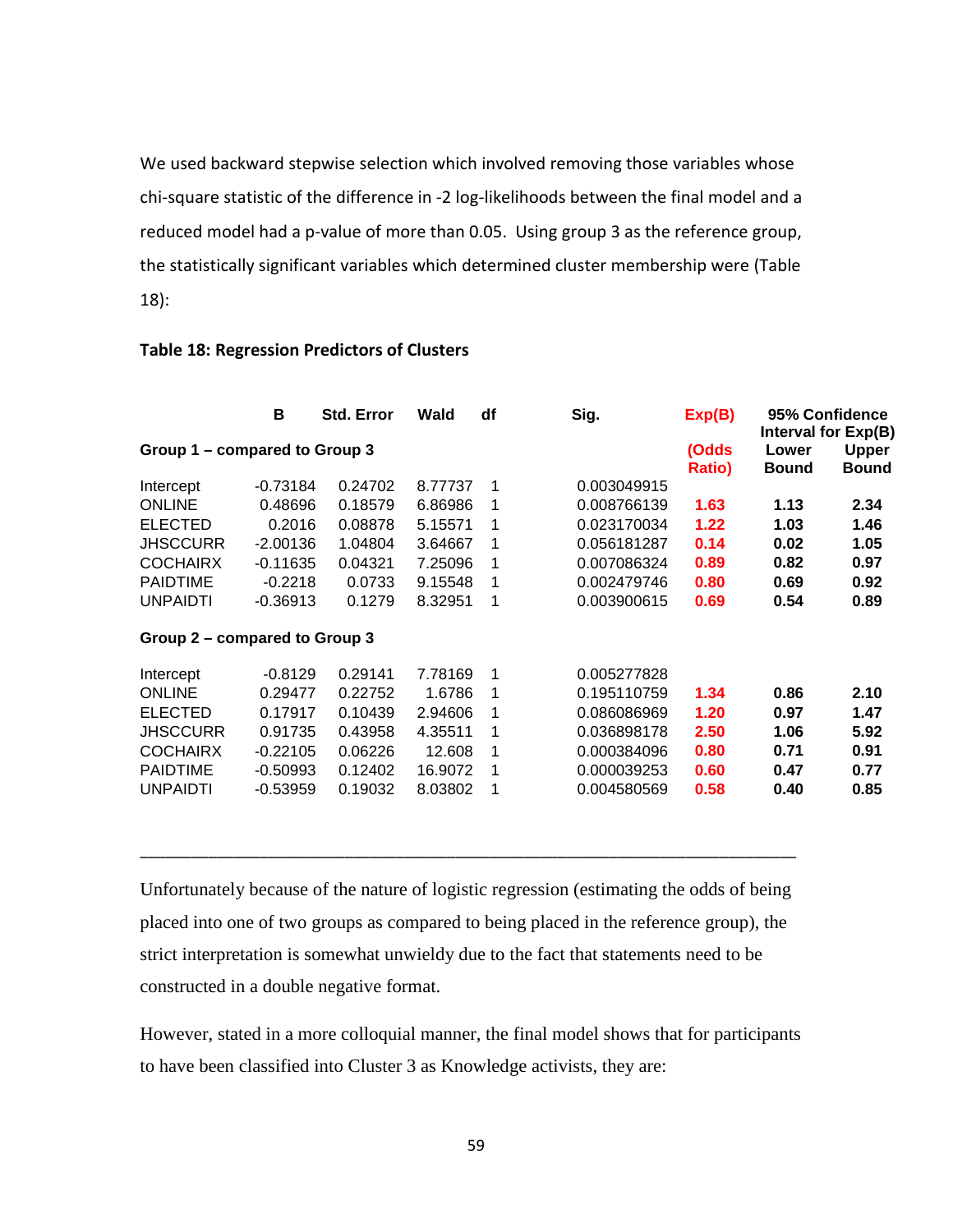We used backward stepwise selection which involved removing those variables whose chi-square statistic of the difference in -2 log-likelihoods between the final model and a reduced model had a p-value of more than 0.05. Using group 3 as the reference group, the statistically significant variables which determined cluster membership were (Table 18):

**Table 18: Regression Predictors of Clusters**

| | B | Std. Error | Wald | df | Sig. | Exp(B) (Odds Ratio) | 95% Confidence Interval for Exp(B) | |
|---|---|---|---|---|---|---|---|---|
| | | | | | | | Lower Bound | Upper Bound |
| **Group 1 – compared to Group 3** | | | | | | | | |
| Intercept | -0.73184 | 0.24702 | 8.77737 | 1 | 0.003049915 | | | |
| ONLINE | 0.48696 | 0.18579 | 6.86986 | 1 | 0.008766139 | **1.63** | **1.13** | **2.34** |
| ELECTED | 0.2016 | 0.08878 | 5.15571 | 1 | 0.023170034 | **1.22** | **1.03** | **1.46** |
| JHSCCURR | -2.00136 | 1.04804 | 3.64667 | 1 | 0.056181287 | **0.14** | **0.02** | **1.05** |
| COCHAIRX | -0.11635 | 0.04321 | 7.25096 | 1 | 0.007086324 | **0.89** | **0.82** | **0.97** |
| PAIDTIME | -0.2218 | 0.0733 | 9.15548 | 1 | 0.002479746 | **0.80** | **0.69** | **0.92** |
| UNPAIDTI | -0.36913 | 0.1279 | 8.32951 | 1 | 0.003900615 | **0.69** | **0.54** | **0.89** |
| **Group 2 – compared to Group 3** | | | | | | | | |
| Intercept | -0.8129 | 0.29141 | 7.78169 | 1 | 0.005277828 | | | |
| ONLINE | 0.29477 | 0.22752 | 1.6786 | 1 | 0.195110759 | **1.34** | **0.86** | **2.10** |
| ELECTED | 0.17917 | 0.10439 | 2.94606 | 1 | 0.086086969 | **1.20** | **0.97** | **1.47** |
| JHSCCURR | 0.91735 | 0.43958 | 4.35511 | 1 | 0.036898178 | **2.50** | **1.06** | **5.92** |
| COCHAIRX | -0.22105 | 0.06226 | 12.608 | 1 | 0.000384096 | **0.80** | **0.71** | **0.91** |
| PAIDTIME | -0.50993 | 0.12402 | 16.9072 | 1 | 0.000039253 | **0.60** | **0.47** | **0.77** |
| UNPAIDTI | -0.53959 | 0.19032 | 8.03802 | 1 | 0.004580569 | **0.58** | **0.40** | **0.85** |

---

Unfortunately because of the nature of logistic regression (estimating the odds of being placed into one of two groups as compared to being placed in the reference group), the strict interpretation is somewhat unwieldy due to the fact that statements need to be constructed in a double negative format.

However, stated in a more colloquial manner, the final model shows that for participants to have been classified into Cluster 3 as Knowledge activists, they are: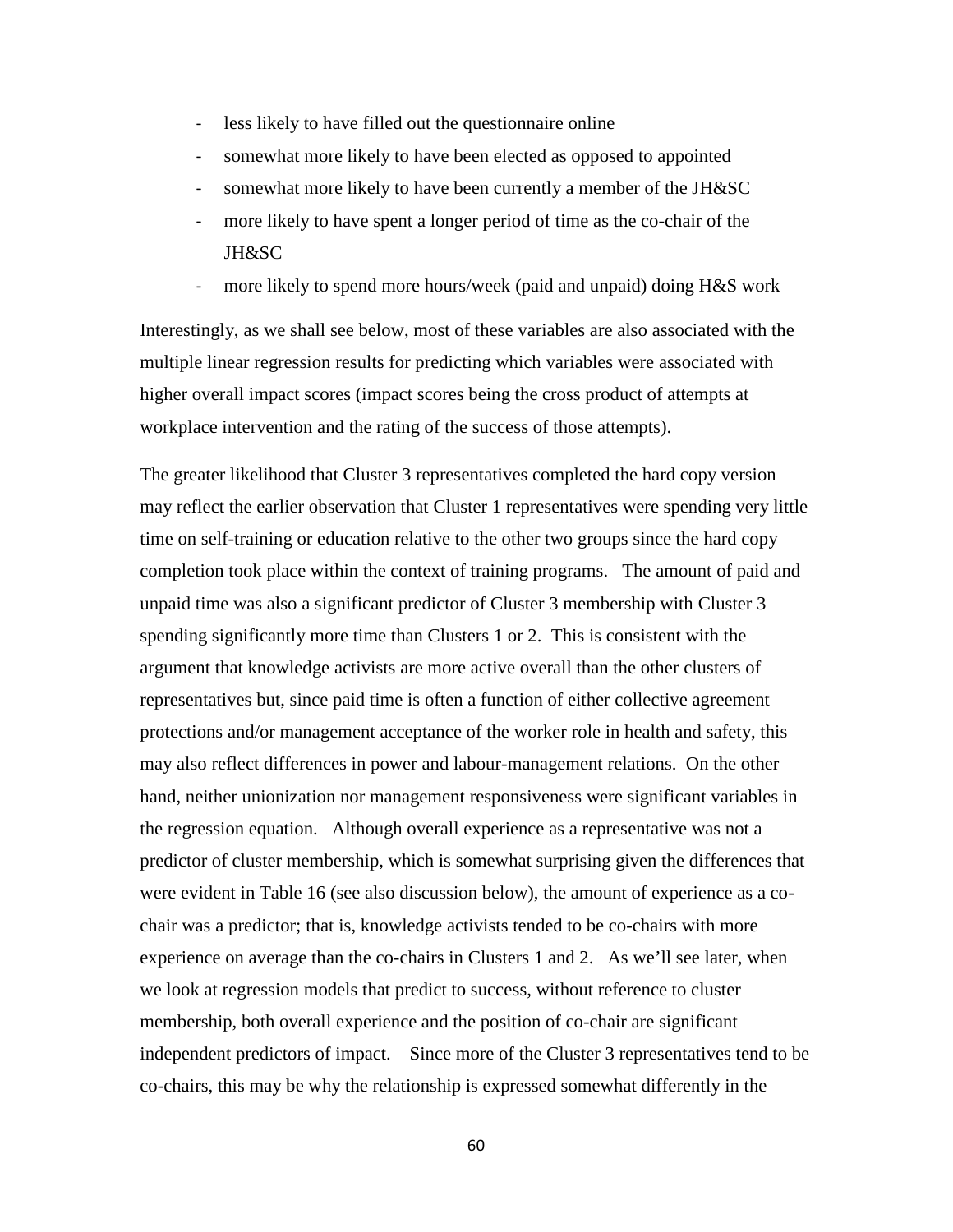- less likely to have filled out the questionnaire online
- somewhat more likely to have been elected as opposed to appointed
- somewhat more likely to have been currently a member of the JH&SC
- more likely to have spent a longer period of time as the co-chair of the JH&SC
- more likely to spend more hours/week (paid and unpaid) doing H&S work

Interestingly, as we shall see below, most of these variables are also associated with the multiple linear regression results for predicting which variables were associated with higher overall impact scores (impact scores being the cross product of attempts at workplace intervention and the rating of the success of those attempts).

The greater likelihood that Cluster 3 representatives completed the hard copy version may reflect the earlier observation that Cluster 1 representatives were spending very little time on self-training or education relative to the other two groups since the hard copy completion took place within the context of training programs. The amount of paid and unpaid time was also a significant predictor of Cluster 3 membership with Cluster 3 spending significantly more time than Clusters 1 or 2. This is consistent with the argument that knowledge activists are more active overall than the other clusters of representatives but, since paid time is often a function of either collective agreement protections and/or management acceptance of the worker role in health and safety, this may also reflect differences in power and labour-management relations. On the other hand, neither unionization nor management responsiveness were significant variables in the regression equation. Although overall experience as a representative was not a predictor of cluster membership, which is somewhat surprising given the differences that were evident in Table 16 (see also discussion below), the amount of experience as a co-chair was a predictor; that is, knowledge activists tended to be co-chairs with more experience on average than the co-chairs in Clusters 1 and 2. As we'll see later, when we look at regression models that predict to success, without reference to cluster membership, both overall experience and the position of co-chair are significant independent predictors of impact. Since more of the Cluster 3 representatives tend to be co-chairs, this may be why the relationship is expressed somewhat differently in the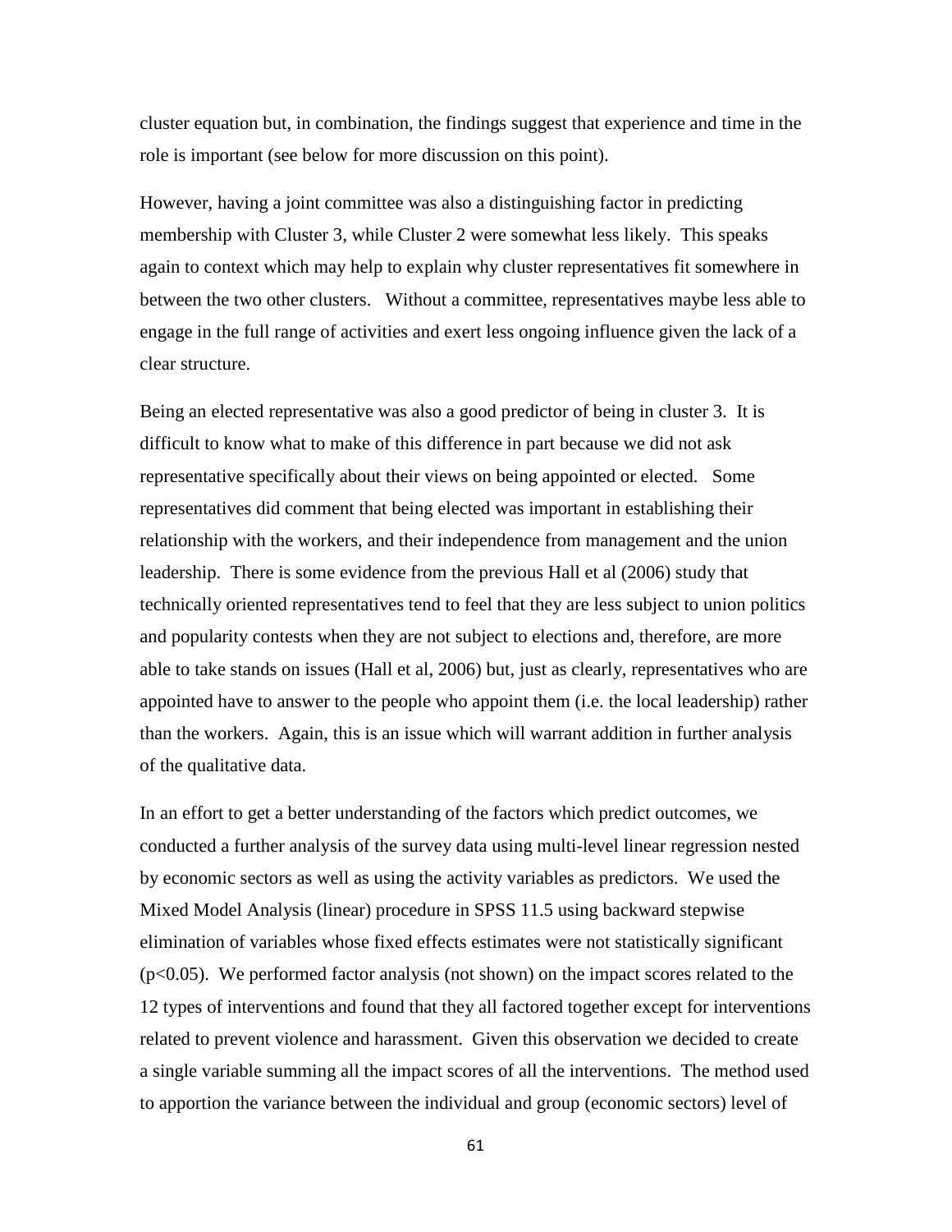cluster equation but, in combination, the findings suggest that experience and time in the role is important (see below for more discussion on this point).

However, having a joint committee was also a distinguishing factor in predicting membership with Cluster 3, while Cluster 2 were somewhat less likely. This speaks again to context which may help to explain why cluster representatives fit somewhere in between the two other clusters. Without a committee, representatives maybe less able to engage in the full range of activities and exert less ongoing influence given the lack of a clear structure.

Being an elected representative was also a good predictor of being in cluster 3. It is difficult to know what to make of this difference in part because we did not ask representative specifically about their views on being appointed or elected. Some representatives did comment that being elected was important in establishing their relationship with the workers, and their independence from management and the union leadership. There is some evidence from the previous Hall et al (2006) study that technically oriented representatives tend to feel that they are less subject to union politics and popularity contests when they are not subject to elections and, therefore, are more able to take stands on issues (Hall et al, 2006) but, just as clearly, representatives who are appointed have to answer to the people who appoint them (i.e. the local leadership) rather than the workers. Again, this is an issue which will warrant addition in further analysis of the qualitative data.

In an effort to get a better understanding of the factors which predict outcomes, we conducted a further analysis of the survey data using multi-level linear regression nested by economic sectors as well as using the activity variables as predictors. We used the Mixed Model Analysis (linear) procedure in SPSS 11.5 using backward stepwise elimination of variables whose fixed effects estimates were not statistically significant ($p<0.05$). We performed factor analysis (not shown) on the impact scores related to the 12 types of interventions and found that they all factored together except for interventions related to prevent violence and harassment. Given this observation we decided to create a single variable summing all the impact scores of all the interventions. The method used to apportion the variance between the individual and group (economic sectors) level of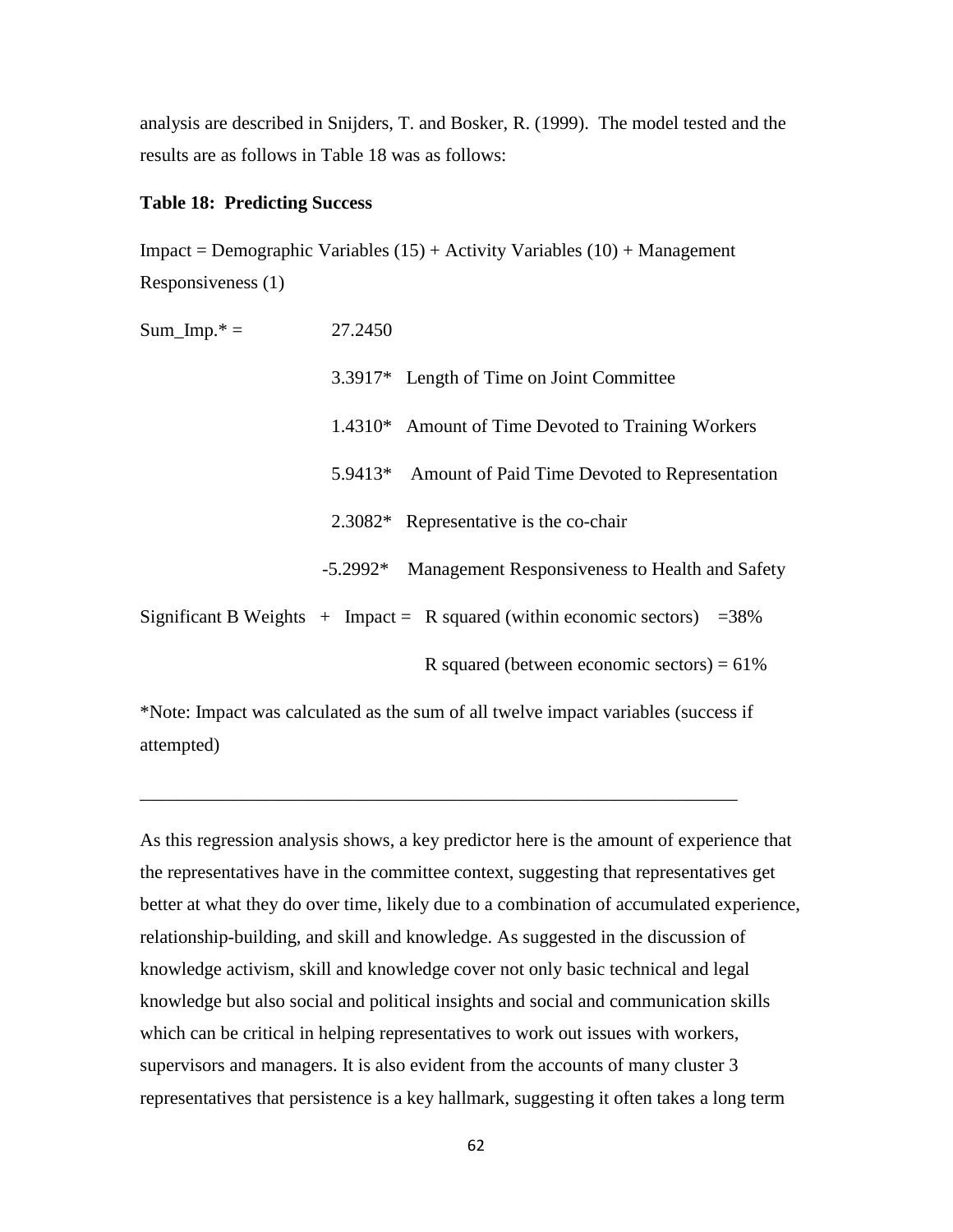analysis are described in Snijders, T. and Bosker, R. (1999). The model tested and the results are as follows in Table 18 was as follows:

**Table 18: Predicting Success**

Impact = Demographic Variables (15) + Activity Variables (10) + Management Responsiveness (1)

| | | |
|---|---|---|
| Sum_Imp.* = | 27.2450 | |
| | 3.3917* | Length of Time on Joint Committee |
| | 1.4310* | Amount of Time Devoted to Training Workers |
| | 5.9413* | Amount of Paid Time Devoted to Representation |
| | 2.3082* | Representative is the co-chair |
| | -5.2992* | Management Responsiveness to Health and Safety |

Significant B Weights + Impact = R squared (within economic sectors) =38%

R squared (between economic sectors) = 61%

*Note: Impact was calculated as the sum of all twelve impact variables (success if attempted)

---

As this regression analysis shows, a key predictor here is the amount of experience that the representatives have in the committee context, suggesting that representatives get better at what they do over time, likely due to a combination of accumulated experience, relationship-building, and skill and knowledge. As suggested in the discussion of knowledge activism, skill and knowledge cover not only basic technical and legal knowledge but also social and political insights and social and communication skills which can be critical in helping representatives to work out issues with workers, supervisors and managers. It is also evident from the accounts of many cluster 3 representatives that persistence is a key hallmark, suggesting it often takes a long term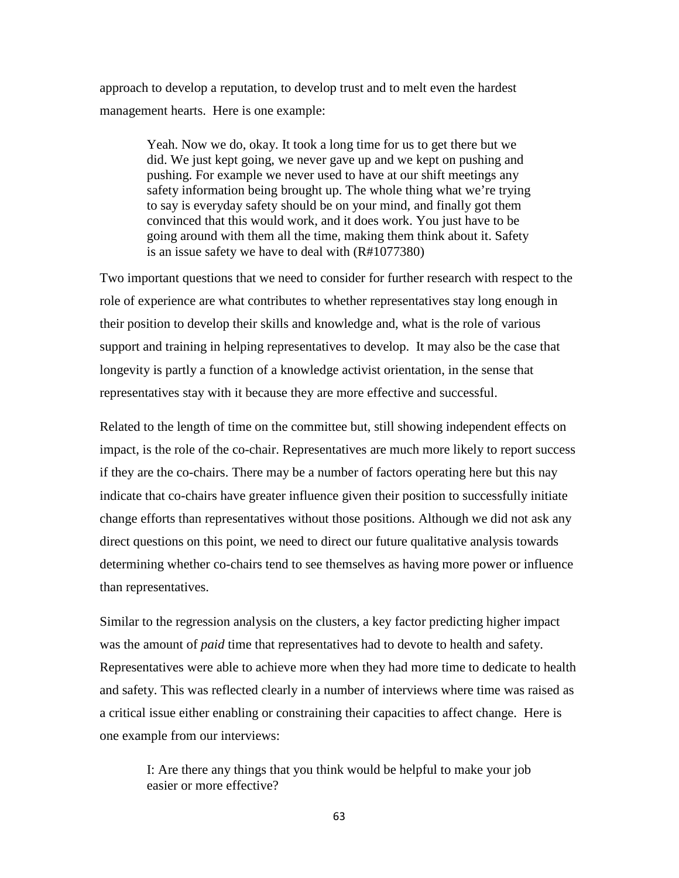approach to develop a reputation, to develop trust and to melt even the hardest management hearts. Here is one example:

> Yeah. Now we do, okay. It took a long time for us to get there but we did. We just kept going, we never gave up and we kept on pushing and pushing. For example we never used to have at our shift meetings any safety information being brought up. The whole thing what we're trying to say is everyday safety should be on your mind, and finally got them convinced that this would work, and it does work. You just have to be going around with them all the time, making them think about it. Safety is an issue safety we have to deal with (R#1077380)

Two important questions that we need to consider for further research with respect to the role of experience are what contributes to whether representatives stay long enough in their position to develop their skills and knowledge and, what is the role of various support and training in helping representatives to develop. It may also be the case that longevity is partly a function of a knowledge activist orientation, in the sense that representatives stay with it because they are more effective and successful.

Related to the length of time on the committee but, still showing independent effects on impact, is the role of the co-chair. Representatives are much more likely to report success if they are the co-chairs. There may be a number of factors operating here but this nay indicate that co-chairs have greater influence given their position to successfully initiate change efforts than representatives without those positions. Although we did not ask any direct questions on this point, we need to direct our future qualitative analysis towards determining whether co-chairs tend to see themselves as having more power or influence than representatives.

Similar to the regression analysis on the clusters, a key factor predicting higher impact was the amount of *paid* time that representatives had to devote to health and safety. Representatives were able to achieve more when they had more time to dedicate to health and safety. This was reflected clearly in a number of interviews where time was raised as a critical issue either enabling or constraining their capacities to affect change. Here is one example from our interviews:

> I: Are there any things that you think would be helpful to make your job easier or more effective?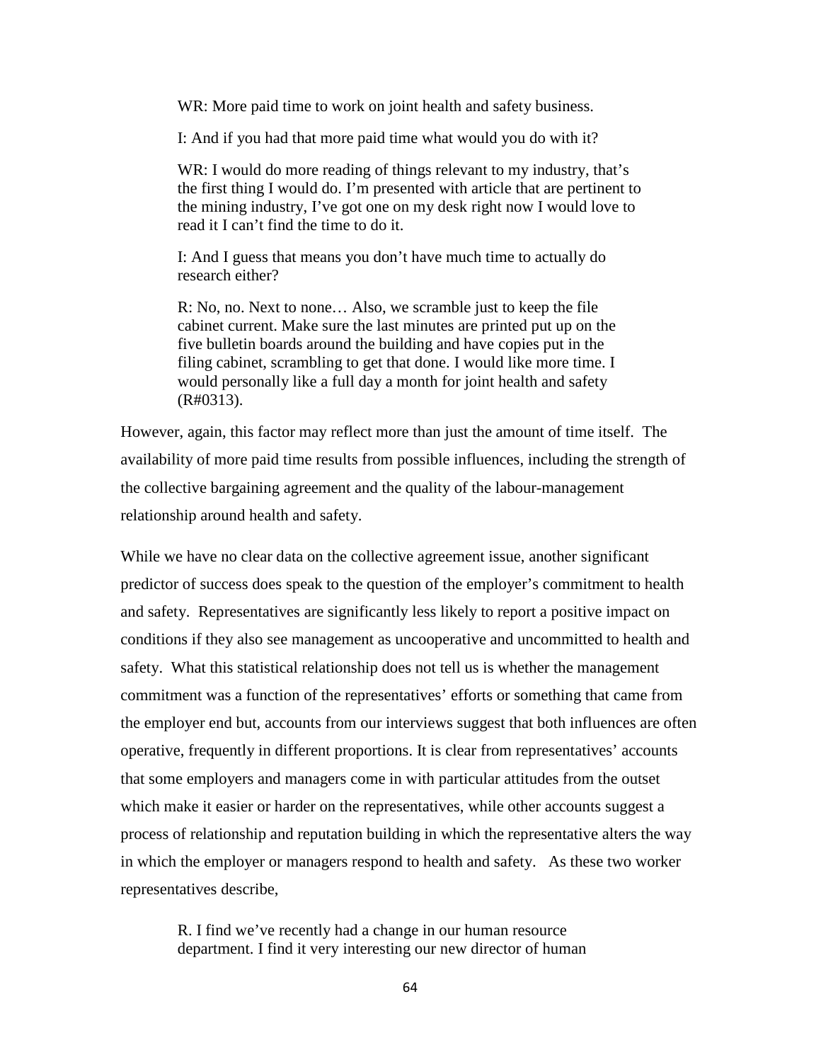> WR: More paid time to work on joint health and safety business.
>
> I: And if you had that more paid time what would you do with it?
>
> WR: I would do more reading of things relevant to my industry, that's the first thing I would do. I'm presented with article that are pertinent to the mining industry, I've got one on my desk right now I would love to read it I can't find the time to do it.
>
> I: And I guess that means you don't have much time to actually do research either?
>
> R: No, no. Next to none… Also, we scramble just to keep the file cabinet current. Make sure the last minutes are printed put up on the five bulletin boards around the building and have copies put in the filing cabinet, scrambling to get that done. I would like more time. I would personally like a full day a month for joint health and safety (R#0313).

However, again, this factor may reflect more than just the amount of time itself. The availability of more paid time results from possible influences, including the strength of the collective bargaining agreement and the quality of the labour-management relationship around health and safety.

While we have no clear data on the collective agreement issue, another significant predictor of success does speak to the question of the employer's commitment to health and safety. Representatives are significantly less likely to report a positive impact on conditions if they also see management as uncooperative and uncommitted to health and safety. What this statistical relationship does not tell us is whether the management commitment was a function of the representatives' efforts or something that came from the employer end but, accounts from our interviews suggest that both influences are often operative, frequently in different proportions. It is clear from representatives' accounts that some employers and managers come in with particular attitudes from the outset which make it easier or harder on the representatives, while other accounts suggest a process of relationship and reputation building in which the representative alters the way in which the employer or managers respond to health and safety. As these two worker representatives describe,

> R. I find we've recently had a change in our human resource department. I find it very interesting our new director of human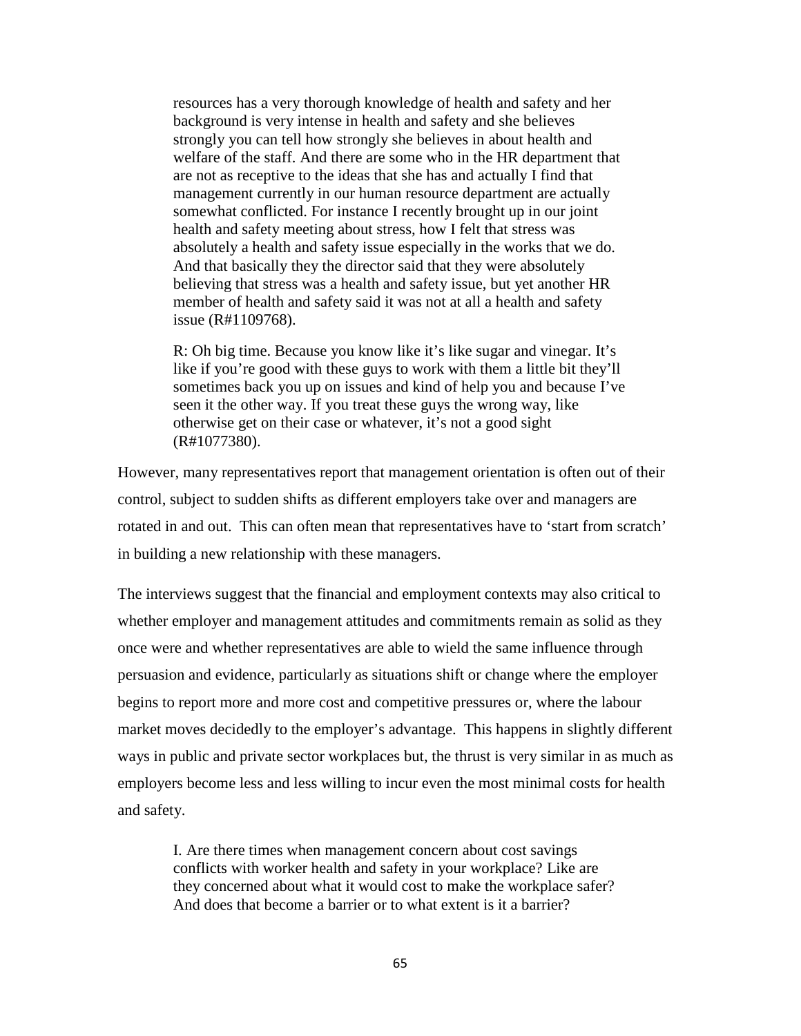> resources has a very thorough knowledge of health and safety and her background is very intense in health and safety and she believes strongly you can tell how strongly she believes in about health and welfare of the staff. And there are some who in the HR department that are not as receptive to the ideas that she has and actually I find that management currently in our human resource department are actually somewhat conflicted. For instance I recently brought up in our joint health and safety meeting about stress, how I felt that stress was absolutely a health and safety issue especially in the works that we do. And that basically they the director said that they were absolutely believing that stress was a health and safety issue, but yet another HR member of health and safety said it was not at all a health and safety issue (R#1109768).

> R: Oh big time. Because you know like it's like sugar and vinegar. It's like if you're good with these guys to work with them a little bit they'll sometimes back you up on issues and kind of help you and because I've seen it the other way. If you treat these guys the wrong way, like otherwise get on their case or whatever, it's not a good sight (R#1077380).

However, many representatives report that management orientation is often out of their control, subject to sudden shifts as different employers take over and managers are rotated in and out. This can often mean that representatives have to 'start from scratch' in building a new relationship with these managers.

The interviews suggest that the financial and employment contexts may also critical to whether employer and management attitudes and commitments remain as solid as they once were and whether representatives are able to wield the same influence through persuasion and evidence, particularly as situations shift or change where the employer begins to report more and more cost and competitive pressures or, where the labour market moves decidedly to the employer's advantage. This happens in slightly different ways in public and private sector workplaces but, the thrust is very similar in as much as employers become less and less willing to incur even the most minimal costs for health and safety.

> I. Are there times when management concern about cost savings conflicts with worker health and safety in your workplace? Like are they concerned about what it would cost to make the workplace safer? And does that become a barrier or to what extent is it a barrier?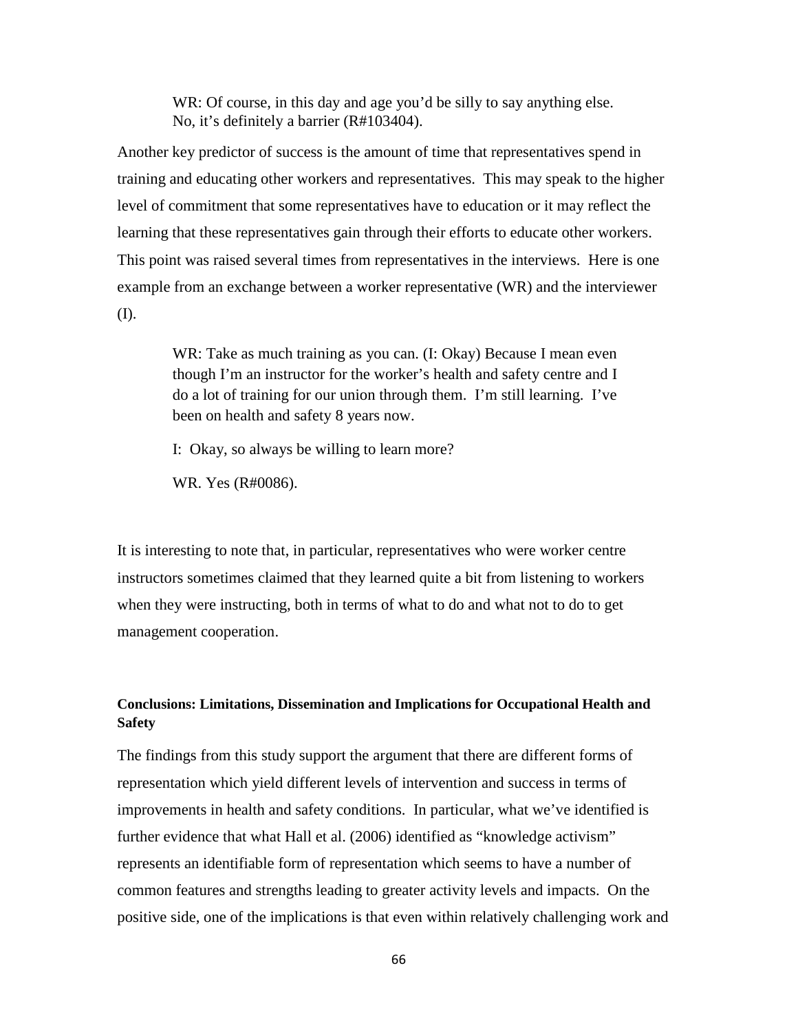> WR: Of course, in this day and age you'd be silly to say anything else. No, it's definitely a barrier (R#103404).

Another key predictor of success is the amount of time that representatives spend in training and educating other workers and representatives. This may speak to the higher level of commitment that some representatives have to education or it may reflect the learning that these representatives gain through their efforts to educate other workers. This point was raised several times from representatives in the interviews. Here is one example from an exchange between a worker representative (WR) and the interviewer (I).

> WR: Take as much training as you can. (I: Okay) Because I mean even though I'm an instructor for the worker's health and safety centre and I do a lot of training for our union through them. I'm still learning. I've been on health and safety 8 years now.
>
> I: Okay, so always be willing to learn more?
>
> WR. Yes (R#0086).

It is interesting to note that, in particular, representatives who were worker centre instructors sometimes claimed that they learned quite a bit from listening to workers when they were instructing, both in terms of what to do and what not to do to get management cooperation.

### Conclusions: Limitations, Dissemination and Implications for Occupational Health and Safety

The findings from this study support the argument that there are different forms of representation which yield different levels of intervention and success in terms of improvements in health and safety conditions. In particular, what we've identified is further evidence that what Hall et al. (2006) identified as "knowledge activism" represents an identifiable form of representation which seems to have a number of common features and strengths leading to greater activity levels and impacts. On the positive side, one of the implications is that even within relatively challenging work and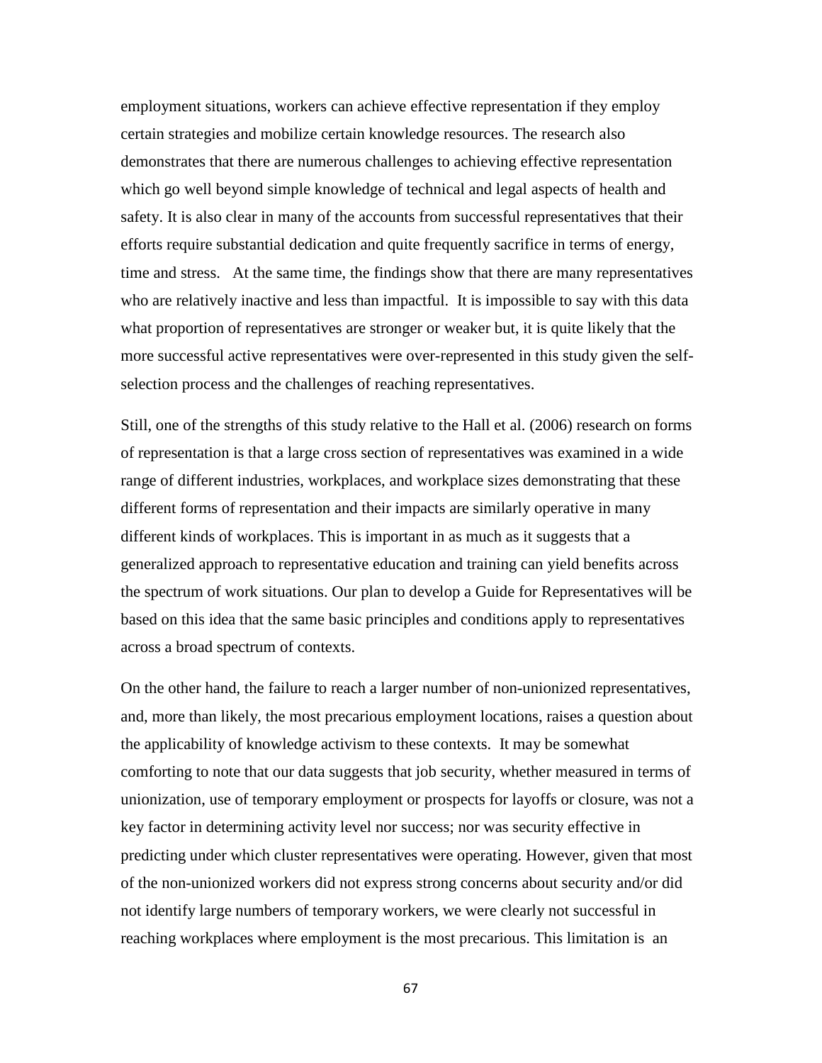employment situations, workers can achieve effective representation if they employ certain strategies and mobilize certain knowledge resources. The research also demonstrates that there are numerous challenges to achieving effective representation which go well beyond simple knowledge of technical and legal aspects of health and safety. It is also clear in many of the accounts from successful representatives that their efforts require substantial dedication and quite frequently sacrifice in terms of energy, time and stress. At the same time, the findings show that there are many representatives who are relatively inactive and less than impactful. It is impossible to say with this data what proportion of representatives are stronger or weaker but, it is quite likely that the more successful active representatives were over-represented in this study given the self-selection process and the challenges of reaching representatives.

Still, one of the strengths of this study relative to the Hall et al. (2006) research on forms of representation is that a large cross section of representatives was examined in a wide range of different industries, workplaces, and workplace sizes demonstrating that these different forms of representation and their impacts are similarly operative in many different kinds of workplaces. This is important in as much as it suggests that a generalized approach to representative education and training can yield benefits across the spectrum of work situations. Our plan to develop a Guide for Representatives will be based on this idea that the same basic principles and conditions apply to representatives across a broad spectrum of contexts.

On the other hand, the failure to reach a larger number of non-unionized representatives, and, more than likely, the most precarious employment locations, raises a question about the applicability of knowledge activism to these contexts. It may be somewhat comforting to note that our data suggests that job security, whether measured in terms of unionization, use of temporary employment or prospects for layoffs or closure, was not a key factor in determining activity level nor success; nor was security effective in predicting under which cluster representatives were operating. However, given that most of the non-unionized workers did not express strong concerns about security and/or did not identify large numbers of temporary workers, we were clearly not successful in reaching workplaces where employment is the most precarious. This limitation is an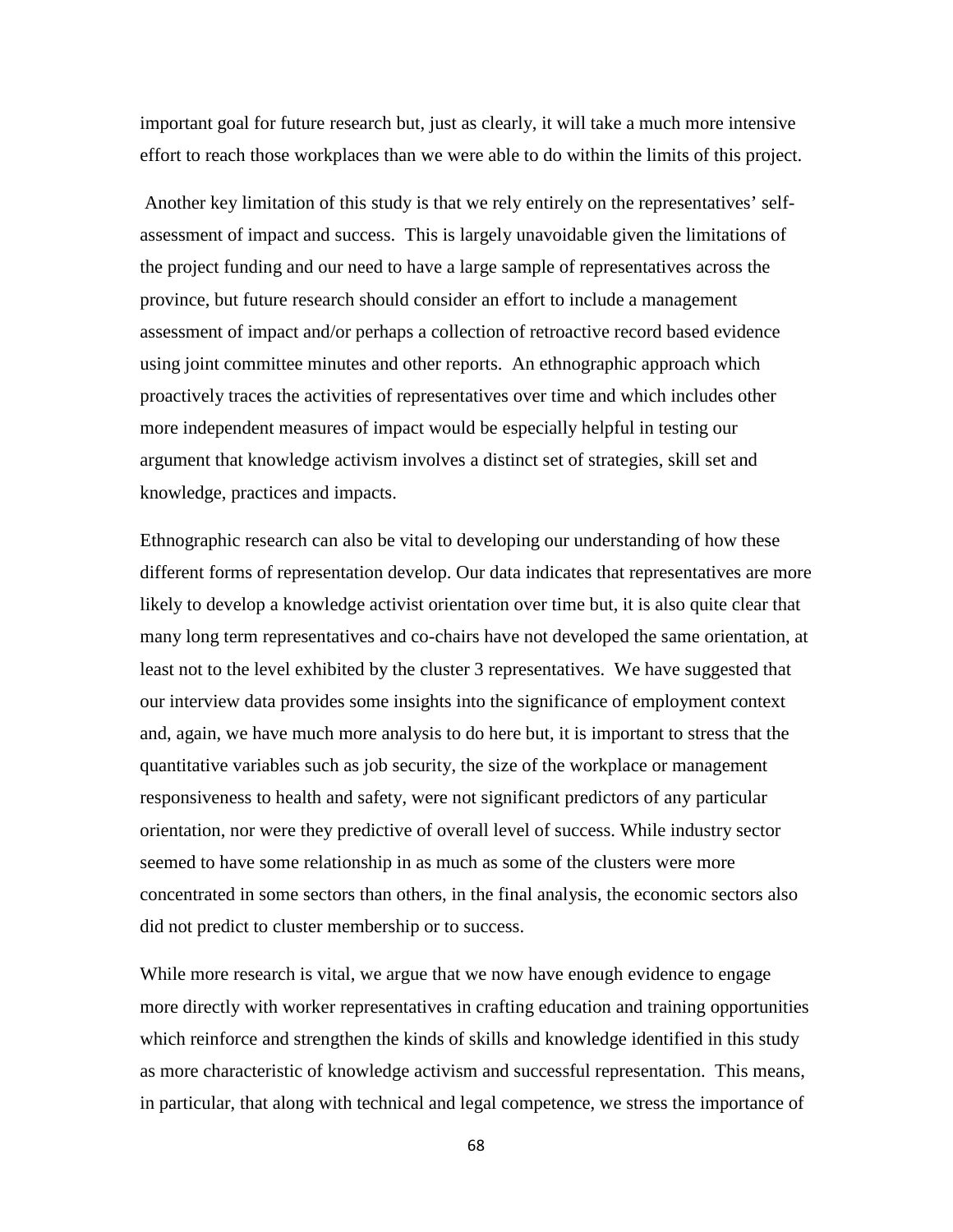important goal for future research but, just as clearly, it will take a much more intensive effort to reach those workplaces than we were able to do within the limits of this project.

Another key limitation of this study is that we rely entirely on the representatives' self-assessment of impact and success. This is largely unavoidable given the limitations of the project funding and our need to have a large sample of representatives across the province, but future research should consider an effort to include a management assessment of impact and/or perhaps a collection of retroactive record based evidence using joint committee minutes and other reports. An ethnographic approach which proactively traces the activities of representatives over time and which includes other more independent measures of impact would be especially helpful in testing our argument that knowledge activism involves a distinct set of strategies, skill set and knowledge, practices and impacts.

Ethnographic research can also be vital to developing our understanding of how these different forms of representation develop. Our data indicates that representatives are more likely to develop a knowledge activist orientation over time but, it is also quite clear that many long term representatives and co-chairs have not developed the same orientation, at least not to the level exhibited by the cluster 3 representatives. We have suggested that our interview data provides some insights into the significance of employment context and, again, we have much more analysis to do here but, it is important to stress that the quantitative variables such as job security, the size of the workplace or management responsiveness to health and safety, were not significant predictors of any particular orientation, nor were they predictive of overall level of success. While industry sector seemed to have some relationship in as much as some of the clusters were more concentrated in some sectors than others, in the final analysis, the economic sectors also did not predict to cluster membership or to success.

While more research is vital, we argue that we now have enough evidence to engage more directly with worker representatives in crafting education and training opportunities which reinforce and strengthen the kinds of skills and knowledge identified in this study as more characteristic of knowledge activism and successful representation. This means, in particular, that along with technical and legal competence, we stress the importance of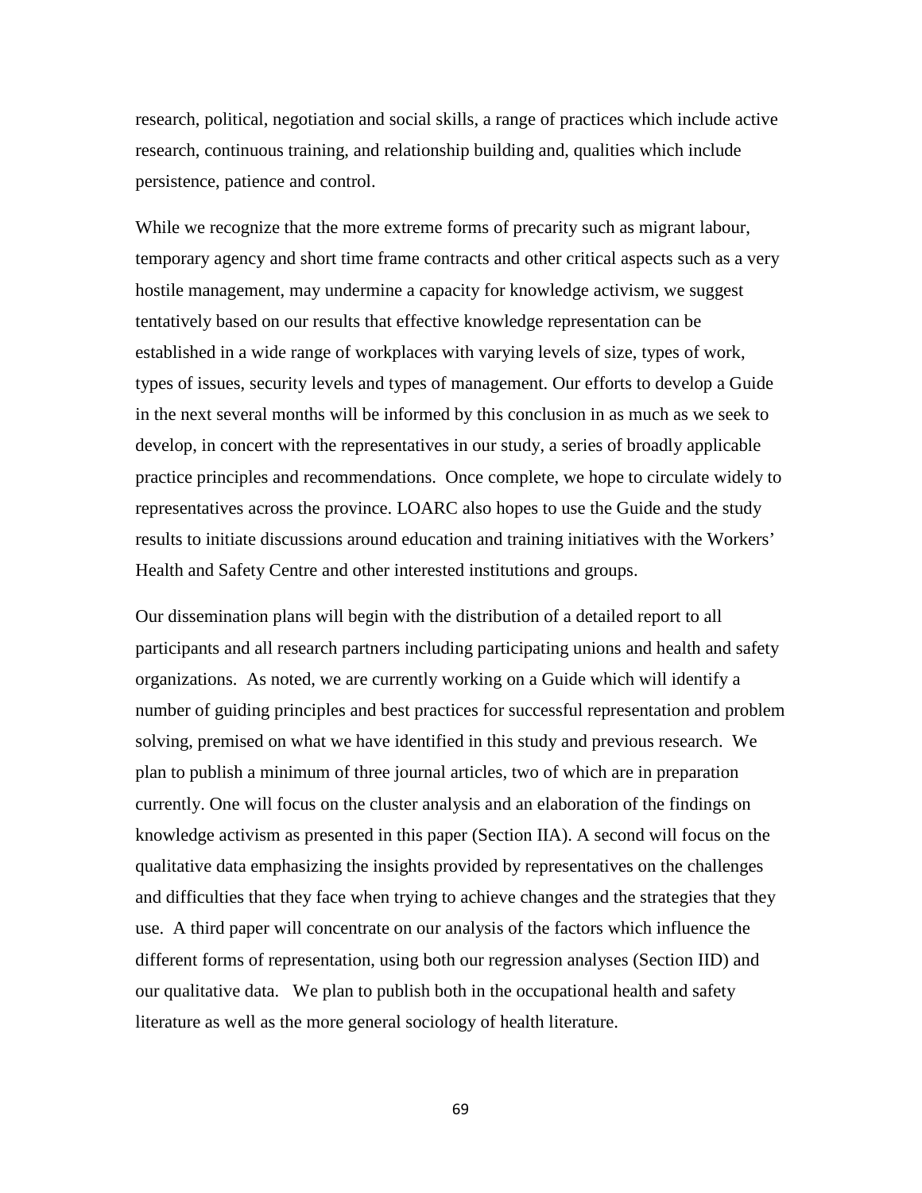research, political, negotiation and social skills, a range of practices which include active research, continuous training, and relationship building and, qualities which include persistence, patience and control.

While we recognize that the more extreme forms of precarity such as migrant labour, temporary agency and short time frame contracts and other critical aspects such as a very hostile management, may undermine a capacity for knowledge activism, we suggest tentatively based on our results that effective knowledge representation can be established in a wide range of workplaces with varying levels of size, types of work, types of issues, security levels and types of management. Our efforts to develop a Guide in the next several months will be informed by this conclusion in as much as we seek to develop, in concert with the representatives in our study, a series of broadly applicable practice principles and recommendations. Once complete, we hope to circulate widely to representatives across the province. LOARC also hopes to use the Guide and the study results to initiate discussions around education and training initiatives with the Workers' Health and Safety Centre and other interested institutions and groups.

Our dissemination plans will begin with the distribution of a detailed report to all participants and all research partners including participating unions and health and safety organizations. As noted, we are currently working on a Guide which will identify a number of guiding principles and best practices for successful representation and problem solving, premised on what we have identified in this study and previous research. We plan to publish a minimum of three journal articles, two of which are in preparation currently. One will focus on the cluster analysis and an elaboration of the findings on knowledge activism as presented in this paper (Section IIA). A second will focus on the qualitative data emphasizing the insights provided by representatives on the challenges and difficulties that they face when trying to achieve changes and the strategies that they use. A third paper will concentrate on our analysis of the factors which influence the different forms of representation, using both our regression analyses (Section IID) and our qualitative data. We plan to publish both in the occupational health and safety literature as well as the more general sociology of health literature.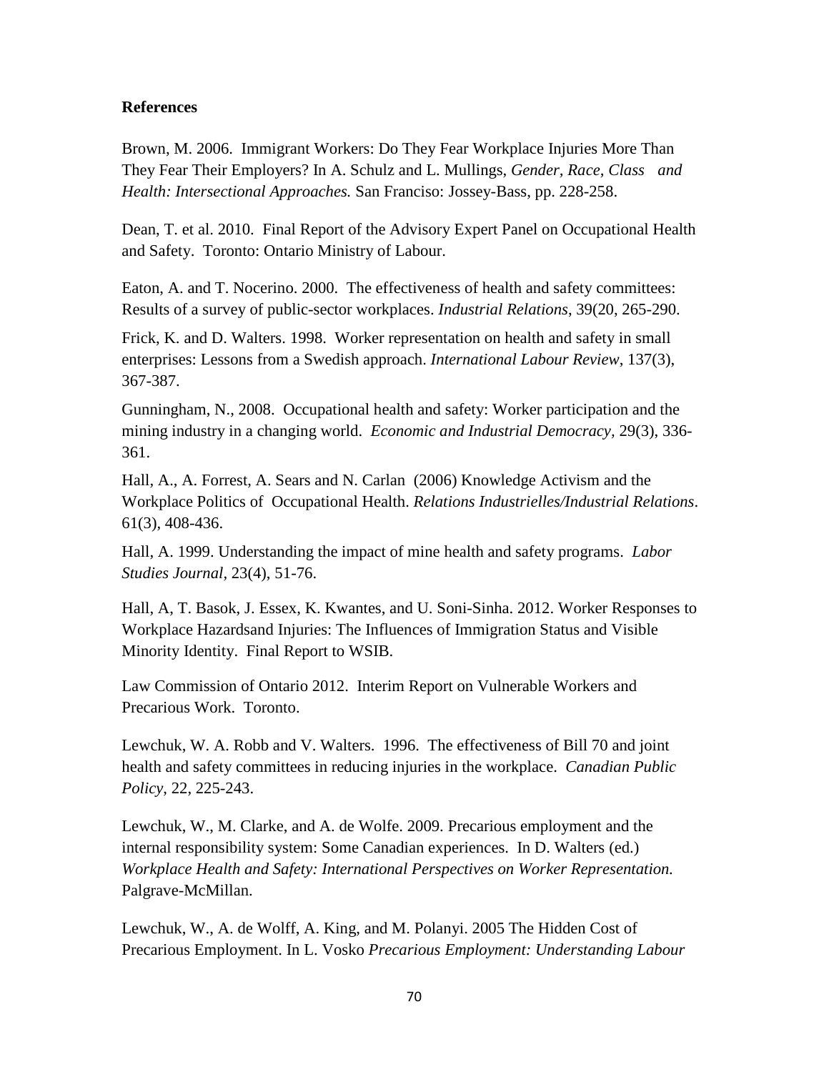**References**

Brown, M. 2006. Immigrant Workers: Do They Fear Workplace Injuries More Than They Fear Their Employers? In A. Schulz and L. Mullings, *Gender, Race, Class and Health: Intersectional Approaches.* San Franciso: Jossey-Bass, pp. 228-258.

Dean, T. et al. 2010. Final Report of the Advisory Expert Panel on Occupational Health and Safety. Toronto: Ontario Ministry of Labour.

Eaton, A. and T. Nocerino. 2000. The effectiveness of health and safety committees: Results of a survey of public-sector workplaces. *Industrial Relations*, 39(20, 265-290.

Frick, K. and D. Walters. 1998. Worker representation on health and safety in small enterprises: Lessons from a Swedish approach. *International Labour Review*, 137(3), 367-387.

Gunningham, N., 2008. Occupational health and safety: Worker participation and the mining industry in a changing world. *Economic and Industrial Democracy*, 29(3), 336-361.

Hall, A., A. Forrest, A. Sears and N. Carlan (2006) Knowledge Activism and the Workplace Politics of Occupational Health. *Relations Industrielles/Industrial Relations*. 61(3), 408-436.

Hall, A. 1999. Understanding the impact of mine health and safety programs. *Labor Studies Journal*, 23(4), 51-76.

Hall, A, T. Basok, J. Essex, K. Kwantes, and U. Soni-Sinha. 2012. Worker Responses to Workplace Hazardsand Injuries: The Influences of Immigration Status and Visible Minority Identity. Final Report to WSIB.

Law Commission of Ontario 2012. Interim Report on Vulnerable Workers and Precarious Work. Toronto.

Lewchuk, W. A. Robb and V. Walters. 1996. The effectiveness of Bill 70 and joint health and safety committees in reducing injuries in the workplace. *Canadian Public Policy*, 22, 225-243.

Lewchuk, W., M. Clarke, and A. de Wolfe. 2009. Precarious employment and the internal responsibility system: Some Canadian experiences. In D. Walters (ed.) *Workplace Health and Safety: International Perspectives on Worker Representation.* Palgrave-McMillan.

Lewchuk, W., A. de Wolff, A. King, and M. Polanyi. 2005 The Hidden Cost of Precarious Employment. In L. Vosko *Precarious Employment: Understanding Labour*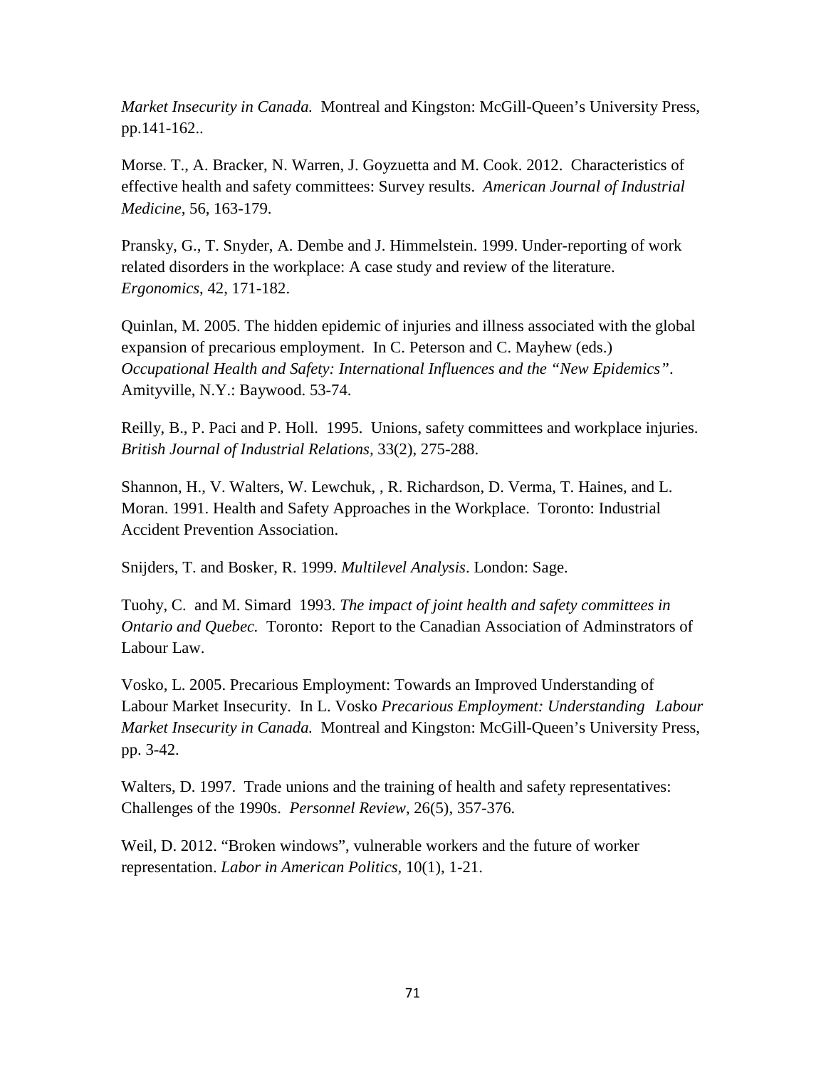*Market Insecurity in Canada.* Montreal and Kingston: McGill-Queen's University Press, pp.141-162..

Morse. T., A. Bracker, N. Warren, J. Goyzuetta and M. Cook. 2012. Characteristics of effective health and safety committees: Survey results. *American Journal of Industrial Medicine*, 56, 163-179.

Pransky, G., T. Snyder, A. Dembe and J. Himmelstein. 1999. Under-reporting of work related disorders in the workplace: A case study and review of the literature. *Ergonomics*, 42, 171-182.

Quinlan, M. 2005. The hidden epidemic of injuries and illness associated with the global expansion of precarious employment. In C. Peterson and C. Mayhew (eds.) *Occupational Health and Safety: International Influences and the "New Epidemics"*. Amityville, N.Y.: Baywood. 53-74.

Reilly, B., P. Paci and P. Holl. 1995. Unions, safety committees and workplace injuries. *British Journal of Industrial Relations*, 33(2), 275-288.

Shannon, H., V. Walters, W. Lewchuk, , R. Richardson, D. Verma, T. Haines, and L. Moran. 1991. Health and Safety Approaches in the Workplace. Toronto: Industrial Accident Prevention Association.

Snijders, T. and Bosker, R. 1999. *Multilevel Analysis*. London: Sage.

Tuohy, C. and M. Simard 1993. *The impact of joint health and safety committees in Ontario and Quebec.* Toronto: Report to the Canadian Association of Adminstrators of Labour Law.

Vosko, L. 2005. Precarious Employment: Towards an Improved Understanding of Labour Market Insecurity. In L. Vosko *Precarious Employment: Understanding Labour Market Insecurity in Canada.* Montreal and Kingston: McGill-Queen's University Press, pp. 3-42.

Walters, D. 1997. Trade unions and the training of health and safety representatives: Challenges of the 1990s. *Personnel Review*, 26(5), 357-376.

Weil, D. 2012. "Broken windows", vulnerable workers and the future of worker representation. *Labor in American Politics*, 10(1), 1-21.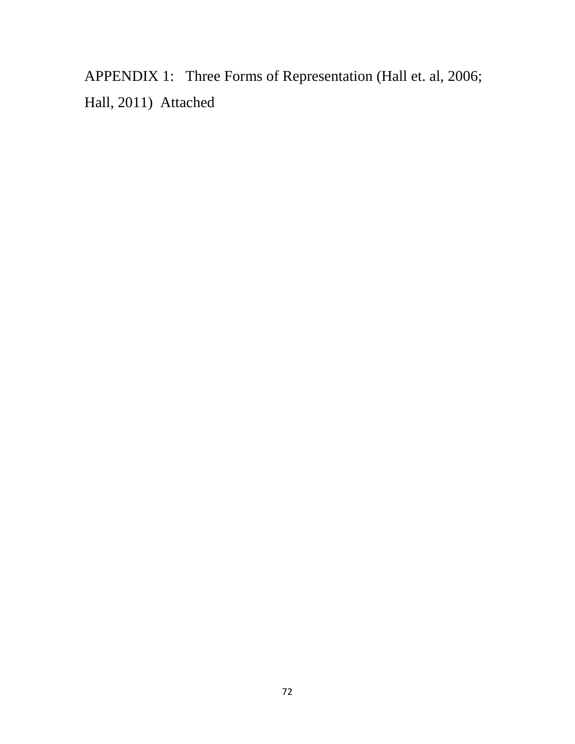APPENDIX 1: Three Forms of Representation (Hall et. al, 2006; Hall, 2011) Attached